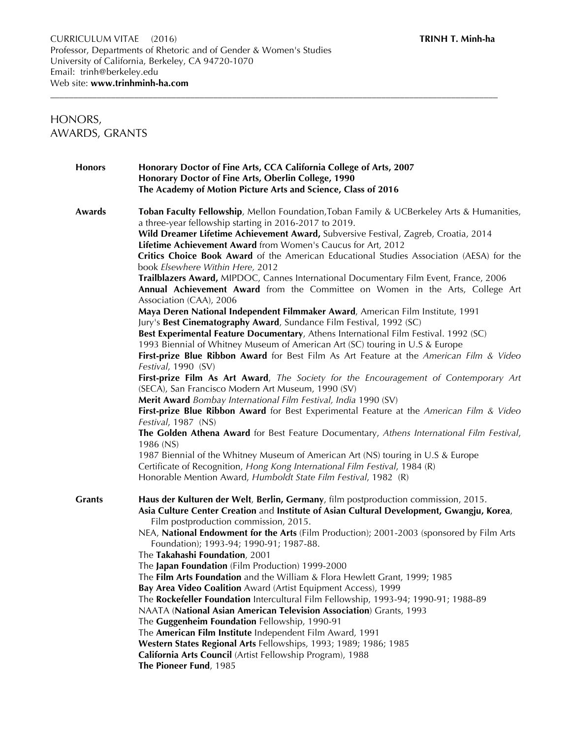CURRICULUM VITAE (2016) **TRINH T. Minh-ha**
Professor, Departments of Rhetoric and of Gender & Women's Studies
University of California, Berkeley, CA 94720-1070
Email: trinh@berkeley.edu
Web site: **www.trinhminh-ha.com**

---

# HONORS, AWARDS, GRANTS

**Honors**

**Honorary Doctor of Fine Arts, CCA California College of Arts, 2007**
**Honorary Doctor of Fine Arts, Oberlin College, 1990**
**The Academy of Motion Picture Arts and Science, Class of 2016**

**Awards**

**Toban Faculty Fellowship**, Mellon Foundation,Toban Family & UCBerkeley Arts & Humanities, a three-year fellowship starting in 2016-2017 to 2019.
**Wild Dreamer Lifetime Achievement Award,** Subversive Festival, Zagreb, Croatia, 2014
**Lifetime Achievement Award** from Women's Caucus for Art, 2012
**Critics Choice Book Award** of the American Educational Studies Association (AESA) for the book *Elsewhere Within Here,* 2012
**Trailblazers Award,** MIPDOC, Cannes International Documentary Film Event, France, 2006
**Annual Achievement Award** from the Committee on Women in the Arts, College Art Association (CAA), 2006
**Maya Deren National Independent Filmmaker Award**, American Film Institute, 1991
Jury's **Best Cinematography Award**, Sundance Film Festival, 1992 (SC)
**Best Experimental Feature Documentary**, Athens International Film Festival. 1992 (SC)
1993 Biennial of Whitney Museum of American Art (SC) touring in U.S & Europe
**First-prize Blue Ribbon Award** for Best Film As Art Feature at the *American Film & Video Festival*, 1990 (SV)
**First-prize Film As Art Award**, *The Society for the Encouragement of Contemporary Art* (SECA), San Francisco Modern Art Museum, 1990 (SV)
**Merit Award** *Bombay International Film Festival, India* 1990 (SV)
**First-prize Blue Ribbon Award** for Best Experimental Feature at the *American Film & Video Festival*, 1987 (NS)
**The Golden Athena Award** for Best Feature Documentary, *Athens International Film Festival*, 1986 (NS)
1987 Biennial of the Whitney Museum of American Art (NS) touring in U.S & Europe
Certificate of Recognition, *Hong Kong International Film Festival*, 1984 (R)
Honorable Mention Award, *Humboldt State Film Festival*, 1982 (R)

**Grants**

**Haus der Kulturen der Welt**, **Berlin, Germany**, film postproduction commission, 2015.
**Asia Culture Center Creation** and **Institute of Asian Cultural Development, Gwangju, Korea**, Film postproduction commission, 2015.
NEA, **National Endowment for the Arts** (Film Production); 2001-2003 (sponsored by Film Arts Foundation); 1993-94; 1990-91; 1987-88.
The **Takahashi Foundation**, 2001
The **Japan Foundation** (Film Production) 1999-2000
The **Film Arts Foundation** and the William & Flora Hewlett Grant, 1999; 1985
**Bay Area Video Coalition** Award (Artist Equipment Access), 1999
The **Rockefeller Foundation** Intercultural Film Fellowship, 1993-94; 1990-91; 1988-89
NAATA (**National Asian American Television Association**) Grants, 1993
The **Guggenheim Foundation** Fellowship, 1990-91
The **American Film Institute** Independent Film Award, 1991
**Western States Regional Arts** Fellowships, 1993; 1989; 1986; 1985
**California Arts Council** (Artist Fellowship Program), 1988
**The Pioneer Fund**, 1985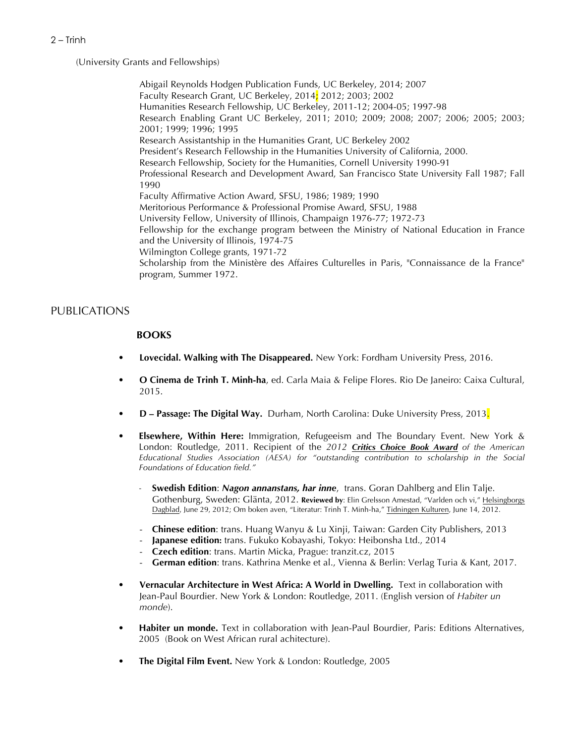(University Grants and Fellowships)

Abigail Reynolds Hodgen Publication Funds, UC Berkeley, 2014; 2007
Faculty Research Grant, UC Berkeley, 2014; 2012; 2003; 2002
Humanities Research Fellowship, UC Berkeley, 2011-12; 2004-05; 1997-98
Research Enabling Grant UC Berkeley, 2011; 2010; 2009; 2008; 2007; 2006; 2005; 2003; 2001; 1999; 1996; 1995
Research Assistantship in the Humanities Grant, UC Berkeley 2002
President's Research Fellowship in the Humanities University of California, 2000.
Research Fellowship, Society for the Humanities, Cornell University 1990-91
Professional Research and Development Award, San Francisco State University Fall 1987; Fall 1990
Faculty Affirmative Action Award, SFSU, 1986; 1989; 1990
Meritorious Performance & Professional Promise Award, SFSU, 1988
University Fellow, University of Illinois, Champaign 1976-77; 1972-73
Fellowship for the exchange program between the Ministry of National Education in France and the University of Illinois, 1974-75
Wilmington College grants, 1971-72
Scholarship from the Ministère des Affaires Culturelles in Paris, "Connaissance de la France" program, Summer 1972.

## PUBLICATIONS

### BOOKS

- **Lovecidal. Walking with The Disappeared.** New York: Fordham University Press, 2016.
- **O Cinema de Trinh T. Minh-ha**, ed. Carla Maia & Felipe Flores. Rio De Janeiro: Caixa Cultural, 2015.
- **D – Passage: The Digital Way.** Durham, North Carolina: Duke University Press, 2013.
- **Elsewhere, Within Here:** Immigration, Refugeeism and The Boundary Event. New York & London: Routledge, 2011. Recipient of the *2012 **Critics Choice Book Award** of the American Educational Studies Association (AESA) for "outstanding contribution to scholarship in the Social Foundations of Education field."*
  - **Swedish Edition**: ***Nagon annanstans, har inne***, trans. Goran Dahlberg and Elin Talje. Gothenburg, Sweden: Glänta, 2012. **Reviewed by**: Elin Grelsson Amestad, "Varlden och vi," Helsingborgs Dagblad, June 29, 2012; Om boken aven, "Literatur: Trinh T. Minh-ha," Tidningen Kulturen, June 14, 2012.
  - **Chinese edition**: trans. Huang Wanyu & Lu Xinji, Taiwan: Garden City Publishers, 2013
  - **Japanese edition:** trans. Fukuko Kobayashi, Tokyo: Heibonsha Ltd., 2014
  - **Czech edition**: trans. Martin Micka, Prague: tranzit.cz, 2015
  - **German edition**: trans. Kathrina Menke et al., Vienna & Berlin: Verlag Turia & Kant, 2017.
- **Vernacular Architecture in West Africa: A World in Dwelling.** Text in collaboration with Jean-Paul Bourdier. New York & London: Routledge, 2011. (English version of *Habiter un monde*).
- **Habiter un monde.** Text in collaboration with Jean-Paul Bourdier, Paris: Editions Alternatives, 2005 (Book on West African rural achitecture).
- **The Digital Film Event.** New York & London: Routledge, 2005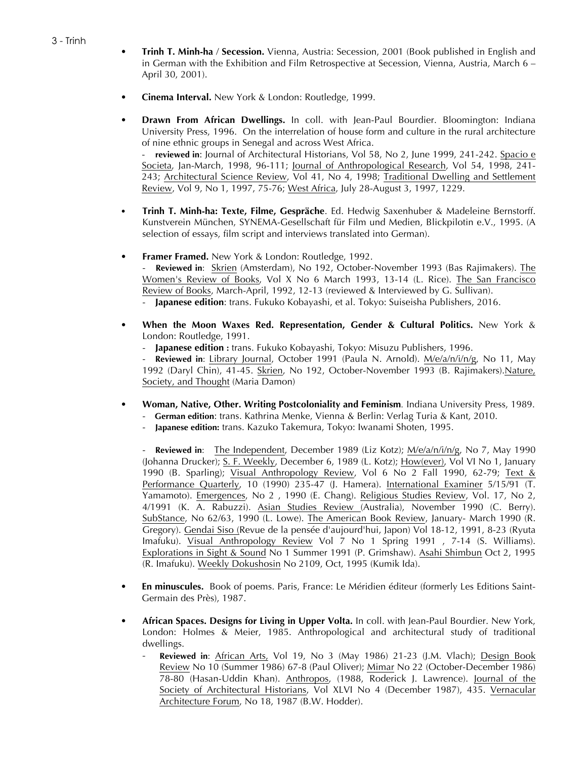- **Trinh T. Minh-ha / Secession.** Vienna, Austria: Secession, 2001 (Book published in English and in German with the Exhibition and Film Retrospective at Secession, Vienna, Austria, March 6 – April 30, 2001).

- **Cinema Interval.** New York & London: Routledge, 1999.

- **Drawn From African Dwellings.** In coll. with Jean-Paul Bourdier. Bloomington: Indiana University Press, 1996. On the interrelation of house form and culture in the rural architecture of nine ethnic groups in Senegal and across West Africa.
  - **reviewed in**: Journal of Architectural Historians, Vol 58, No 2, June 1999, 241-242. Spacio e Societa, Jan-March, 1998, 96-111; Journal of Anthropological Research, Vol 54, 1998, 241-243; Architectural Science Review, Vol 41, No 4, 1998; Traditional Dwelling and Settlement Review, Vol 9, No 1, 1997, 75-76; West Africa, July 28-August 3, 1997, 1229.

- **Trinh T. Minh-ha: Texte, Filme, Gespräche**. Ed. Hedwig Saxenhuber & Madeleine Bernstorff. Kunstverein München, SYNEMA-Gesellschaft für Film und Medien, Blickpilotin e.V., 1995. (A selection of essays, film script and interviews translated into German).

- **Framer Framed.** New York & London: Routledge, 1992.
  - **Reviewed in**: Skrien (Amsterdam), No 192, October-November 1993 (Bas Rajimakers). The Women's Review of Books, Vol X No 6 March 1993, 13-14 (L. Rice). The San Francisco Review of Books, March-April, 1992, 12-13 (reviewed & Interviewed by G. Sullivan).
  - **Japanese edition**: trans. Fukuko Kobayashi, et al. Tokyo: Suiseisha Publishers, 2016.

- **When the Moon Waxes Red. Representation, Gender & Cultural Politics.** New York & London: Routledge, 1991.
  - **Japanese edition :** trans. Fukuko Kobayashi, Tokyo: Misuzu Publishers, 1996.
  - **Reviewed in**: Library Journal, October 1991 (Paula N. Arnold). M/e/a/n/i/n/g, No 11, May 1992 (Daryl Chin), 41-45. Skrien, No 192, October-November 1993 (B. Rajimakers).Nature, Society, and Thought (Maria Damon)

- **Woman, Native, Other. Writing Postcoloniality and Feminism**. Indiana University Press, 1989.
  - **German edition**: trans. Kathrina Menke, Vienna & Berlin: Verlag Turia & Kant, 2010.
  - **Japanese edition:** trans. Kazuko Takemura, Tokyo: Iwanami Shoten, 1995.

  - **Reviewed in**: The Independent, December 1989 (Liz Kotz); M/e/a/n/i/n/g, No 7, May 1990 (Johanna Drucker); S. F. Weekly, December 6, 1989 (L. Kotz); How(ever), Vol VI No 1, January 1990 (B. Sparling); Visual Anthropology Review, Vol 6 No 2 Fall 1990, 62-79; Text & Performance Quarterly, 10 (1990) 235-47 (J. Hamera). International Examiner 5/15/91 (T. Yamamoto). Emergences, No 2 , 1990 (E. Chang). Religious Studies Review, Vol. 17, No 2, 4/1991 (K. A. Rabuzzi). Asian Studies Review (Australia), November 1990 (C. Berry). SubStance, No 62/63, 1990 (L. Lowe). The American Book Review, January- March 1990 (R. Gregory). Gendai Siso (Revue de la pensée d'aujourd'hui, Japon) Vol 18-12, 1991, 8-23 (Ryuta Imafuku). Visual Anthropology Review Vol 7 No 1 Spring 1991 , 7-14 (S. Williams). Explorations in Sight & Sound No 1 Summer 1991 (P. Grimshaw). Asahi Shimbun Oct 2, 1995 (R. Imafuku). Weekly Dokushosin No 2109, Oct, 1995 (Kumik Ida).

- **En minuscules.** Book of poems. Paris, France: Le Méridien éditeur (formerly Les Editions Saint-Germain des Près), 1987.

- **African Spaces. Designs for Living in Upper Volta.** In coll. with Jean-Paul Bourdier. New York, London: Holmes & Meier, 1985. Anthropological and architectural study of traditional dwellings.
  - **Reviewed in**: African Arts, Vol 19, No 3 (May 1986) 21-23 (J.M. Vlach); Design Book Review No 10 (Summer 1986) 67-8 (Paul Oliver); Mimar No 22 (October-December 1986) 78-80 (Hasan-Uddin Khan). Anthropos, (1988, Roderick J. Lawrence). Journal of the Society of Architectural Historians, Vol XLVI No 4 (December 1987), 435. Vernacular Architecture Forum, No 18, 1987 (B.W. Hodder).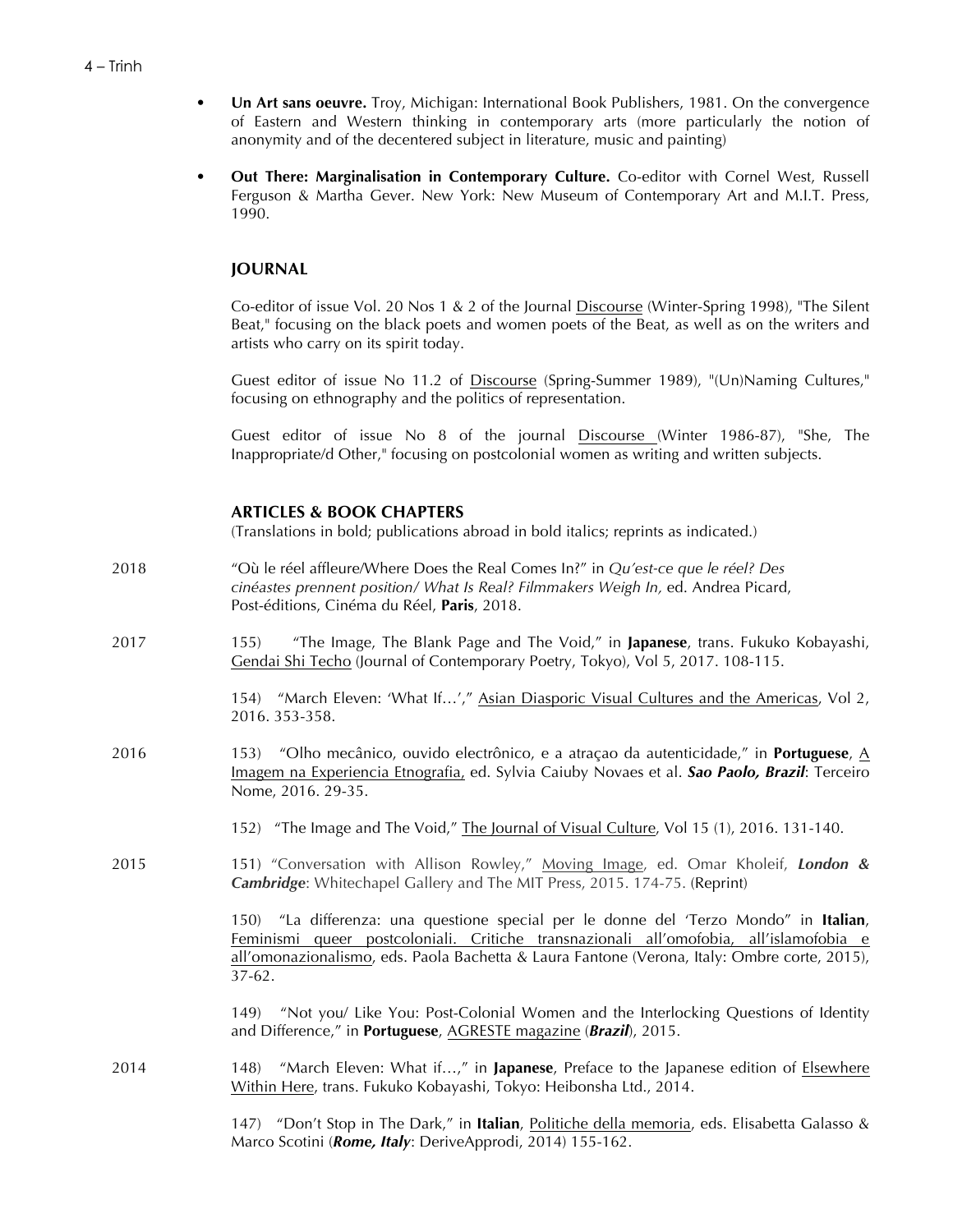- **Un Art sans oeuvre.** Troy, Michigan: International Book Publishers, 1981. On the convergence of Eastern and Western thinking in contemporary arts (more particularly the notion of anonymity and of the decentered subject in literature, music and painting)

- **Out There: Marginalisation in Contemporary Culture.** Co-editor with Cornel West, Russell Ferguson & Martha Gever. New York: New Museum of Contemporary Art and M.I.T. Press, 1990.

## JOURNAL

Co-editor of issue Vol. 20 Nos 1 & 2 of the Journal Discourse (Winter-Spring 1998), "The Silent Beat," focusing on the black poets and women poets of the Beat, as well as on the writers and artists who carry on its spirit today.

Guest editor of issue No 11.2 of Discourse (Spring-Summer 1989), "(Un)Naming Cultures," focusing on ethnography and the politics of representation.

Guest editor of issue No 8 of the journal Discourse (Winter 1986-87), "She, The Inappropriate/d Other," focusing on postcolonial women as writing and written subjects.

## ARTICLES & BOOK CHAPTERS

(Translations in bold; publications abroad in bold italics; reprints as indicated.)

2018

"Où le réel affleure/Where Does the Real Comes In?" in *Qu'est-ce que le réel? Des cinéastes prennent position/ What Is Real? Filmmakers Weigh In,* ed. Andrea Picard, Post-éditions, Cinéma du Réel, **Paris**, 2018.

2017

155) "The Image, The Blank Page and The Void," in **Japanese**, trans. Fukuko Kobayashi, Gendai Shi Techo (Journal of Contemporary Poetry, Tokyo), Vol 5, 2017. 108-115.

154) "March Eleven: 'What If…'," Asian Diasporic Visual Cultures and the Americas, Vol 2, 2016. 353-358.

2016

153) "Olho mecânico, ouvido electrônico, e a atraçao da autenticidade," in **Portuguese**, A Imagem na Experiencia Etnografia, ed. Sylvia Caiuby Novaes et al. ***Sao Paolo, Brazil***: Terceiro Nome, 2016. 29-35.

152) "The Image and The Void," The Journal of Visual Culture, Vol 15 (1), 2016. 131-140.

2015

151) "Conversation with Allison Rowley," Moving Image, ed. Omar Kholeif, ***London & Cambridge***: Whitechapel Gallery and The MIT Press, 2015. 174-75. (Reprint)

150) "La differenza: una questione special per le donne del 'Terzo Mondo" in **Italian**, Feminismi queer postcoloniali. Critiche transnazionali all'omofobia, all'islamofobia e all'omonazionalismo, eds. Paola Bachetta & Laura Fantone (Verona, Italy: Ombre corte, 2015), 37-62.

149) "Not you/ Like You: Post-Colonial Women and the Interlocking Questions of Identity and Difference," in **Portuguese**, AGRESTE magazine (***Brazil***), 2015.

2014

148) "March Eleven: What if…," in **Japanese**, Preface to the Japanese edition of Elsewhere Within Here, trans. Fukuko Kobayashi, Tokyo: Heibonsha Ltd., 2014.

147) "Don't Stop in The Dark," in **Italian**, Politiche della memoria, eds. Elisabetta Galasso & Marco Scotini (***Rome, Italy***: DeriveApprodi, 2014) 155-162.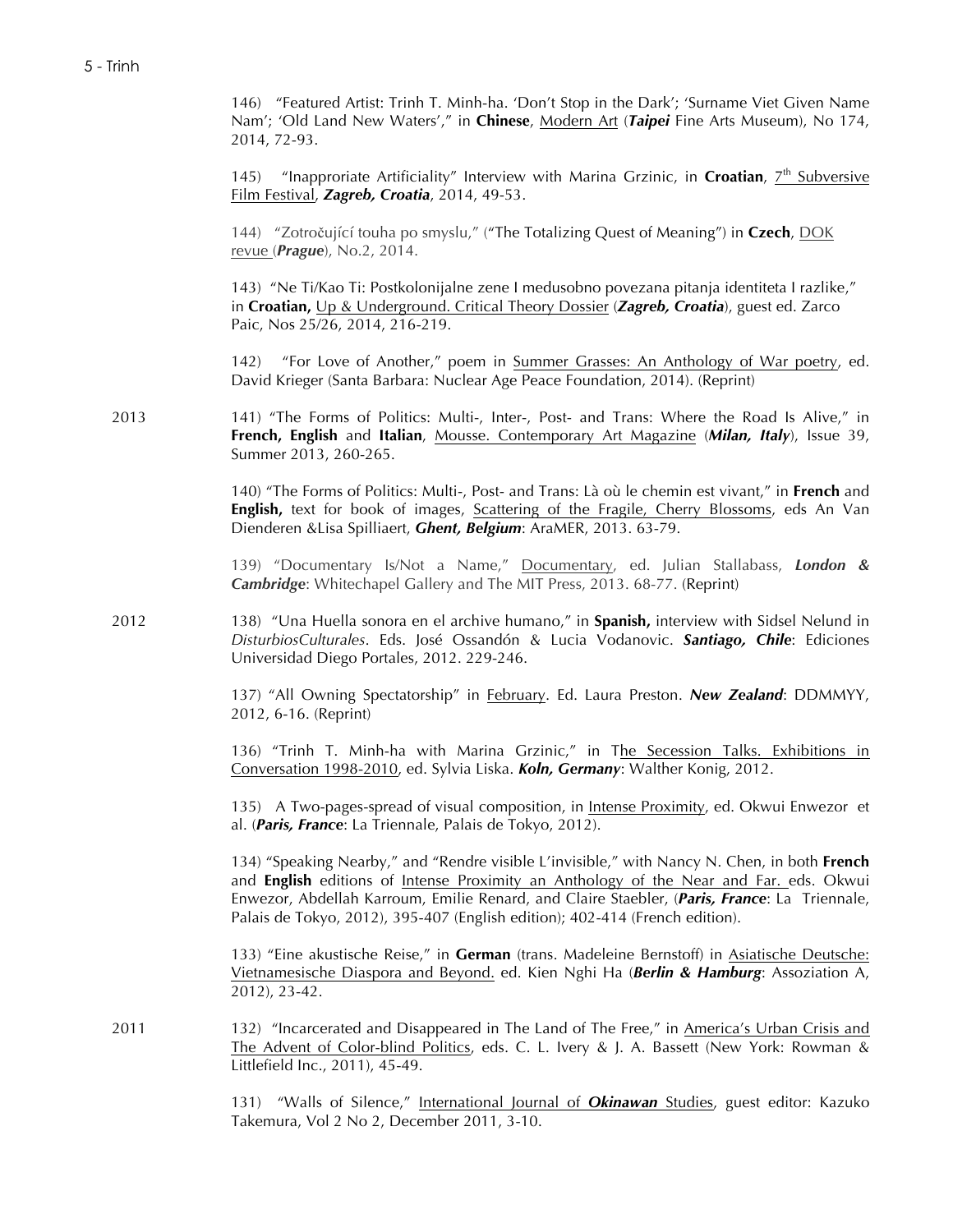146) "Featured Artist: Trinh T. Minh-ha. 'Don't Stop in the Dark'; 'Surname Viet Given Name Nam'; 'Old Land New Waters'," in **Chinese**, Modern Art (***Taipei*** Fine Arts Museum), No 174, 2014, 72-93.

145) "Inappropriate Artificiality" Interview with Marina Grzinic, in **Croatian**, 7th Subversive Film Festival, ***Zagreb, Croatia***, 2014, 49-53.

144) "Zotročující touha po smyslu," ("The Totalizing Quest of Meaning") in **Czech**, DOK revue (***Prague***), No.2, 2014.

143) "Ne Ti/Kao Ti: Postkolonijalne zene I medusobno povezana pitanja identiteta I razlike," in **Croatian,** Up & Underground. Critical Theory Dossier (***Zagreb, Croatia***), guest ed. Zarco Paic, Nos 25/26, 2014, 216-219.

142) "For Love of Another," poem in Summer Grasses: An Anthology of War poetry, ed. David Krieger (Santa Barbara: Nuclear Age Peace Foundation, 2014). (Reprint)

2013

141) "The Forms of Politics: Multi-, Inter-, Post- and Trans: Where the Road Is Alive," in **French, English** and **Italian**, Mousse. Contemporary Art Magazine (***Milan, Italy***), Issue 39, Summer 2013, 260-265.

140) "The Forms of Politics: Multi-, Post- and Trans: Là où le chemin est vivant," in **French** and **English,** text for book of images, Scattering of the Fragile, Cherry Blossoms, eds An Van Dienderen &Lisa Spilliaert, ***Ghent, Belgium***: AraMER, 2013. 63-79.

139) "Documentary Is/Not a Name," Documentary, ed. Julian Stallabass, ***London & Cambridge***: Whitechapel Gallery and The MIT Press, 2013. 68-77. (Reprint)

2012

138) "Una Huella sonora en el archive humano," in **Spanish,** interview with Sidsel Nelund in *DisturbiosCulturales*. Eds. José Ossandón & Lucia Vodanovic. ***Santiago, Chile***: Ediciones Universidad Diego Portales, 2012. 229-246.

137) "All Owning Spectatorship" in February. Ed. Laura Preston. ***New Zealand***: DDMMYY, 2012, 6-16. (Reprint)

136) "Trinh T. Minh-ha with Marina Grzinic," in The Secession Talks. Exhibitions in Conversation 1998-2010, ed. Sylvia Liska. ***Koln, Germany***: Walther Konig, 2012.

135) A Two-pages-spread of visual composition, in Intense Proximity, ed. Okwui Enwezor et al. (***Paris, France***: La Triennale, Palais de Tokyo, 2012).

134) "Speaking Nearby," and "Rendre visible L'invisible," with Nancy N. Chen, in both **French** and **English** editions of Intense Proximity an Anthology of the Near and Far. eds. Okwui Enwezor, Abdellah Karroum, Emilie Renard, and Claire Staebler, (***Paris, France***: La Triennale, Palais de Tokyo, 2012), 395-407 (English edition); 402-414 (French edition).

133) "Eine akustische Reise," in **German** (trans. Madeleine Bernstoff) in Asiatische Deutsche: Vietnamesische Diaspora and Beyond. ed. Kien Nghi Ha (***Berlin & Hamburg***: Assoziation A, 2012), 23-42.

2011

132) "Incarcerated and Disappeared in The Land of The Free," in America's Urban Crisis and The Advent of Color-blind Politics, eds. C. L. Ivery & J. A. Bassett (New York: Rowman & Littlefield Inc., 2011), 45-49.

131) "Walls of Silence," International Journal of ***Okinawan*** Studies, guest editor: Kazuko Takemura, Vol 2 No 2, December 2011, 3-10.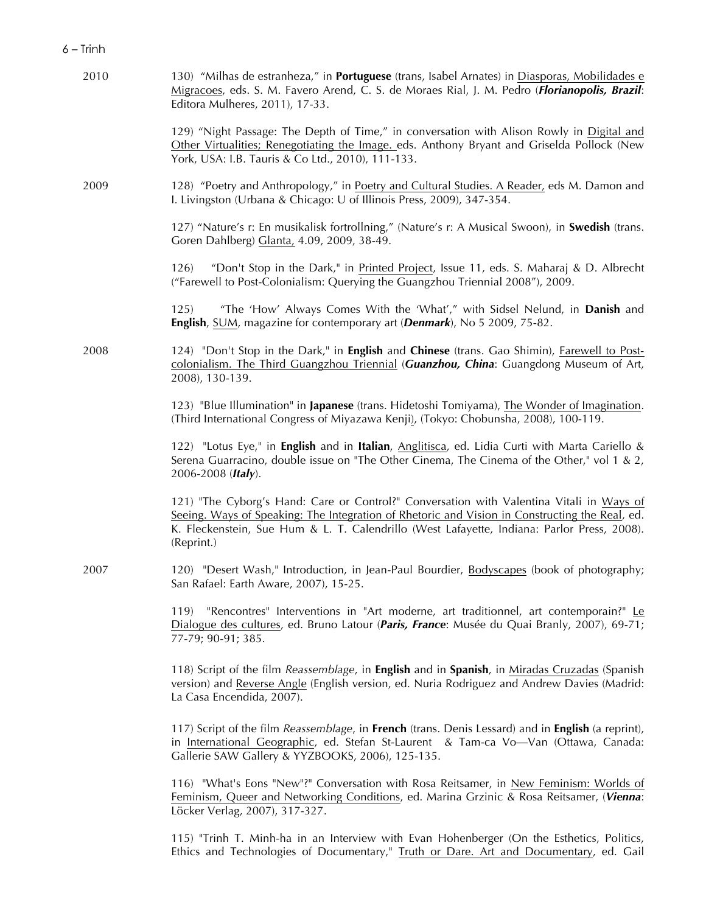2010

130) "Milhas de estranheza," in **Portuguese** (trans, Isabel Arnates) in Diasporas, Mobilidades e Migracoes, eds. S. M. Favero Arend, C. S. de Moraes Rial, J. M. Pedro (***Florianopolis, Brazil***: Editora Mulheres, 2011), 17-33.

129) "Night Passage: The Depth of Time," in conversation with Alison Rowly in Digital and Other Virtualities; Renegotiating the Image. eds. Anthony Bryant and Griselda Pollock (New York, USA: I.B. Tauris & Co Ltd., 2010), 111-133.

2009

128) "Poetry and Anthropology," in Poetry and Cultural Studies. A Reader, eds M. Damon and I. Livingston (Urbana & Chicago: U of Illinois Press, 2009), 347-354.

127) "Nature's r: En musikalisk fortrollning," (Nature's r: A Musical Swoon), in **Swedish** (trans. Goren Dahlberg) Glanta, 4.09, 2009, 38-49.

126) "Don't Stop in the Dark," in Printed Project, Issue 11, eds. S. Maharaj & D. Albrecht ("Farewell to Post-Colonialism: Querying the Guangzhou Triennial 2008"), 2009.

125) "The 'How' Always Comes With the 'What'," with Sidsel Nelund, in **Danish** and **English**, SUM, magazine for contemporary art (***Denmark***), No 5 2009, 75-82.

2008

124) "Don't Stop in the Dark," in **English** and **Chinese** (trans. Gao Shimin), Farewell to Post-colonialism. The Third Guangzhou Triennial (***Guanzhou, China***: Guangdong Museum of Art, 2008), 130-139.

123) "Blue Illumination" in **Japanese** (trans. Hidetoshi Tomiyama), The Wonder of Imagination. (Third International Congress of Miyazawa Kenji), (Tokyo: Chobunsha, 2008), 100-119.

122) "Lotus Eye," in **English** and in **Italian**, Anglitisca, ed. Lidia Curti with Marta Cariello & Serena Guarracino, double issue on "The Other Cinema, The Cinema of the Other," vol 1 & 2, 2006-2008 (***Italy***).

121) "The Cyborg's Hand: Care or Control?" Conversation with Valentina Vitali in Ways of Seeing. Ways of Speaking: The Integration of Rhetoric and Vision in Constructing the Real, ed. K. Fleckenstein, Sue Hum & L. T. Calendrillo (West Lafayette, Indiana: Parlor Press, 2008). (Reprint.)

2007

120) "Desert Wash," Introduction, in Jean-Paul Bourdier, Bodyscapes (book of photography; San Rafael: Earth Aware, 2007), 15-25.

119) "Rencontres" Interventions in "Art moderne, art traditionnel, art contemporain?" Le Dialogue des cultures, ed. Bruno Latour (***Paris, France***: Musée du Quai Branly, 2007), 69-71; 77-79; 90-91; 385.

118) Script of the film *Reassemblage*, in **English** and in **Spanish**, in Miradas Cruzadas (Spanish version) and Reverse Angle (English version, ed. Nuria Rodriguez and Andrew Davies (Madrid: La Casa Encendida, 2007).

117) Script of the film *Reassemblage*, in **French** (trans. Denis Lessard) and in **English** (a reprint), in International Geographic, ed. Stefan St-Laurent & Tam-ca Vo—Van (Ottawa, Canada: Gallerie SAW Gallery & YYZBOOKS, 2006), 125-135.

116) "What's Eons "New"?" Conversation with Rosa Reitsamer, in New Feminism: Worlds of Feminism, Queer and Networking Conditions, ed. Marina Grzinic & Rosa Reitsamer, (***Vienna***: Löcker Verlag, 2007), 317-327.

115) "Trinh T. Minh-ha in an Interview with Evan Hohenberger (On the Esthetics, Politics, Ethics and Technologies of Documentary," Truth or Dare. Art and Documentary, ed. Gail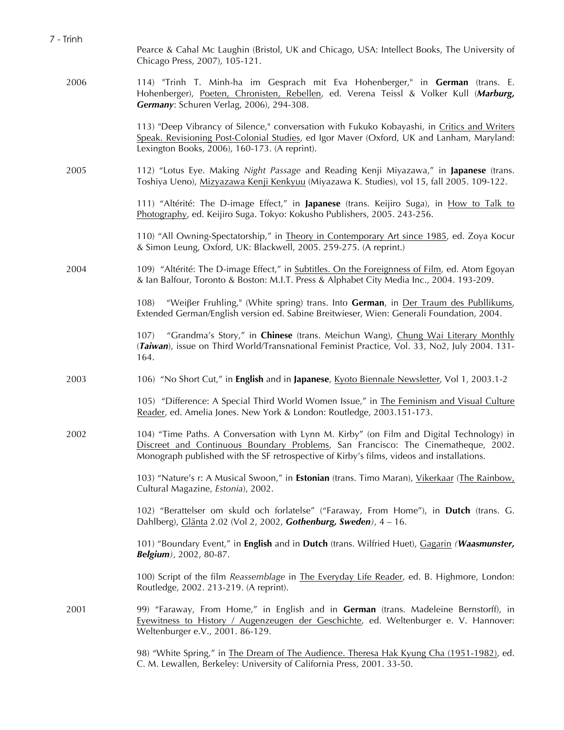Pearce & Cahal Mc Laughin (Bristol, UK and Chicago, USA: Intellect Books, The University of Chicago Press, 2007), 105-121.

2006

114) "Trinh T. Minh-ha im Gesprach mit Eva Hohenberger," in **German** (trans. E. Hohenberger), Poeten, Chronisten, Rebellen, ed. Verena Teissl & Volker Kull (***Marburg, Germany***: Schuren Verlag, 2006), 294-308.

113) "Deep Vibrancy of Silence," conversation with Fukuko Kobayashi, in Critics and Writers Speak. Revisioning Post-Colonial Studies, ed Igor Maver (Oxford, UK and Lanham, Maryland: Lexington Books, 2006), 160-173. (A reprint).

2005

112) "Lotus Eye. Making *Night Passage* and Reading Kenji Miyazawa," in **Japanese** (trans. Toshiya Ueno), Mizyazawa Kenji Kenkyuu (Miyazawa K. Studies), vol 15, fall 2005. 109-122.

111) "Altérité: The D-image Effect," in **Japanese** (trans. Keijiro Suga), in How to Talk to Photography, ed. Keijiro Suga. Tokyo: Kokusho Publishers, 2005. 243-256.

110) "All Owning-Spectatorship," in Theory in Contemporary Art since 1985, ed. Zoya Kocur & Simon Leung, Oxford, UK: Blackwell, 2005. 259-275. (A reprint.)

2004

109) "Altérité: The D-image Effect," in Subtitles. On the Foreignness of Film, ed. Atom Egoyan & Ian Balfour, Toronto & Boston: M.I.T. Press & Alphabet City Media Inc., 2004. 193-209.

108) "Weiβer Fruhling," (White spring) trans. Into **German**, in Der Traum des Publlikums, Extended German/English version ed. Sabine Breitwieser, Wien: Generali Foundation, 2004.

107) "Grandma's Story," in **Chinese** (trans. Meichun Wang), Chung Wai Literary Monthly (***Taiwan***), issue on Third World/Transnational Feminist Practice, Vol. 33, No2, July 2004. 131-164.

2003

106) "No Short Cut," in **English** and in **Japanese**, Kyoto Biennale Newsletter, Vol 1, 2003.1-2

105) "Difference: A Special Third World Women Issue," in The Feminism and Visual Culture Reader, ed. Amelia Jones. New York & London: Routledge, 2003.151-173.

2002

104) "Time Paths. A Conversation with Lynn M. Kirby" (on Film and Digital Technology) in Discreet and Continuous Boundary Problems, San Francisco: The Cinematheque, 2002. Monograph published with the SF retrospective of Kirby's films, videos and installations.

103) "Nature's r: A Musical Swoon," in **Estonian** (trans. Timo Maran), Vikerkaar (The Rainbow, Cultural Magazine, *Estonia*), 2002.

102) "Berattelser om skuld och forlatelse" ("Faraway, From Home"), in **Dutch** (trans. G. Dahlberg), Glänta 2.02 (Vol 2, 2002, ***Gothenburg, Sweden***), 4 – 16.

101) "Boundary Event," in **English** and in **Dutch** (trans. Wilfried Huet), Gagarin *(**Waasmunster, Belgium**)*, 2002, 80-87.

100) Script of the film *Reassemblage* in The Everyday Life Reader, ed. B. Highmore, London: Routledge, 2002. 213-219. (A reprint).

2001

99) "Faraway, From Home," in English and in **German** (trans. Madeleine Bernstorff), in Eyewitness to History / Augenzeugen der Geschichte, ed. Weltenburger e. V. Hannover: Weltenburger e.V., 2001. 86-129.

98) "White Spring," in The Dream of The Audience. Theresa Hak Kyung Cha (1951-1982), ed. C. M. Lewallen, Berkeley: University of California Press, 2001. 33-50.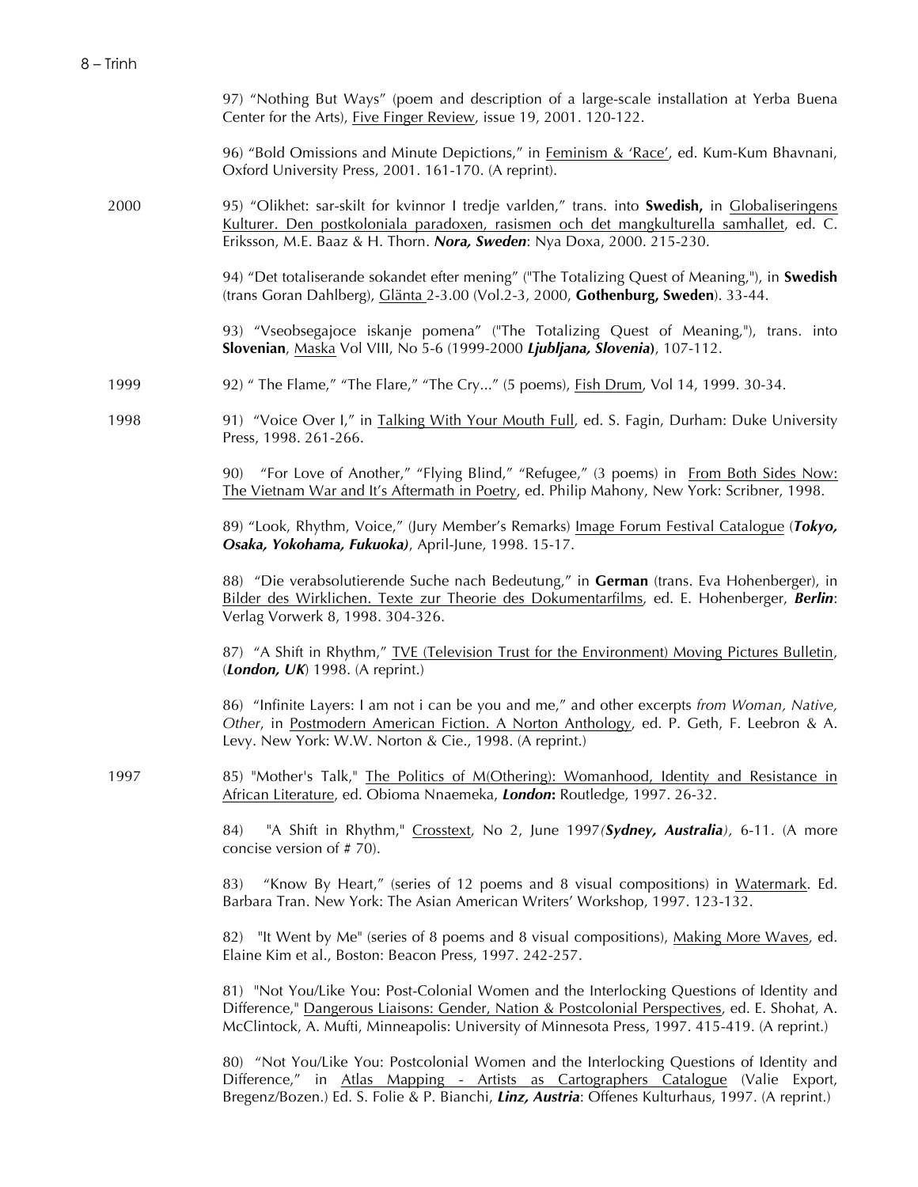97) "Nothing But Ways" (poem and description of a large-scale installation at Yerba Buena Center for the Arts), Five Finger Review, issue 19, 2001. 120-122.

96) "Bold Omissions and Minute Depictions," in Feminism & 'Race', ed. Kum-Kum Bhavnani, Oxford University Press, 2001. 161-170. (A reprint).

2000

95) "Olikhet: sar-skilt for kvinnor I tredje varlden," trans. into **Swedish,** in Globaliseringens Kulturer. Den postkoloniala paradoxen, rasismen och det mangkulturella samhallet, ed. C. Eriksson, M.E. Baaz & H. Thorn. ***Nora, Sweden***: Nya Doxa, 2000. 215-230.

94) "Det totaliserande sokandet efter mening" ("The Totalizing Quest of Meaning,"), in **Swedish** (trans Goran Dahlberg), Glänta 2-3.00 (Vol.2-3, 2000, **Gothenburg, Sweden**). 33-44.

93) "Vseobsegajoce iskanje pomena" ("The Totalizing Quest of Meaning,"), trans. into **Slovenian**, Maska Vol VIII, No 5-6 (1999-2000 ***Ljubljana, Slovenia***), 107-112.

1999

92) " The Flame," "The Flare," "The Cry..." (5 poems), Fish Drum, Vol 14, 1999. 30-34.

1998

91) "Voice Over I," in Talking With Your Mouth Full, ed. S. Fagin, Durham: Duke University Press, 1998. 261-266.

90) "For Love of Another," "Flying Blind," "Refugee," (3 poems) in From Both Sides Now: The Vietnam War and It's Aftermath in Poetry, ed. Philip Mahony, New York: Scribner, 1998.

89) "Look, Rhythm, Voice," (Jury Member's Remarks) Image Forum Festival Catalogue (***Tokyo, Osaka, Yokohama, Fukuoka)***, April-June, 1998. 15-17.

88) "Die verabsolutierende Suche nach Bedeutung," in **German** (trans. Eva Hohenberger), in Bilder des Wirklichen. Texte zur Theorie des Dokumentarfilms, ed. E. Hohenberger, ***Berlin***: Verlag Vorwerk 8, 1998. 304-326.

87) "A Shift in Rhythm," TVE (Television Trust for the Environment) Moving Pictures Bulletin, (***London, UK***) 1998. (A reprint.)

86) "Infinite Layers: I am not i can be you and me," and other excerpts *from Woman, Native, Other*, in Postmodern American Fiction. A Norton Anthology, ed. P. Geth, F. Leebron & A. Levy. New York: W.W. Norton & Cie., 1998. (A reprint.)

1997

85) "Mother's Talk," The Politics of M(Othering): Womanhood, Identity and Resistance in African Literature, ed. Obioma Nnaemeka, ***London*:** Routledge, 1997. 26-32.

84) "A Shift in Rhythm," Crosstext, No 2, June 1997*(**Sydney, Australia**)*, 6-11. (A more concise version of # 70).

83) "Know By Heart," (series of 12 poems and 8 visual compositions) in Watermark. Ed. Barbara Tran. New York: The Asian American Writers' Workshop, 1997. 123-132.

82) "It Went by Me" (series of 8 poems and 8 visual compositions), Making More Waves, ed. Elaine Kim et al., Boston: Beacon Press, 1997. 242-257.

81) "Not You/Like You: Post-Colonial Women and the Interlocking Questions of Identity and Difference," Dangerous Liaisons: Gender, Nation & Postcolonial Perspectives, ed. E. Shohat, A. McClintock, A. Mufti, Minneapolis: University of Minnesota Press, 1997. 415-419. (A reprint.)

80) "Not You/Like You: Postcolonial Women and the Interlocking Questions of Identity and Difference," in Atlas Mapping - Artists as Cartographers Catalogue (Valie Export, Bregenz/Bozen.) Ed. S. Folie & P. Bianchi, ***Linz, Austria***: Offenes Kulturhaus, 1997. (A reprint.)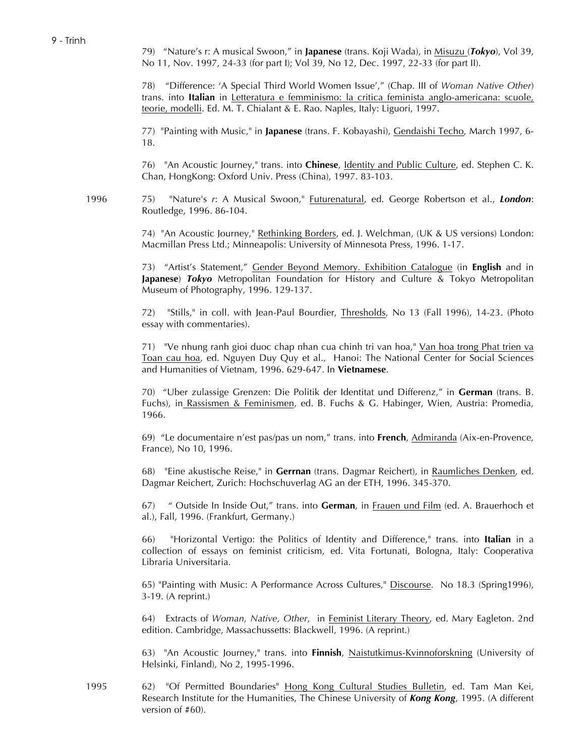79) "Nature's r: A musical Swoon," in **Japanese** (trans. Koji Wada), in Misuzu (***Tokyo***), Vol 39, No 11, Nov. 1997, 24-33 (for part I); Vol 39, No 12, Dec. 1997, 22-33 (for part II).

78) "Difference: 'A Special Third World Women Issue'," (Chap. III of *Woman Native Other*) trans. into **Italian** in Letteratura e femminismo: la critica feminista anglo-americana: scuole, teorie, modelli. Ed. M. T. Chialant & E. Rao. Naples, Italy: Liguori, 1997.

77) "Painting with Music," in **Japanese** (trans. F. Kobayashi), Gendaishi Techo, March 1997, 6-18.

76) "An Acoustic Journey," trans. into **Chinese**, Identity and Public Culture, ed. Stephen C. K. Chan, HongKong: Oxford Univ. Press (China), 1997. 83-103.

1996

75) "Nature's *r*: A Musical Swoon," Futurenatural, ed. George Robertson et al., ***London***: Routledge, 1996. 86-104.

74) "An Acoustic Journey," Rethinking Borders, ed. J. Welchman, (UK & US versions) London: Macmillan Press Ltd.; Minneapolis: University of Minnesota Press, 1996. 1-17.

73) "Artist's Statement," Gender Beyond Memory. Exhibition Catalogue (in **English** and in **Japanese**) ***Tokyo*** Metropolitan Foundation for History and Culture & Tokyo Metropolitan Museum of Photography, 1996. 129-137.

72) "Stills," in coll. with Jean-Paul Bourdier, Thresholds, No 13 (Fall 1996), 14-23. (Photo essay with commentaries).

71) "Ve nhung ranh gioi duoc chap nhan cua chinh tri van hoa," Van hoa trong Phat trien va Toan cau hoa, ed. Nguyen Duy Quy et al., Hanoi: The National Center for Social Sciences and Humanities of Vietnam, 1996. 629-647. In **Vietnamese**.

70) "Uber zulassige Grenzen: Die Politik der Identitat und Differenz," in **German** (trans. B. Fuchs), in Rassismen & Feminismen, ed. B. Fuchs & G. Habinger, Wien, Austria: Promedia, 1966.

69) "Le documentaire n'est pas/pas un nom," trans. into **French**, Admiranda (Aix-en-Provence, France), No 10, 1996.

68) "Eine akustische Reise," in **Gerrnan** (trans. Dagmar Reichert), in Raumliches Denken, ed. Dagmar Reichert, Zurich: Hochschuverlag AG an der ETH, 1996. 345-370.

67) " Outside In Inside Out," trans. into **German**, in Frauen und Film (ed. A. Brauerhoch et al.), Fall, 1996. (Frankfurt, Germany.)

66) "Horizontal Vertigo: the Politics of Identity and Difference," trans. into **Italian** in a collection of essays on feminist criticism, ed. Vita Fortunati, Bologna, Italy: Cooperativa Libraria Universitaria.

65) "Painting with Music: A Performance Across Cultures," Discourse. No 18.3 (Spring1996), 3-19. (A reprint.)

64) Extracts of *Woman, Native, Other*, in Feminist Literary Theory, ed. Mary Eagleton. 2nd edition. Cambridge, Massachussetts: Blackwell, 1996. (A reprint.)

63) "An Acoustic Journey," trans. into **Finnish**, Naistutkimus-Kvinnoforskning (University of Helsinki, Finland), No 2, 1995-1996.

1995

62) "Of Permitted Boundaries" Hong Kong Cultural Studies Bulletin, ed. Tam Man Kei, Research Institute for the Humanities, The Chinese University of ***Kong Kong***, 1995. (A different version of #60).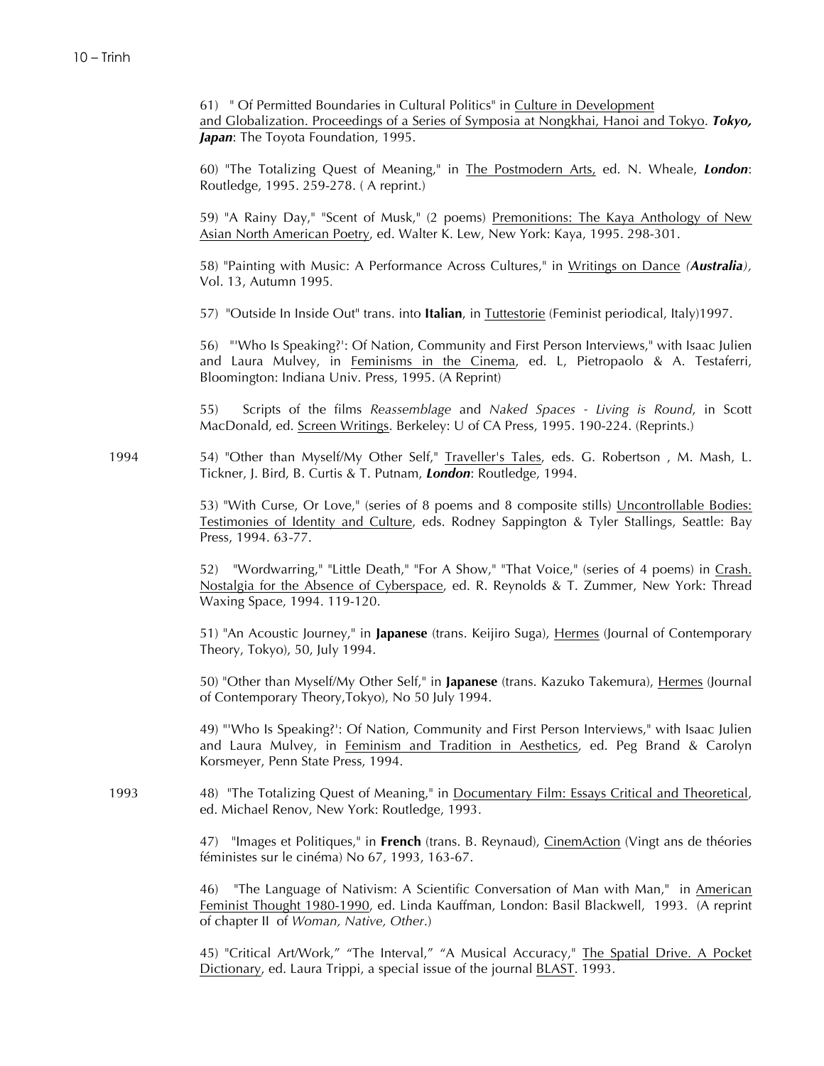61) " Of Permitted Boundaries in Cultural Politics" in Culture in Development and Globalization. Proceedings of a Series of Symposia at Nongkhai, Hanoi and Tokyo. ***Tokyo, Japan***: The Toyota Foundation, 1995.

60) "The Totalizing Quest of Meaning," in The Postmodern Arts, ed. N. Wheale, ***London***: Routledge, 1995. 259-278. ( A reprint.)

59) "A Rainy Day," "Scent of Musk," (2 poems) Premonitions: The Kaya Anthology of New Asian North American Poetry, ed. Walter K. Lew, New York: Kaya, 1995. 298-301.

58) "Painting with Music: A Performance Across Cultures," in Writings on Dance *(**Australia**)*, Vol. 13, Autumn 1995.

57) "Outside In Inside Out" trans. into **Italian**, in Tuttestorie (Feminist periodical, Italy)1997.

56) "'Who Is Speaking?': Of Nation, Community and First Person Interviews," with Isaac Julien and Laura Mulvey, in Feminisms in the Cinema, ed. L, Pietropaolo & A. Testaferri, Bloomington: Indiana Univ. Press, 1995. (A Reprint)

55) Scripts of the films *Reassemblage* and *Naked Spaces - Living is Round*, in Scott MacDonald, ed. Screen Writings. Berkeley: U of CA Press, 1995. 190-224. (Reprints.)

1994

54) "Other than Myself/My Other Self," Traveller's Tales, eds. G. Robertson , M. Mash, L. Tickner, J. Bird, B. Curtis & T. Putnam, ***London***: Routledge, 1994.

53) "With Curse, Or Love," (series of 8 poems and 8 composite stills) Uncontrollable Bodies: Testimonies of Identity and Culture, eds. Rodney Sappington & Tyler Stallings, Seattle: Bay Press, 1994. 63-77.

52) "Wordwarring," "Little Death," "For A Show," "That Voice," (series of 4 poems) in Crash. Nostalgia for the Absence of Cyberspace, ed. R. Reynolds & T. Zummer, New York: Thread Waxing Space, 1994. 119-120.

51) "An Acoustic Journey," in **Japanese** (trans. Keijiro Suga), Hermes (Journal of Contemporary Theory, Tokyo), 50, July 1994.

50) "Other than Myself/My Other Self," in **Japanese** (trans. Kazuko Takemura), Hermes (Journal of Contemporary Theory,Tokyo), No 50 July 1994.

49) "'Who Is Speaking?': Of Nation, Community and First Person Interviews," with Isaac Julien and Laura Mulvey, in Feminism and Tradition in Aesthetics, ed. Peg Brand & Carolyn Korsmeyer, Penn State Press, 1994.

1993

48) "The Totalizing Quest of Meaning," in Documentary Film: Essays Critical and Theoretical, ed. Michael Renov, New York: Routledge, 1993.

47) "Images et Politiques," in **French** (trans. B. Reynaud), CinemAction (Vingt ans de théories féministes sur le cinéma) No 67, 1993, 163-67.

46) "The Language of Nativism: A Scientific Conversation of Man with Man," in American Feminist Thought 1980-1990, ed. Linda Kauffman, London: Basil Blackwell, 1993. (A reprint of chapter II of *Woman, Native, Other*.)

45) "Critical Art/Work," "The Interval," "A Musical Accuracy," The Spatial Drive. A Pocket Dictionary, ed. Laura Trippi, a special issue of the journal BLAST. 1993.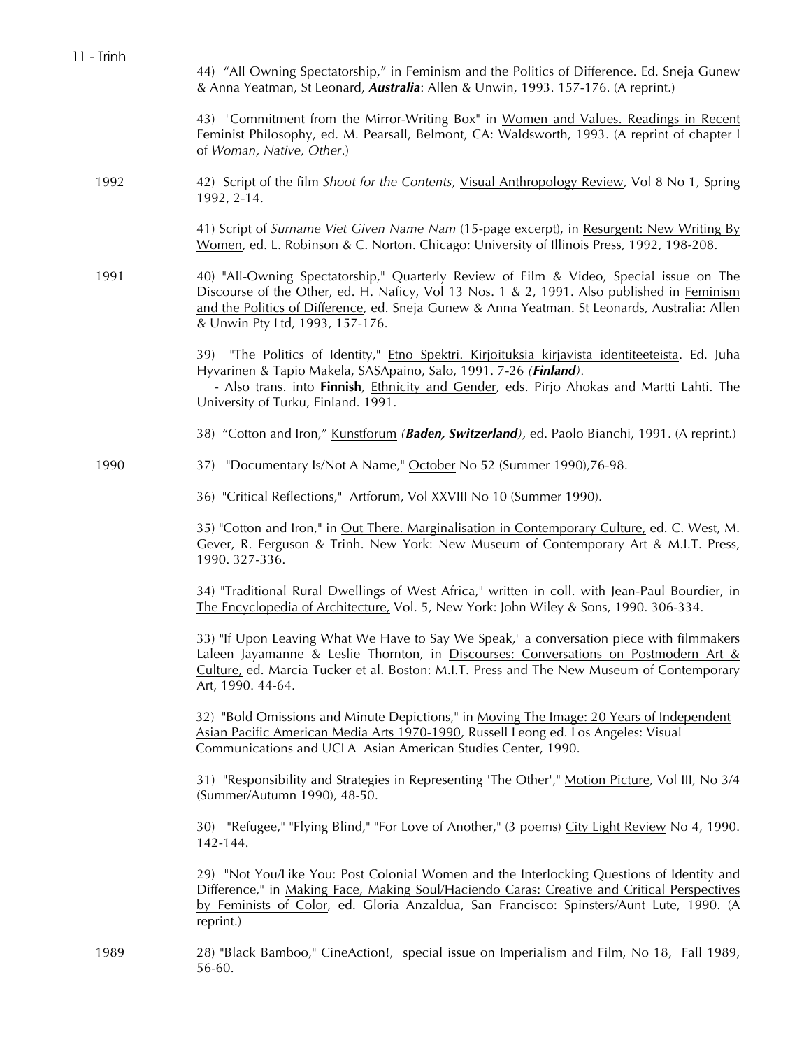44) "All Owning Spectatorship," in Feminism and the Politics of Difference. Ed. Sneja Gunew & Anna Yeatman, St Leonard, ***Australia***: Allen & Unwin, 1993. 157-176. (A reprint.)

43) "Commitment from the Mirror-Writing Box" in Women and Values. Readings in Recent Feminist Philosophy, ed. M. Pearsall, Belmont, CA: Waldsworth, 1993. (A reprint of chapter I of *Woman, Native, Other*.)

**1992**

42) Script of the film *Shoot for the Contents*, Visual Anthropology Review, Vol 8 No 1, Spring 1992, 2-14.

41) Script of *Surname Viet Given Name Nam* (15-page excerpt), in Resurgent: New Writing By Women, ed. L. Robinson & C. Norton. Chicago: University of Illinois Press, 1992, 198-208.

**1991**

40) "All-Owning Spectatorship," Quarterly Review of Film & Video, Special issue on The Discourse of the Other, ed. H. Naficy, Vol 13 Nos. 1 & 2, 1991. Also published in Feminism and the Politics of Difference, ed. Sneja Gunew & Anna Yeatman. St Leonards, Australia: Allen & Unwin Pty Ltd, 1993, 157-176.

39) "The Politics of Identity," Etno Spektri. Kirjoituksia kirjavista identiteeteista. Ed. Juha Hyvarinen & Tapio Makela, SASApaino, Salo, 1991. 7-26 *(**Finland**)*.
- Also trans. into **Finnish**, Ethnicity and Gender, eds. Pirjo Ahokas and Martti Lahti. The University of Turku, Finland. 1991.

38) "Cotton and Iron," Kunstforum *(**Baden, Switzerland**)*, ed. Paolo Bianchi, 1991. (A reprint.)

**1990**

37) "Documentary Is/Not A Name," October No 52 (Summer 1990),76-98.

36) "Critical Reflections," Artforum, Vol XXVIII No 10 (Summer 1990).

35) "Cotton and Iron," in Out There. Marginalisation in Contemporary Culture, ed. C. West, M. Gever, R. Ferguson & Trinh. New York: New Museum of Contemporary Art & M.I.T. Press, 1990. 327-336.

34) "Traditional Rural Dwellings of West Africa," written in coll. with Jean-Paul Bourdier, in The Encyclopedia of Architecture, Vol. 5, New York: John Wiley & Sons, 1990. 306-334.

33) "If Upon Leaving What We Have to Say We Speak," a conversation piece with filmmakers Laleen Jayamanne & Leslie Thornton, in Discourses: Conversations on Postmodern Art & Culture, ed. Marcia Tucker et al. Boston: M.I.T. Press and The New Museum of Contemporary Art, 1990. 44-64.

32) "Bold Omissions and Minute Depictions," in Moving The Image: 20 Years of Independent Asian Pacific American Media Arts 1970-1990, Russell Leong ed. Los Angeles: Visual Communications and UCLA Asian American Studies Center, 1990.

31) "Responsibility and Strategies in Representing 'The Other'," Motion Picture, Vol III, No 3/4 (Summer/Autumn 1990), 48-50.

30) "Refugee," "Flying Blind," "For Love of Another," (3 poems) City Light Review No 4, 1990. 142-144.

29) "Not You/Like You: Post Colonial Women and the Interlocking Questions of Identity and Difference," in Making Face, Making Soul/Haciendo Caras: Creative and Critical Perspectives by Feminists of Color, ed. Gloria Anzaldua, San Francisco: Spinsters/Aunt Lute, 1990. (A reprint.)

**1989**

28) "Black Bamboo," CineAction!, special issue on Imperialism and Film, No 18, Fall 1989, 56-60.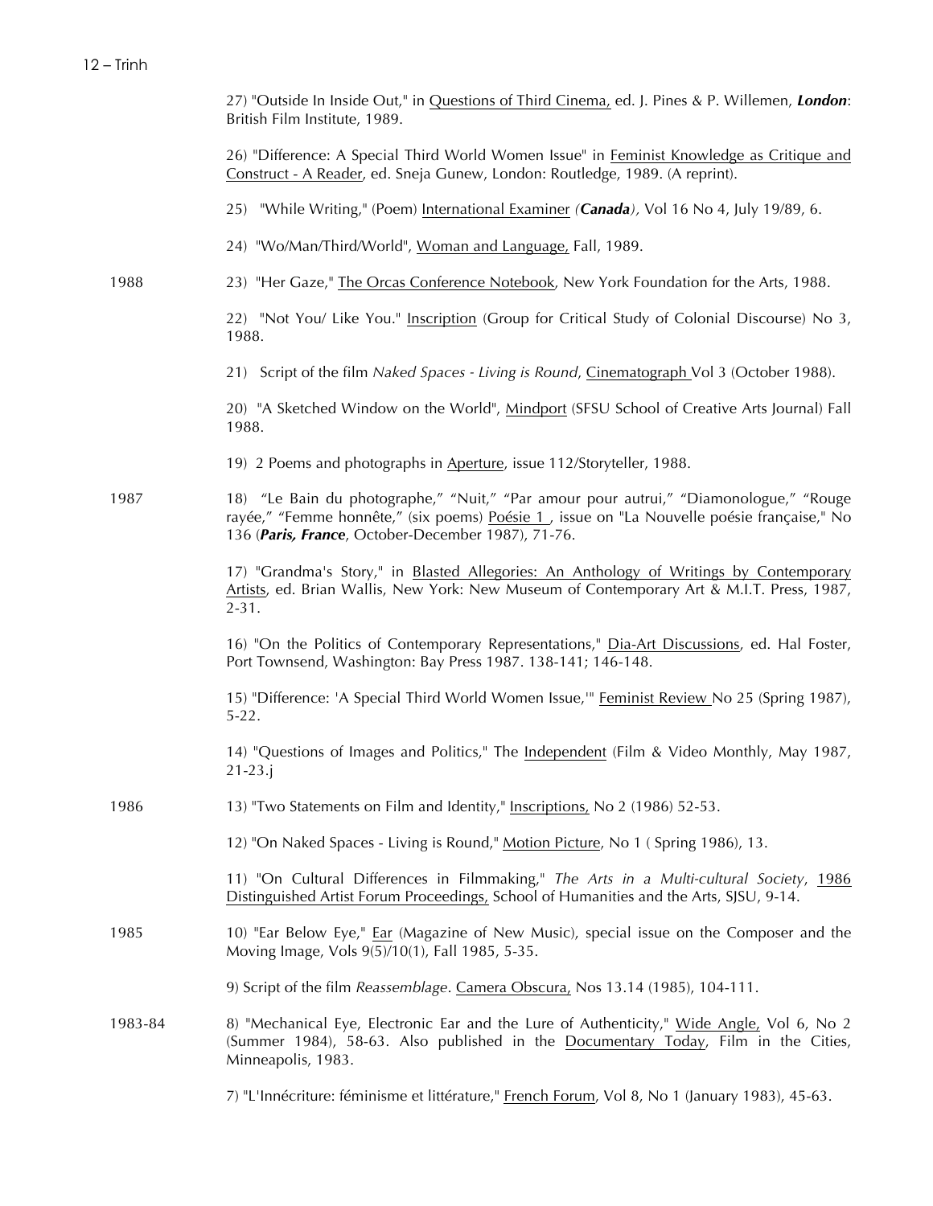27) "Outside In Inside Out," in Questions of Third Cinema, ed. J. Pines & P. Willemen, ***London***: British Film Institute, 1989.

26) "Difference: A Special Third World Women Issue" in Feminist Knowledge as Critique and Construct - A Reader, ed. Sneja Gunew, London: Routledge, 1989. (A reprint).

25) "While Writing," (Poem) International Examiner *(**Canada**)*, Vol 16 No 4, July 19/89, 6.

24) "Wo/Man/Third/World", Woman and Language, Fall, 1989.

1988

23) "Her Gaze," The Orcas Conference Notebook, New York Foundation for the Arts, 1988.

22) "Not You/ Like You." Inscription (Group for Critical Study of Colonial Discourse) No 3, 1988.

21) Script of the film *Naked Spaces - Living is Round*, Cinematograph Vol 3 (October 1988).

20) "A Sketched Window on the World", Mindport (SFSU School of Creative Arts Journal) Fall 1988.

19) 2 Poems and photographs in Aperture, issue 112/Storyteller, 1988.

1987

18) "Le Bain du photographe," "Nuit," "Par amour pour autrui," "Diamonologue," "Rouge rayée," "Femme honnête," (six poems) Poésie 1, issue on "La Nouvelle poésie française," No 136 (***Paris, France***, October-December 1987), 71-76.

17) "Grandma's Story," in Blasted Allegories: An Anthology of Writings by Contemporary Artists, ed. Brian Wallis, New York: New Museum of Contemporary Art & M.I.T. Press, 1987, 2-31.

16) "On the Politics of Contemporary Representations," Dia-Art Discussions, ed. Hal Foster, Port Townsend, Washington: Bay Press 1987. 138-141; 146-148.

15) "Difference: 'A Special Third World Women Issue,'" Feminist Review No 25 (Spring 1987), 5-22.

14) "Questions of Images and Politics," The Independent (Film & Video Monthly, May 1987, 21-23.j

1986

13) "Two Statements on Film and Identity," Inscriptions, No 2 (1986) 52-53.

12) "On Naked Spaces - Living is Round," Motion Picture, No 1 ( Spring 1986), 13.

11) "On Cultural Differences in Filmmaking," *The Arts in a Multi-cultural Society*, 1986 Distinguished Artist Forum Proceedings, School of Humanities and the Arts, SJSU, 9-14.

1985

10) "Ear Below Eye," Ear (Magazine of New Music), special issue on the Composer and the Moving Image, Vols 9(5)/10(1), Fall 1985, 5-35.

9) Script of the film *Reassemblage*. Camera Obscura, Nos 13.14 (1985), 104-111.

1983-84

8) "Mechanical Eye, Electronic Ear and the Lure of Authenticity," Wide Angle, Vol 6, No 2 (Summer 1984), 58-63. Also published in the Documentary Today, Film in the Cities, Minneapolis, 1983.

7) "L'Innécriture: féminisme et littérature," French Forum, Vol 8, No 1 (January 1983), 45-63.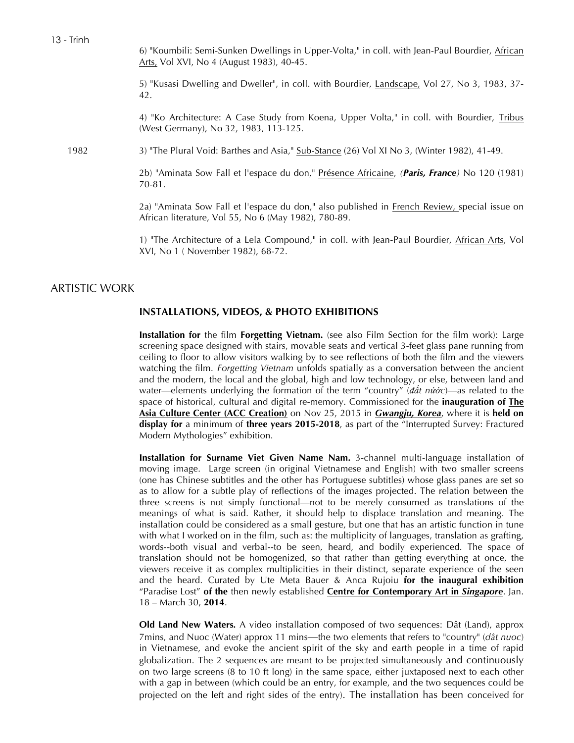6) "Koumbili: Semi-Sunken Dwellings in Upper-Volta," in coll. with Jean-Paul Bourdier, African Arts, Vol XVI, No 4 (August 1983), 40-45.

5) "Kusasi Dwelling and Dweller", in coll. with Bourdier, Landscape, Vol 27, No 3, 1983, 37-42.

4) "Ko Architecture: A Case Study from Koena, Upper Volta," in coll. with Bourdier, Tribus (West Germany), No 32, 1983, 113-125.

1982 3) "The Plural Void: Barthes and Asia," Sub-Stance (26) Vol XI No 3, (Winter 1982), 41-49.

2b) "Aminata Sow Fall et l'espace du don," Présence Africaine, *(**Paris, France**)* No 120 (1981) 70-81.

2a) "Aminata Sow Fall et l'espace du don," also published in French Review, special issue on African literature, Vol 55, No 6 (May 1982), 780-89.

1) "The Architecture of a Lela Compound," in coll. with Jean-Paul Bourdier, African Arts, Vol XVI, No 1 ( November 1982), 68-72.

## ARTISTIC WORK

### INSTALLATIONS, VIDEOS, & PHOTO EXHIBITIONS

**Installation for** the film **Forgetting Vietnam.** (see also Film Section for the film work): Large screening space designed with stairs, movable seats and vertical 3-feet glass pane running from ceiling to floor to allow visitors walking by to see reflections of both the film and the viewers watching the film. *Forgetting Vietnam* unfolds spatially as a conversation between the ancient and the modern, the local and the global, high and low technology, or else, between land and water—elements underlying the formation of the term "country" (*đất nước*)—as related to the space of historical, cultural and digital re-memory. Commissioned for the **inauguration of The Asia Culture Center (ACC Creation)** on Nov 25, 2015 in ***Gwangju, Korea***, where it is **held on display for** a minimum of **three years 2015-2018**, as part of the "Interrupted Survey: Fractured Modern Mythologies" exhibition.

**Installation for Surname Viet Given Name Nam.** 3-channel multi-language installation of moving image. Large screen (in original Vietnamese and English) with two smaller screens (one has Chinese subtitles and the other has Portuguese subtitles) whose glass panes are set so as to allow for a subtle play of reflections of the images projected. The relation between the three screens is not simply functional—not to be merely consumed as translations of the meanings of what is said. Rather, it should help to displace translation and meaning. The installation could be considered as a small gesture, but one that has an artistic function in tune with what I worked on in the film, such as: the multiplicity of languages, translation as grafting, words--both visual and verbal--to be seen, heard, and bodily experienced. The space of translation should not be homogenized, so that rather than getting everything at once, the viewers receive it as complex multiplicities in their distinct, separate experience of the seen and the heard. Curated by Ute Meta Bauer & Anca Rujoiu **for the inaugural exhibition** "Paradise Lost" **of the** then newly established **Centre for Contemporary Art in *Singapore***. Jan. 18 – March 30, **2014**.

**Old Land New Waters.** A video installation composed of two sequences: Dât (Land), approx 7mins, and Nuoc (Water) approx 11 mins—the two elements that refers to "country" (*dât nuoc*) in Vietnamese, and evoke the ancient spirit of the sky and earth people in a time of rapid globalization. The 2 sequences are meant to be projected simultaneously and continuously on two large screens (8 to 10 ft long) in the same space, either juxtaposed next to each other with a gap in between (which could be an entry, for example, and the two sequences could be projected on the left and right sides of the entry). The installation has been conceived for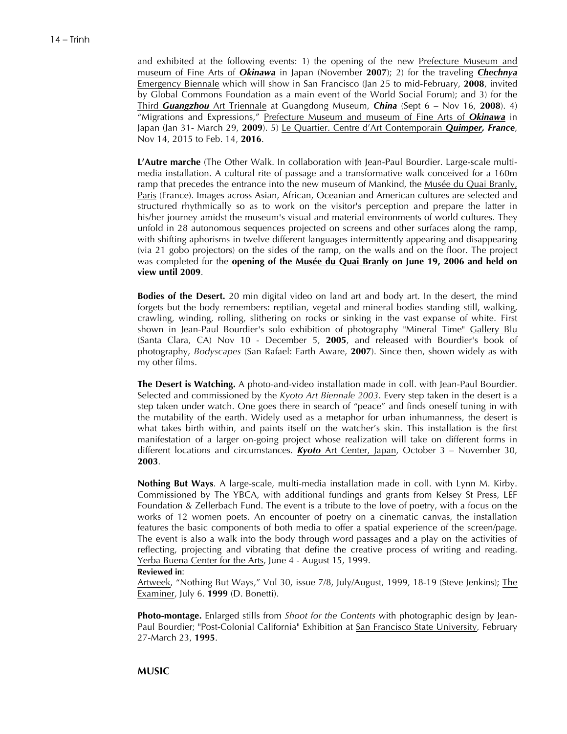and exhibited at the following events: 1) the opening of the new Prefecture Museum and museum of Fine Arts of ***Okinawa*** in Japan (November **2007**); 2) for the traveling ***Chechnya*** Emergency Biennale which will show in San Francisco (Jan 25 to mid-February, **2008**, invited by Global Commons Foundation as a main event of the World Social Forum); and 3) for the Third ***Guangzhou*** Art Triennale at Guangdong Museum, ***China*** (Sept 6 – Nov 16, **2008**). 4) "Migrations and Expressions," Prefecture Museum and museum of Fine Arts of ***Okinawa*** in Japan (Jan 31- March 29, **2009**). 5) Le Quartier. Centre d'Art Contemporain ***Quimper, France***, Nov 14, 2015 to Feb. 14, **2016**.

**L'Autre marche** (The Other Walk. In collaboration with Jean-Paul Bourdier. Large-scale multi-media installation. A cultural rite of passage and a transformative walk conceived for a 160m ramp that precedes the entrance into the new museum of Mankind, the Musée du Quai Branly, Paris (France). Images across Asian, African, Oceanian and American cultures are selected and structured rhythmically so as to work on the visitor's perception and prepare the latter in his/her journey amidst the museum's visual and material environments of world cultures. They unfold in 28 autonomous sequences projected on screens and other surfaces along the ramp, with shifting aphorisms in twelve different languages intermittently appearing and disappearing (via 21 gobo projectors) on the sides of the ramp, on the walls and on the floor. The project was completed for the **opening of the Musée du Quai Branly on June 19, 2006 and held on view until 2009**.

**Bodies of the Desert.** 20 min digital video on land art and body art. In the desert, the mind forgets but the body remembers: reptilian, vegetal and mineral bodies standing still, walking, crawling, winding, rolling, slithering on rocks or sinking in the vast expanse of white. First shown in Jean-Paul Bourdier's solo exhibition of photography "Mineral Time" Gallery Blu (Santa Clara, CA) Nov 10 - December 5, **2005**, and released with Bourdier's book of photography, *Bodyscapes* (San Rafael: Earth Aware, **2007**). Since then, shown widely as with my other films.

**The Desert is Watching.** A photo-and-video installation made in coll. with Jean-Paul Bourdier. Selected and commissioned by the *Kyoto Art Biennale 2003*. Every step taken in the desert is a step taken under watch. One goes there in search of "peace" and finds oneself tuning in with the mutability of the earth. Widely used as a metaphor for urban inhumanness, the desert is what takes birth within, and paints itself on the watcher's skin. This installation is the first manifestation of a larger on-going project whose realization will take on different forms in different locations and circumstances. ***Kyoto*** Art Center, Japan, October 3 – November 30, **2003**.

**Nothing But Ways**. A large-scale, multi-media installation made in coll. with Lynn M. Kirby. Commissioned by The YBCA, with additional fundings and grants from Kelsey St Press, LEF Foundation & Zellerbach Fund. The event is a tribute to the love of poetry, with a focus on the works of 12 women poets. An encounter of poetry on a cinematic canvas, the installation features the basic components of both media to offer a spatial experience of the screen/page. The event is also a walk into the body through word passages and a play on the activities of reflecting, projecting and vibrating that define the creative process of writing and reading. Yerba Buena Center for the Arts, June 4 - August 15, 1999.

**Reviewed in**:
Artweek, "Nothing But Ways," Vol 30, issue 7/8, July/August, 1999, 18-19 (Steve Jenkins); The Examiner, July 6. **1999** (D. Bonetti).

**Photo-montage.** Enlarged stills from *Shoot for the Contents* with photographic design by Jean-Paul Bourdier; "Post-Colonial California" Exhibition at San Francisco State University, February 27-March 23, **1995**.

## MUSIC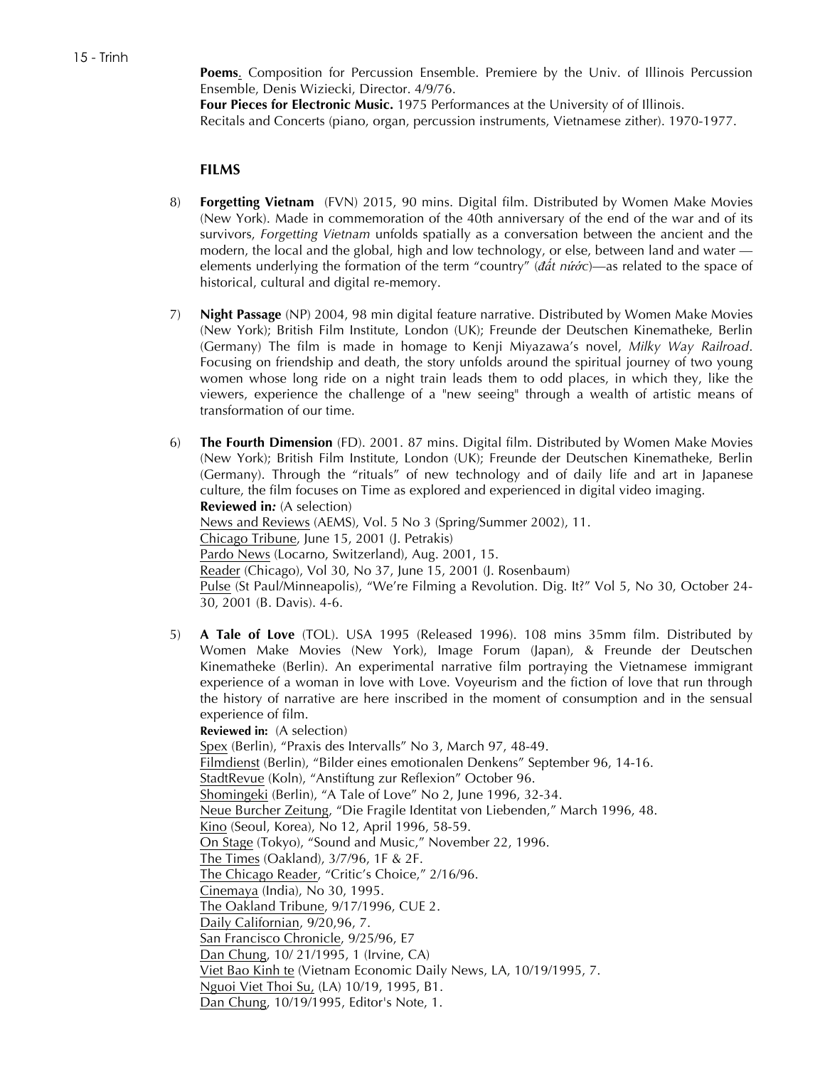**Poems**. Composition for Percussion Ensemble. Premiere by the Univ. of Illinois Percussion Ensemble, Denis Wiziecki, Director. 4/9/76.
**Four Pieces for Electronic Music.** 1975 Performances at the University of of Illinois.
Recitals and Concerts (piano, organ, percussion instruments, Vietnamese zither). 1970-1977.

## FILMS

8) **Forgetting Vietnam** (FVN) 2015, 90 mins. Digital film. Distributed by Women Make Movies (New York). Made in commemoration of the 40th anniversary of the end of the war and of its survivors, *Forgetting Vietnam* unfolds spatially as a conversation between the ancient and the modern, the local and the global, high and low technology, or else, between land and water — elements underlying the formation of the term "country" (*đất nước*)—as related to the space of historical, cultural and digital re-memory.

7) **Night Passage** (NP) 2004, 98 min digital feature narrative. Distributed by Women Make Movies (New York); British Film Institute, London (UK); Freunde der Deutschen Kinematheke, Berlin (Germany) The film is made in homage to Kenji Miyazawa's novel, *Milky Way Railroad*. Focusing on friendship and death, the story unfolds around the spiritual journey of two young women whose long ride on a night train leads them to odd places, in which they, like the viewers, experience the challenge of a "new seeing" through a wealth of artistic means of transformation of our time.

6) **The Fourth Dimension** (FD). 2001. 87 mins. Digital film. Distributed by Women Make Movies (New York); British Film Institute, London (UK); Freunde der Deutschen Kinematheke, Berlin (Germany). Through the "rituals" of new technology and of daily life and art in Japanese culture, the film focuses on Time as explored and experienced in digital video imaging.
**Reviewed in:** (A selection)
News and Reviews (AEMS), Vol. 5 No 3 (Spring/Summer 2002), 11.
Chicago Tribune, June 15, 2001 (J. Petrakis)
Pardo News (Locarno, Switzerland), Aug. 2001, 15.
Reader (Chicago), Vol 30, No 37, June 15, 2001 (J. Rosenbaum)
Pulse (St Paul/Minneapolis), "We're Filming a Revolution. Dig. It?" Vol 5, No 30, October 24-30, 2001 (B. Davis). 4-6.

5) **A Tale of Love** (TOL). USA 1995 (Released 1996). 108 mins 35mm film. Distributed by Women Make Movies (New York), Image Forum (Japan), & Freunde der Deutschen Kinematheke (Berlin). An experimental narrative film portraying the Vietnamese immigrant experience of a woman in love with Love. Voyeurism and the fiction of love that run through the history of narrative are here inscribed in the moment of consumption and in the sensual experience of film.
**Reviewed in:** (A selection)
Spex (Berlin), "Praxis des Intervalls" No 3, March 97, 48-49.
Filmdienst (Berlin), "Bilder eines emotionalen Denkens" September 96, 14-16.
StadtRevue (Koln), "Anstiftung zur Reflexion" October 96.
Shomingeki (Berlin), "A Tale of Love" No 2, June 1996, 32-34.
Neue Burcher Zeitung, "Die Fragile Identitat von Liebenden," March 1996, 48.
Kino (Seoul, Korea), No 12, April 1996, 58-59.
On Stage (Tokyo), "Sound and Music," November 22, 1996.
The Times (Oakland), 3/7/96, 1F & 2F.
The Chicago Reader, "Critic's Choice," 2/16/96.
Cinemaya (India), No 30, 1995.
The Oakland Tribune, 9/17/1996, CUE 2.
Daily Californian, 9/20,96, 7.
San Francisco Chronicle, 9/25/96, E7
Dan Chung, 10/ 21/1995, 1 (Irvine, CA)
Viet Bao Kinh te (Vietnam Economic Daily News, LA, 10/19/1995, 7.
Nguoi Viet Thoi Su, (LA) 10/19, 1995, B1.
Dan Chung, 10/19/1995, Editor's Note, 1.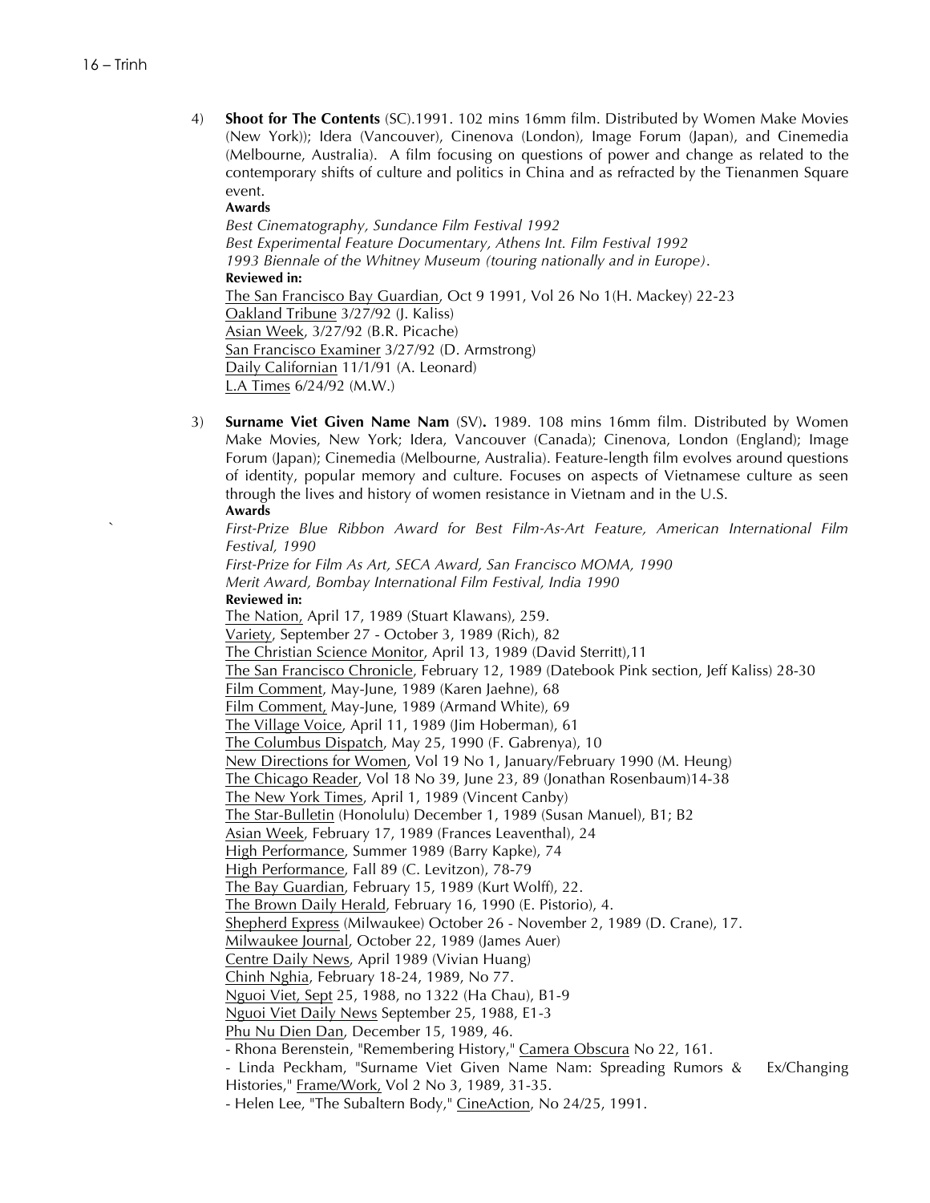4) **Shoot for The Contents** (SC).1991. 102 mins 16mm film. Distributed by Women Make Movies (New York)); Idera (Vancouver), Cinenova (London), Image Forum (Japan), and Cinemedia (Melbourne, Australia). A film focusing on questions of power and change as related to the contemporary shifts of culture and politics in China and as refracted by the Tienanmen Square event.

**Awards**

*Best Cinematography, Sundance Film Festival 1992*
*Best Experimental Feature Documentary, Athens Int. Film Festival 1992*
*1993 Biennale of the Whitney Museum (touring nationally and in Europe).*

**Reviewed in:**

The San Francisco Bay Guardian, Oct 9 1991, Vol 26 No 1(H. Mackey) 22-23
Oakland Tribune 3/27/92 (J. Kaliss)
Asian Week, 3/27/92 (B.R. Picache)
San Francisco Examiner 3/27/92 (D. Armstrong)
Daily Californian 11/1/91 (A. Leonard)
L.A Times 6/24/92 (M.W.)

3) **Surname Viet Given Name Nam** (SV). 1989. 108 mins 16mm film. Distributed by Women Make Movies, New York; Idera, Vancouver (Canada); Cinenova, London (England); Image Forum (Japan); Cinemedia (Melbourne, Australia). Feature-length film evolves around questions of identity, popular memory and culture. Focuses on aspects of Vietnamese culture as seen through the lives and history of women resistance in Vietnam and in the U.S.

**Awards**

*First-Prize Blue Ribbon Award for Best Film-As-Art Feature, American International Film Festival, 1990*
*First-Prize for Film As Art, SECA Award, San Francisco MOMA, 1990*
*Merit Award, Bombay International Film Festival, India 1990*

**Reviewed in:**

The Nation, April 17, 1989 (Stuart Klawans), 259.
Variety, September 27 - October 3, 1989 (Rich), 82
The Christian Science Monitor, April 13, 1989 (David Sterritt),11
The San Francisco Chronicle, February 12, 1989 (Datebook Pink section, Jeff Kaliss) 28-30
Film Comment, May-June, 1989 (Karen Jaehne), 68
Film Comment, May-June, 1989 (Armand White), 69
The Village Voice, April 11, 1989 (Jim Hoberman), 61
The Columbus Dispatch, May 25, 1990 (F. Gabrenya), 10
New Directions for Women, Vol 19 No 1, January/February 1990 (M. Heung)
The Chicago Reader, Vol 18 No 39, June 23, 89 (Jonathan Rosenbaum)14-38
The New York Times, April 1, 1989 (Vincent Canby)
The Star-Bulletin (Honolulu) December 1, 1989 (Susan Manuel), B1; B2
Asian Week, February 17, 1989 (Frances Leaventhal), 24
High Performance, Summer 1989 (Barry Kapke), 74
High Performance, Fall 89 (C. Levitzon), 78-79
The Bay Guardian, February 15, 1989 (Kurt Wolff), 22.
The Brown Daily Herald, February 16, 1990 (E. Pistorio), 4.
Shepherd Express (Milwaukee) October 26 - November 2, 1989 (D. Crane), 17.
Milwaukee Journal, October 22, 1989 (James Auer)
Centre Daily News, April 1989 (Vivian Huang)
Chinh Nghia, February 18-24, 1989, No 77.
Nguoi Viet, Sept 25, 1988, no 1322 (Ha Chau), B1-9
Nguoi Viet Daily News September 25, 1988, E1-3
Phu Nu Dien Dan, December 15, 1989, 46.
- Rhona Berenstein, "Remembering History," Camera Obscura No 22, 161.
- Linda Peckham, "Surname Viet Given Name Nam: Spreading Rumors & Ex/Changing Histories," Frame/Work, Vol 2 No 3, 1989, 31-35.
- Helen Lee, "The Subaltern Body," CineAction, No 24/25, 1991.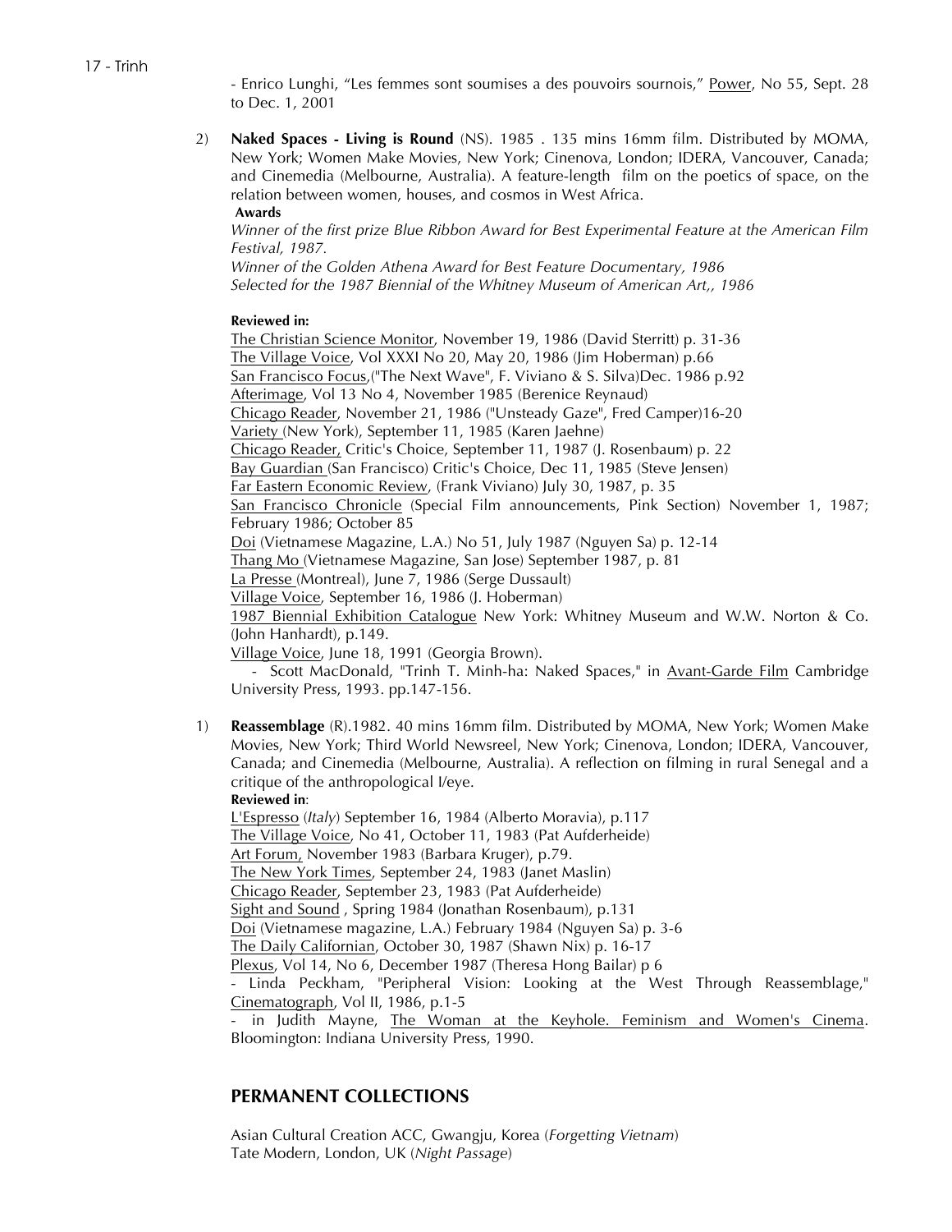- Enrico Lunghi, "Les femmes sont soumises a des pouvoirs sournois," Power, No 55, Sept. 28 to Dec. 1, 2001

2) **Naked Spaces - Living is Round** (NS). 1985 . 135 mins 16mm film. Distributed by MOMA, New York; Women Make Movies, New York; Cinenova, London; IDERA, Vancouver, Canada; and Cinemedia (Melbourne, Australia). A feature-length film on the poetics of space, on the relation between women, houses, and cosmos in West Africa.

   **Awards**

   *Winner of the first prize Blue Ribbon Award for Best Experimental Feature at the American Film Festival, 1987.*
   *Winner of the Golden Athena Award for Best Feature Documentary, 1986*
   *Selected for the 1987 Biennial of the Whitney Museum of American Art,, 1986*

   **Reviewed in:**

   The Christian Science Monitor, November 19, 1986 (David Sterritt) p. 31-36
   The Village Voice, Vol XXXI No 20, May 20, 1986 (Jim Hoberman) p.66
   San Francisco Focus,("The Next Wave", F. Viviano & S. Silva)Dec. 1986 p.92
   Afterimage, Vol 13 No 4, November 1985 (Berenice Reynaud)
   Chicago Reader, November 21, 1986 ("Unsteady Gaze", Fred Camper)16-20
   Variety (New York), September 11, 1985 (Karen Jaehne)
   Chicago Reader, Critic's Choice, September 11, 1987 (J. Rosenbaum) p. 22
   Bay Guardian (San Francisco) Critic's Choice, Dec 11, 1985 (Steve Jensen)
   Far Eastern Economic Review, (Frank Viviano) July 30, 1987, p. 35
   San Francisco Chronicle (Special Film announcements, Pink Section) November 1, 1987; February 1986; October 85
   Doi (Vietnamese Magazine, L.A.) No 51, July 1987 (Nguyen Sa) p. 12-14
   Thang Mo (Vietnamese Magazine, San Jose) September 1987, p. 81
   La Presse (Montreal), June 7, 1986 (Serge Dussault)
   Village Voice, September 16, 1986 (J. Hoberman)
   1987 Biennial Exhibition Catalogue New York: Whitney Museum and W.W. Norton & Co. (John Hanhardt), p.149.
   Village Voice, June 18, 1991 (Georgia Brown).
   - Scott MacDonald, "Trinh T. Minh-ha: Naked Spaces," in Avant-Garde Film Cambridge University Press, 1993. pp.147-156.

1) **Reassemblage** (R).1982. 40 mins 16mm film. Distributed by MOMA, New York; Women Make Movies, New York; Third World Newsreel, New York; Cinenova, London; IDERA, Vancouver, Canada; and Cinemedia (Melbourne, Australia). A reflection on filming in rural Senegal and a critique of the anthropological I/eye.

   **Reviewed in**:

   L'Espresso (*Italy*) September 16, 1984 (Alberto Moravia), p.117
   The Village Voice, No 41, October 11, 1983 (Pat Aufderheide)
   Art Forum, November 1983 (Barbara Kruger), p.79.
   The New York Times, September 24, 1983 (Janet Maslin)
   Chicago Reader, September 23, 1983 (Pat Aufderheide)
   Sight and Sound , Spring 1984 (Jonathan Rosenbaum), p.131
   Doi (Vietnamese magazine, L.A.) February 1984 (Nguyen Sa) p. 3-6
   The Daily Californian, October 30, 1987 (Shawn Nix) p. 16-17
   Plexus, Vol 14, No 6, December 1987 (Theresa Hong Bailar) p 6
   - Linda Peckham, "Peripheral Vision: Looking at the West Through Reassemblage," Cinematograph, Vol II, 1986, p.1-5
   - in Judith Mayne, The Woman at the Keyhole. Feminism and Women's Cinema. Bloomington: Indiana University Press, 1990.

## PERMANENT COLLECTIONS

Asian Cultural Creation ACC, Gwangju, Korea (*Forgetting Vietnam*)
Tate Modern, London, UK (*Night Passage*)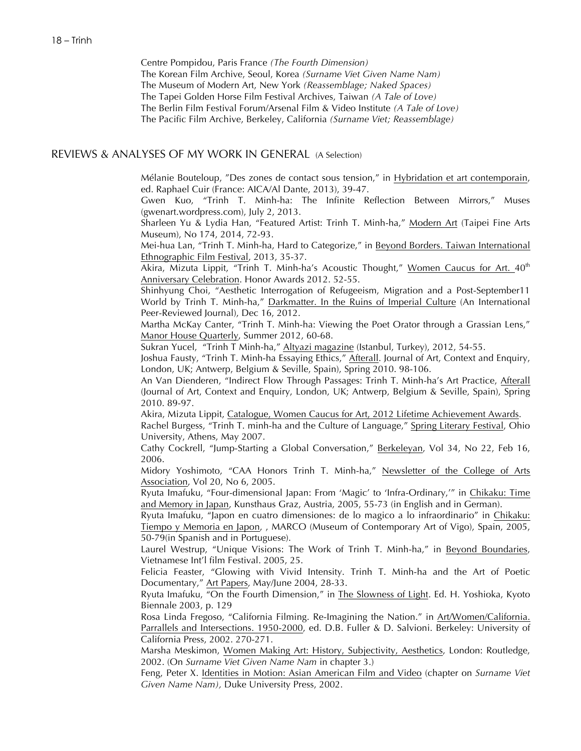Centre Pompidou, Paris France *(The Fourth Dimension)*
The Korean Film Archive, Seoul, Korea *(Surname Viet Given Name Nam)*
The Museum of Modern Art, New York *(Reassemblage; Naked Spaces)*
The Tapei Golden Horse Film Festival Archives, Taiwan *(A Tale of Love)*
The Berlin Film Festival Forum/Arsenal Film & Video Institute *(A Tale of Love)*
The Pacific Film Archive, Berkeley, California *(Surname Viet; Reassemblage)*

## REVIEWS & ANALYSES OF MY WORK IN GENERAL (A Selection)

Mélanie Bouteloup, "Des zones de contact sous tension," in Hybridation et art contemporain, ed. Raphael Cuir (France: AICA/Al Dante, 2013), 39-47.

Gwen Kuo, "Trinh T. Minh-ha: The Infinite Reflection Between Mirrors," Muses (gwenart.wordpress.com), July 2, 2013.

Sharleen Yu & Lydia Han, "Featured Artist: Trinh T. Minh-ha," Modern Art (Taipei Fine Arts Museum), No 174, 2014, 72-93.

Mei-hua Lan, "Trinh T. Minh-ha, Hard to Categorize," in Beyond Borders. Taiwan International Ethnographic Film Festival, 2013, 35-37.

Akira, Mizuta Lippit, "Trinh T. Minh-ha's Acoustic Thought," Women Caucus for Art. 40th Anniversary Celebration. Honor Awards 2012. 52-55.

Shinhyung Choi, "Aesthetic Interrogation of Refugeeism, Migration and a Post-September11 World by Trinh T. Minh-ha," Darkmatter. In the Ruins of Imperial Culture (An International Peer-Reviewed Journal), Dec 16, 2012.

Martha McKay Canter, "Trinh T. Minh-ha: Viewing the Poet Orator through a Grassian Lens," Manor House Quarterly, Summer 2012, 60-68.

Sukran Yucel, "Trinh T Minh-ha," Altyazi magazine (Istanbul, Turkey), 2012, 54-55.

Joshua Fausty, "Trinh T. Minh-ha Essaying Ethics," Afterall. Journal of Art, Context and Enquiry, London, UK; Antwerp, Belgium & Seville, Spain), Spring 2010. 98-106.

An Van Dienderen, "Indirect Flow Through Passages: Trinh T. Minh-ha's Art Practice, Afterall (Journal of Art, Context and Enquiry, London, UK; Antwerp, Belgium & Seville, Spain), Spring 2010. 89-97.

Akira, Mizuta Lippit, Catalogue, Women Caucus for Art, 2012 Lifetime Achievement Awards.

Rachel Burgess, "Trinh T. minh-ha and the Culture of Language," Spring Literary Festival, Ohio University, Athens, May 2007.

Cathy Cockrell, "Jump-Starting a Global Conversation," Berkeleyan, Vol 34, No 22, Feb 16, 2006.

Midory Yoshimoto, "CAA Honors Trinh T. Minh-ha," Newsletter of the College of Arts Association, Vol 20, No 6, 2005.

Ryuta Imafuku, "Four-dimensional Japan: From 'Magic' to 'Infra-Ordinary,'" in Chikaku: Time and Memory in Japan, Kunsthaus Graz, Austria, 2005, 55-73 (in English and in German).

Ryuta Imafuku, "Japon en cuatro dimensiones: de lo magico a lo infraordinario" in Chikaku: Tiempo y Memoria en Japon, , MARCO (Museum of Contemporary Art of Vigo), Spain, 2005, 50-79(in Spanish and in Portuguese).

Laurel Westrup, "Unique Visions: The Work of Trinh T. Minh-ha," in Beyond Boundaries, Vietnamese Int'l film Festival. 2005, 25.

Felicia Feaster, "Glowing with Vivid Intensity. Trinh T. Minh-ha and the Art of Poetic Documentary," Art Papers, May/June 2004, 28-33.

Ryuta Imafuku, "On the Fourth Dimension," in The Slowness of Light. Ed. H. Yoshioka, Kyoto Biennale 2003, p. 129

Rosa Linda Fregoso, "California Filming. Re-Imagining the Nation." in Art/Women/California. Parrallels and Intersections. 1950-2000, ed. D.B. Fuller & D. Salvioni. Berkeley: University of California Press, 2002. 270-271.

Marsha Meskimon, Women Making Art: History, Subjectivity, Aesthetics, London: Routledge, 2002. (On *Surname Viet Given Name Nam* in chapter 3.)

Feng, Peter X. Identities in Motion: Asian American Film and Video (chapter on *Surname Viet Given Name Nam),* Duke University Press, 2002.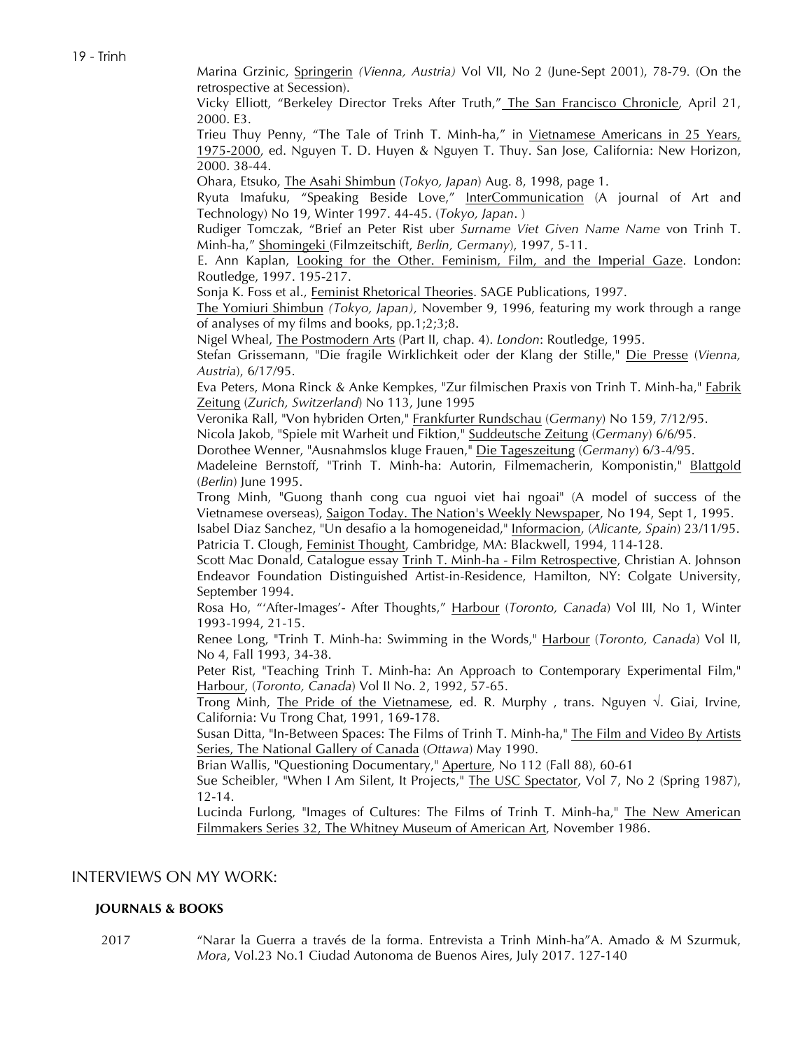Marina Grzinic, Springerin *(Vienna, Austria)* Vol VII, No 2 (June-Sept 2001), 78-79. (On the retrospective at Secession).

Vicky Elliott, "Berkeley Director Treks After Truth," The San Francisco Chronicle, April 21, 2000. E3.

Trieu Thuy Penny, "The Tale of Trinh T. Minh-ha," in Vietnamese Americans in 25 Years, 1975-2000, ed. Nguyen T. D. Huyen & Nguyen T. Thuy. San Jose, California: New Horizon, 2000. 38-44.

Ohara, Etsuko, The Asahi Shimbun (*Tokyo, Japan*) Aug. 8, 1998, page 1.

Ryuta Imafuku, "Speaking Beside Love," InterCommunication (A journal of Art and Technology) No 19, Winter 1997. 44-45. (*Tokyo, Japan*. )

Rudiger Tomczak, "Brief an Peter Rist uber *Surname Viet Given Name Name* von Trinh T. Minh-ha," Shomingeki (Filmzeitschift, *Berlin, Germany*), 1997, 5-11.

E. Ann Kaplan, Looking for the Other. Feminism, Film, and the Imperial Gaze. London: Routledge, 1997. 195-217.

Sonja K. Foss et al., Feminist Rhetorical Theories. SAGE Publications, 1997.

The Yomiuri Shimbun *(Tokyo, Japan),* November 9, 1996, featuring my work through a range of analyses of my films and books, pp.1;2;3;8.

Nigel Wheal, The Postmodern Arts (Part II, chap. 4). *London*: Routledge, 1995.

Stefan Grissemann, "Die fragile Wirklichkeit oder der Klang der Stille," Die Presse (*Vienna, Austria*), 6/17/95.

Eva Peters, Mona Rinck & Anke Kempkes, "Zur filmischen Praxis von Trinh T. Minh-ha," Fabrik Zeitung (*Zurich, Switzerland*) No 113, June 1995

Veronika Rall, "Von hybriden Orten," Frankfurter Rundschau (*Germany*) No 159, 7/12/95.

Nicola Jakob, "Spiele mit Warheit und Fiktion," Suddeutsche Zeitung (*Germany*) 6/6/95.

Dorothee Wenner, "Ausnahmslos kluge Frauen," Die Tageszeitung (*Germany*) 6/3-4/95.

Madeleine Bernstoff, "Trinh T. Minh-ha: Autorin, Filmemacherin, Komponistin," Blattgold (*Berlin*) June 1995.

Trong Minh, "Guong thanh cong cua nguoi viet hai ngoai" (A model of success of the Vietnamese overseas), Saigon Today. The Nation's Weekly Newspaper, No 194, Sept 1, 1995.

Isabel Diaz Sanchez, "Un desafio a la homogeneidad," Informacion, (*Alicante, Spain*) 23/11/95.

Patricia T. Clough, Feminist Thought, Cambridge, MA: Blackwell, 1994, 114-128.

Scott Mac Donald, Catalogue essay Trinh T. Minh-ha - Film Retrospective, Christian A. Johnson Endeavor Foundation Distinguished Artist-in-Residence, Hamilton, NY: Colgate University, September 1994.

Rosa Ho, "'After-Images'- After Thoughts," Harbour (*Toronto, Canada*) Vol III, No 1, Winter 1993-1994, 21-15.

Renee Long, "Trinh T. Minh-ha: Swimming in the Words," Harbour (*Toronto, Canada*) Vol II, No 4, Fall 1993, 34-38.

Peter Rist, "Teaching Trinh T. Minh-ha: An Approach to Contemporary Experimental Film," Harbour, (*Toronto, Canada*) Vol II No. 2, 1992, 57-65.

Trong Minh, The Pride of the Vietnamese, ed. R. Murphy , trans. Nguyen √. Giai, Irvine, California: Vu Trong Chat, 1991, 169-178.

Susan Ditta, "In-Between Spaces: The Films of Trinh T. Minh-ha," The Film and Video By Artists Series, The National Gallery of Canada (*Ottawa*) May 1990.

Brian Wallis, "Questioning Documentary," Aperture, No 112 (Fall 88), 60-61

Sue Scheibler, "When I Am Silent, It Projects," The USC Spectator, Vol 7, No 2 (Spring 1987), 12-14.

Lucinda Furlong, "Images of Cultures: The Films of Trinh T. Minh-ha," The New American Filmmakers Series 32, The Whitney Museum of American Art, November 1986.

## INTERVIEWS ON MY WORK:

### JOURNALS & BOOKS

2017 "Narar la Guerra a través de la forma. Entrevista a Trinh Minh-ha"A. Amado & M Szurmuk, *Mora*, Vol.23 No.1 Ciudad Autonoma de Buenos Aires, July 2017. 127-140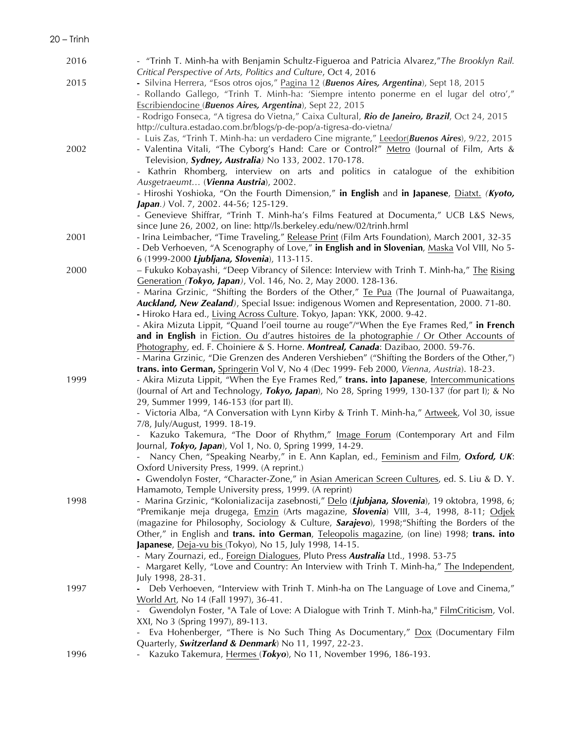2016

- "Trinh T. Minh-ha with Benjamin Schultz-Figueroa and Patricia Alvarez,"*The Brooklyn Rail. Critical Perspective of Arts, Politics and Culture*, Oct 4, 2016

2015

- Silvina Herrera, "Esos otros ojos," Pagina 12 (***Buenos Aires, Argentina***), Sept 18, 2015
- Rollando Gallego, "Trinh T. Minh-ha: 'Siempre intento ponerme en el lugar del otro'," Escribiendocine (***Buenos Aires, Argentina***), Sept 22, 2015
- Rodrigo Fonseca, "A tigresa do Vietna," Caixa Cultural, ***Rio de Janeiro, Brazil***, Oct 24, 2015 http://cultura.estadao.com.br/blogs/p-de-pop/a-tigresa-do-vietna/
- Luis Zas, "Trinh T. Minh-ha: un verdadero Cine migrante," Leedor(***Buenos Aires***), 9/22, 2015

2002

- Valentina Vitali, "The Cyborg's Hand: Care or Control?" Metro (Journal of Film, Arts & Television, ***Sydney, Australia***) No 133, 2002. 170-178.
- Kathrin Rhomberg, interview on arts and politics in catalogue of the exhibition *Ausgetraeumt…* (***Vienna Austria***), 2002.
- Hiroshi Yoshioka, "On the Fourth Dimension," **in English** and **in Japanese**, Diatxt. *(**Kyoto, Japan**.)* Vol. 7, 2002. 44-56; 125-129.
- Genevieve Shiffrar, "Trinh T. Minh-ha's Films Featured at Documenta," UCB L&S News, since June 26, 2002, on line: http//ls.berkeley.edu/new/02/trinh.hrml

2001

- Irina Leimbacher, "Time Traveling," Release Print (Film Arts Foundation), March 2001, 32-35
- Deb Verhoeven, "A Scenography of Love," **in English and in Slovenian**, Maska Vol VIII, No 5-6 (1999-2000 ***Ljubljana, Slovenia***), 113-115.

2000

– Fukuko Kobayashi, "Deep Vibrancy of Silence: Interview with Trinh T. Minh-ha," The Rising Generation *(**Tokyo, Japan**)*, Vol. 146, No. 2, May 2000. 128-136.
- Marina Grzinic, "Shifting the Borders of the Other," Te Pua (The Journal of Puawaitanga, ***Auckland, New Zealand****)*, Special Issue: indigenous Women and Representation, 2000. 71-80.
- Hiroko Hara ed., Living Across Culture. Tokyo, Japan: YKK, 2000. 9-42.
- Akira Mizuta Lippit, "Quand l'oeil tourne au rouge"/"When the Eye Frames Red," **in French and in English** in Fiction. Ou d'autres histoires de la photographie / Or Other Accounts of Photography, ed. F. Choiniere & S. Horne. ***Montreal, Canada***: Dazibao, 2000. 59-76.
- Marina Grzinic, "Die Grenzen des Anderen Vershieben" ("Shifting the Borders of the Other,") **trans. into German,** Springerin Vol V, No 4 (Dec 1999- Feb 2000, *Vienna, Austria*). 18-23.

1999

- Akira Mizuta Lippit, "When the Eye Frames Red," **trans. into Japanese**, Intercommunications (Journal of Art and Technology, ***Tokyo, Japan***), No 28, Spring 1999, 130-137 (for part I); & No 29, Summer 1999, 146-153 (for part II).
- Victoria Alba, "A Conversation with Lynn Kirby & Trinh T. Minh-ha," Artweek, Vol 30, issue 7/8, July/August, 1999. 18-19.
- Kazuko Takemura, "The Door of Rhythm," Image Forum (Contemporary Art and Film Journal, ***Tokyo, Japan***), Vol 1, No. 0, Spring 1999, 14-29.
- Nancy Chen, "Speaking Nearby," in E. Ann Kaplan, ed., Feminism and Film, ***Oxford, UK***: Oxford University Press, 1999. (A reprint.)
- Gwendolyn Foster, "Character-Zone," in Asian American Screen Cultures, ed. S. Liu & D. Y. Hamamoto, Temple University press, 1999. (A reprint)

1998

- Marina Grzinic, "Kolonializacija zasebnosti," Delo (***Ljubjana, Slovenia***), 19 oktobra, 1998, 6; "Premikanje meja drugega, Emzin (Arts magazine, ***Slovenia***) VIII, 3-4, 1998, 8-11; Odjek (magazine for Philosophy, Sociology & Culture, ***Sarajevo***), 1998;"Shifting the Borders of the Other," in English and **trans. into German**, Teleopolis magazine, (on line) 1998; **trans. into Japanese**, Deja-vu bis (Tokyo), No 15, July 1998, 14-15.
- Mary Zournazi, ed., Foreign Dialogues, Pluto Press ***Australia*** Ltd., 1998. 53-75
- Margaret Kelly, "Love and Country: An Interview with Trinh T. Minh-ha," The Independent, July 1998, 28-31.

1997

- Deb Verhoeven, "Interview with Trinh T. Minh-ha on The Language of Love and Cinema," World Art, No 14 (Fall 1997), 36-41.
- Gwendolyn Foster, "A Tale of Love: A Dialogue with Trinh T. Minh-ha," FilmCriticism, Vol. XXI, No 3 (Spring 1997), 89-113.
- Eva Hohenberger, "There is No Such Thing As Documentary," Dox (Documentary Film Quarterly, ***Switzerland & Denmark***) No 11, 1997, 22-23.

1996

- Kazuko Takemura, Hermes (***Tokyo***), No 11, November 1996, 186-193.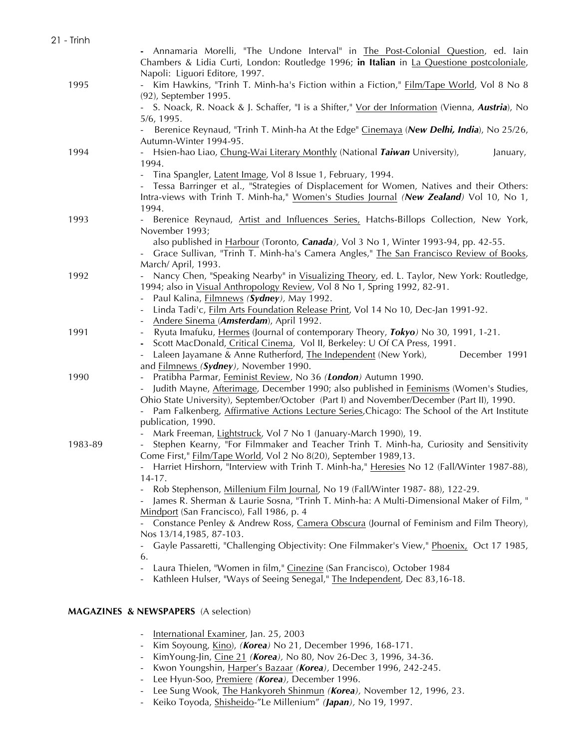- Annamaria Morelli, "The Undone Interval" in <u>The Post-Colonial Question</u>, ed. Iain Chambers & Lidia Curti, London: Routledge 1996; **in Italian** in <u>La Questione postcoloniale</u>, Napoli: Liguori Editore, 1997.

1995
- Kim Hawkins, "Trinh T. Minh-ha's Fiction within a Fiction," <u>Film/Tape World</u>, Vol 8 No 8 (92), September 1995.
- S. Noack, R. Noack & J. Schaffer, "I is a Shifter," <u>Vor der Information</u> (Vienna, ***Austria***), No 5/6, 1995.
- Berenice Reynaud, "Trinh T. Minh-ha At the Edge" <u>Cinemaya</u> (***New Delhi, India***), No 25/26, Autumn-Winter 1994-95.

1994
- Hsien-hao Liao, <u>Chung-Wai Literary Monthly</u> (National ***Taiwan*** University), January, 1994.
- Tina Spangler, <u>Latent Image</u>, Vol 8 Issue 1, February, 1994.
- Tessa Barringer et al., "Strategies of Displacement for Women, Natives and their Others: Intra-views with Trinh T. Minh-ha," <u>Women's Studies Journal</u> *(**New Zealand**)* Vol 10, No 1, 1994.

1993
- Berenice Reynaud, <u>Artist and Influences Series,</u> Hatchs-Billops Collection, New York, November 1993;
  also published in <u>Harbour</u> (Toronto, ***Canada***), Vol 3 No 1, Winter 1993-94, pp. 42-55.
- Grace Sullivan, "Trinh T. Minh-ha's Camera Angles," <u>The San Francisco Review of Books</u>, March/ April, 1993.

1992
- Nancy Chen, "Speaking Nearby" in <u>Visualizing Theory</u>, ed. L. Taylor, New York: Routledge, 1994; also in <u>Visual Anthropology Review</u>, Vol 8 No 1, Spring 1992, 82-91.
- Paul Kalina, <u>Filmnews</u> *(**Sydney**)*, May 1992.
- Linda Tadi'c, <u>Film Arts Foundation Release Print</u>, Vol 14 No 10, Dec-Jan 1991-92.
- <u>Andere Sinema</u> (***Amsterdam***), April 1992.

1991
- Ryuta Imafuku, <u>Hermes</u> (Journal of contemporary Theory, ***Tokyo***) No 30, 1991, 1-21.
- Scott MacDonald, <u>Critical Cinema</u>, Vol II, Berkeley: U Of CA Press, 1991.
- Laleen Jayamane & Anne Rutherford, <u>The Independent</u> (New York), December 1991 and <u>Filmnews</u> *(**Sydney**)*, November 1990.

1990
- Pratibha Parmar, <u>Feminist Review</u>, No 36 *(**London**)* Autumn 1990.
- Judith Mayne, <u>Afterimage</u>, December 1990; also published in <u>Feminisms</u> (Women's Studies, Ohio State University), September/October (Part I) and November/December (Part II), 1990.
- Pam Falkenberg, <u>Affirmative Actions Lecture Series</u>,Chicago: The School of the Art Institute publication, 1990.
- Mark Freeman, <u>Lightstruck</u>, Vol 7 No 1 (January-March 1990), 19.

1983-89
- Stephen Kearny, "For Filmmaker and Teacher Trinh T. Minh-ha, Curiosity and Sensitivity Come First," <u>Film/Tape World</u>, Vol 2 No 8(20), September 1989,13.
- Harriet Hirshorn, "Interview with Trinh T. Minh-ha," <u>Heresies</u> No 12 (Fall/Winter 1987-88), 14-17.
- Rob Stephenson, <u>Millenium Film Journal</u>, No 19 (Fall/Winter 1987- 88), 122-29.
- James R. Sherman & Laurie Sosna, "Trinh T. Minh-ha: A Multi-Dimensional Maker of Film, " <u>Mindport</u> (San Francisco), Fall 1986, p. 4
- Constance Penley & Andrew Ross, <u>Camera Obscura</u> (Journal of Feminism and Film Theory), Nos 13/14,1985, 87-103.
- Gayle Passaretti, "Challenging Objectivity: One Filmmaker's View," <u>Phoenix,</u> Oct 17 1985, 6.
- Laura Thielen, "Women in film," <u>Cinezine</u> (San Francisco), October 1984
- Kathleen Hulser, "Ways of Seeing Senegal," <u>The Independent</u>, Dec 83,16-18.

**MAGAZINES & NEWSPAPERS** (A selection)

- <u>International Examiner</u>, Jan. 25, 2003
- Kim Soyoung, <u>Kino</u>), *(**Korea**)* No 21, December 1996, 168-171.
- KimYoung-Jin, <u>Cine 21</u> *(**Korea**)*, No 80, Nov 26-Dec 3, 1996, 34-36.
- Kwon Youngshin, <u>Harper's Bazaar</u> *(**Korea**)*, December 1996, 242-245.
- Lee Hyun-Soo, <u>Premiere</u> *(**Korea**)*, December 1996.
- Lee Sung Wook, <u>The Hankyoreh Shinmun</u> *(**Korea**)*, November 12, 1996, 23.
- Keiko Toyoda, <u>Shisheido</u>-"Le Millenium" *(**Japan**)*, No 19, 1997.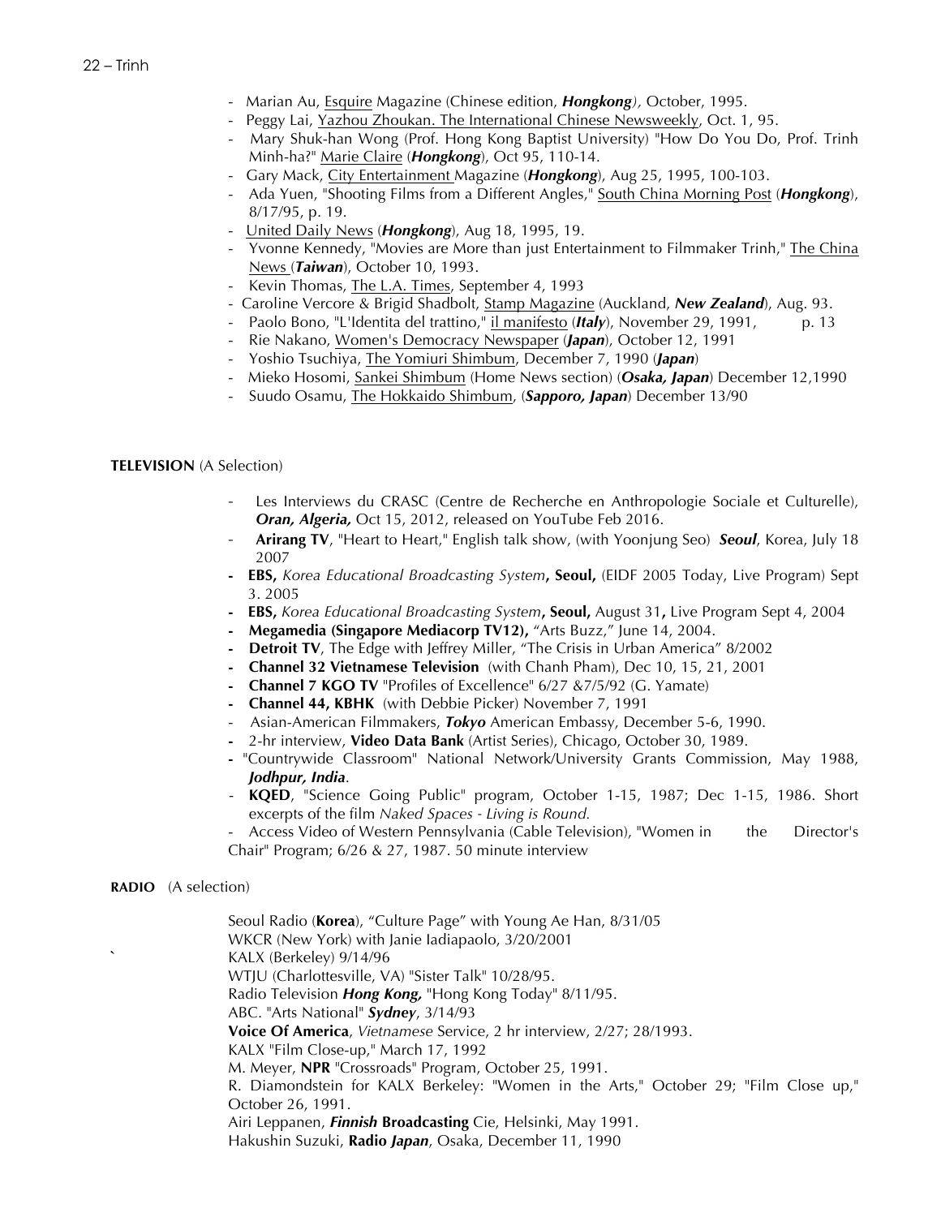- Marian Au, Esquire Magazine (Chinese edition, ***Hongkong***), October, 1995.
- Peggy Lai, Yazhou Zhoukan. The International Chinese Newsweekly, Oct. 1, 95.
- Mary Shuk-han Wong (Prof. Hong Kong Baptist University) "How Do You Do, Prof. Trinh Minh-ha?" Marie Claire (***Hongkong***), Oct 95, 110-14.
- Gary Mack, City Entertainment Magazine (***Hongkong***), Aug 25, 1995, 100-103.
- Ada Yuen, "Shooting Films from a Different Angles," South China Morning Post (***Hongkong***), 8/17/95, p. 19.
- United Daily News (***Hongkong***), Aug 18, 1995, 19.
- Yvonne Kennedy, "Movies are More than just Entertainment to Filmmaker Trinh," The China News (***Taiwan***), October 10, 1993.
- Kevin Thomas, The L.A. Times, September 4, 1993
- Caroline Vercore & Brigid Shadbolt, Stamp Magazine (Auckland, ***New Zealand***), Aug. 93.
- Paolo Bono, "L'Identita del trattino," il manifesto (***Italy***), November 29, 1991, p. 13
- Rie Nakano, Women's Democracy Newspaper (***Japan***), October 12, 1991
- Yoshio Tsuchiya, The Yomiuri Shimbum, December 7, 1990 (***Japan***)
- Mieko Hosomi, Sankei Shimbum (Home News section) (***Osaka, Japan***) December 12,1990
- Suudo Osamu, The Hokkaido Shimbum, (***Sapporo, Japan***) December 13/90

**TELEVISION** (A Selection)

- Les Interviews du CRASC (Centre de Recherche en Anthropologie Sociale et Culturelle), ***Oran, Algeria,*** Oct 15, 2012, released on YouTube Feb 2016.
- **Arirang TV**, "Heart to Heart," English talk show, (with Yoonjung Seo) ***Seoul***, Korea, July 18 2007
- **EBS,** *Korea Educational Broadcasting System***, Seoul,** (EIDF 2005 Today, Live Program) Sept 3. 2005
- **EBS,** *Korea Educational Broadcasting System***, Seoul,** August 31**,** Live Program Sept 4, 2004
- **Megamedia (Singapore Mediacorp TV12),** "Arts Buzz," June 14, 2004.
- **Detroit TV**, The Edge with Jeffrey Miller, "The Crisis in Urban America" 8/2002
- **Channel 32 Vietnamese Television** (with Chanh Pham), Dec 10, 15, 21, 2001
- **Channel 7 KGO TV** "Profiles of Excellence" 6/27 &7/5/92 (G. Yamate)
- **Channel 44, KBHK** (with Debbie Picker) November 7, 1991
- Asian-American Filmmakers, ***Tokyo*** American Embassy, December 5-6, 1990.
- 2-hr interview, **Video Data Bank** (Artist Series), Chicago, October 30, 1989.
- "Countrywide Classroom" National Network/University Grants Commission, May 1988, ***Jodhpur, India***.
- **KQED**, "Science Going Public" program, October 1-15, 1987; Dec 1-15, 1986. Short excerpts of the film *Naked Spaces - Living is Round.*
- Access Video of Western Pennsylvania (Cable Television), "Women in the Director's Chair" Program; 6/26 & 27, 1987. 50 minute interview

**RADIO** (A selection)

Seoul Radio (**Korea**), "Culture Page" with Young Ae Han, 8/31/05  
WKCR (New York) with Janie Iadiapaolo, 3/20/2001  
KALX (Berkeley) 9/14/96  
WTJU (Charlottesville, VA) "Sister Talk" 10/28/95.  
Radio Television ***Hong Kong,*** "Hong Kong Today" 8/11/95.  
ABC. "Arts National" ***Sydney***, 3/14/93  
**Voice Of America**, *Vietnamese* Service, 2 hr interview, 2/27; 28/1993.  
KALX "Film Close-up," March 17, 1992  
M. Meyer, **NPR** "Crossroads" Program, October 25, 1991.  
R. Diamondstein for KALX Berkeley: "Women in the Arts," October 29; "Film Close up," October 26, 1991.  
Airi Leppanen, ***Finnish* Broadcasting** Cie, Helsinki, May 1991.  
Hakushin Suzuki, **Radio *Japan***, Osaka, December 11, 1990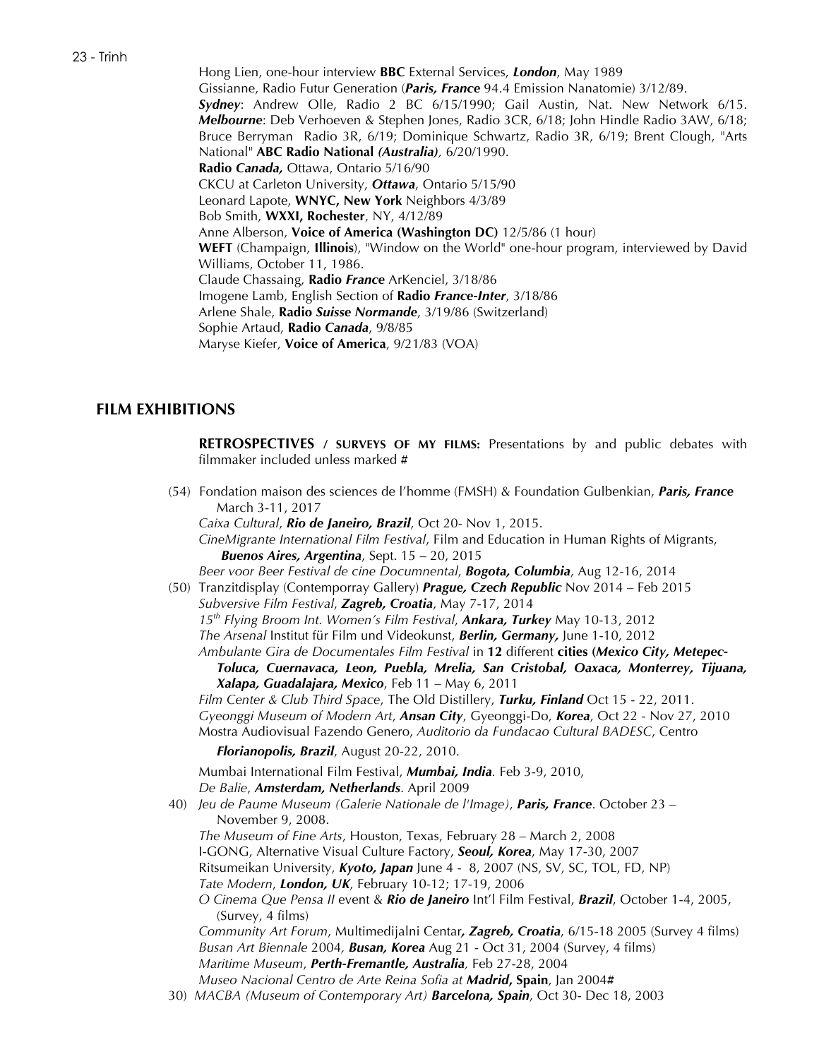Hong Lien, one-hour interview **BBC** External Services, ***London***, May 1989
Gissianne, Radio Futur Generation (***Paris, France*** 94.4 Emission Nanatomie) 3/12/89.
***Sydney***: Andrew Olle, Radio 2 BC 6/15/1990; Gail Austin, Nat. New Network 6/15. ***Melbourne***: Deb Verhoeven & Stephen Jones, Radio 3CR, 6/18; John Hindle Radio 3AW, 6/18; Bruce Berryman Radio 3R, 6/19; Dominique Schwartz, Radio 3R, 6/19; Brent Clough, "Arts National" **ABC Radio National** ***(Australia)***, 6/20/1990.
**Radio *Canada,*** Ottawa, Ontario 5/16/90
CKCU at Carleton University, ***Ottawa***, Ontario 5/15/90
Leonard Lapote, **WNYC, New York** Neighbors 4/3/89
Bob Smith, **WXXI, Rochester**, NY, 4/12/89
Anne Alberson, **Voice of America (Washington DC)** 12/5/86 (1 hour)
**WEFT** (Champaign, **Illinois**), "Window on the World" one-hour program, interviewed by David Williams, October 11, 1986.
Claude Chassaing, **Radio *France*** ArKenciel, 3/18/86
Imogene Lamb, English Section of **Radio *France-Inter***, 3/18/86
Arlene Shale, **Radio *Suisse Normande***, 3/19/86 (Switzerland)
Sophie Artaud, **Radio *Canada***, 9/8/85
Maryse Kiefer, **Voice of America**, 9/21/83 (VOA)

## FILM EXHIBITIONS

**RETROSPECTIVES / SURVEYS OF MY FILMS:** Presentations by and public debates with filmmaker included unless marked **#**

(54) Fondation maison des sciences de l'homme (FMSH) & Foundation Gulbenkian, ***Paris, France*** March 3-11, 2017
*Caixa Cultural*, ***Rio de Janeiro, Brazil***, Oct 20- Nov 1, 2015.
*CineMigrante International Film Festival*, Film and Education in Human Rights of Migrants, ***Buenos Aires, Argentina***, Sept. 15 – 20, 2015
*Beer voor Beer Festival de cine Documnental*, ***Bogota, Columbia***, Aug 12-16, 2014
(50) Tranzitdisplay (Contemporray Gallery) ***Prague, Czech Republic*** Nov 2014 – Feb 2015
*Subversive Film Festival*, ***Zagreb, Croatia***, May 7-17, 2014
*15th Flying Broom Int. Women's Film Festival*, ***Ankara, Turkey*** May 10-13, 2012
*The Arsenal* Institut für Film und Videokunst, ***Berlin, Germany,*** June 1-10, 2012
*Ambulante Gira de Documentales Film Festival* in **12** different **cities (*Mexico City, Metepec-Toluca, Cuernavaca, Leon, Puebla, Mrelia, San Cristobal, Oaxaca, Monterrey, Tijuana, Xalapa, Guadalajara, Mexico***, Feb 11 – May 6, 2011
*Film Center & Club Third Space*, The Old Distillery, ***Turku, Finland*** Oct 15 - 22, 2011.
*Gyeonggi Museum of Modern Art*, ***Ansan City***, Gyeonggi-Do, ***Korea***, Oct 22 - Nov 27, 2010
Mostra Audiovisual Fazendo Genero, *Auditorio da Fundacao Cultural BADESC*, Centro ***Florianopolis, Brazil***, August 20-22, 2010.
Mumbai International Film Festival, ***Mumbai, India***. Feb 3-9, 2010,
*De Balie*, ***Amsterdam, Netherlands***. April 2009
40) *Jeu de Paume Museum (Galerie Nationale de l'Image)*, ***Paris, France***. October 23 – November 9, 2008.
*The Museum of Fine Arts*, Houston, Texas, February 28 – March 2, 2008
I-GONG, Alternative Visual Culture Factory, ***Seoul, Korea***, May 17-30, 2007
Ritsumeikan University, ***Kyoto, Japan*** June 4 - 8, 2007 (NS, SV, SC, TOL, FD, NP)
*Tate Modern*, ***London, UK***, February 10-12; 17-19, 2006
*O Cinema Que Pensa II* event & ***Rio de Janeiro*** Int'l Film Festival, ***Brazil***, October 1-4, 2005, (Survey, 4 films)
*Community Art Forum*, Multimedijalni Centar***, Zagreb, Croatia***, 6/15-18 2005 (Survey 4 films)
*Busan Art Biennale* 2004, ***Busan, Korea*** Aug 21 - Oct 31, 2004 (Survey, 4 films)
*Maritime Museum*, ***Perth-Fremantle, Australia***, Feb 27-28, 2004
*Museo Nacional Centro de Arte Reina Sofia at* ***Madrid*, Spain**, Jan 2004**#**
30) *MACBA (Museum of Contemporary Art)* ***Barcelona, Spain***, Oct 30- Dec 18, 2003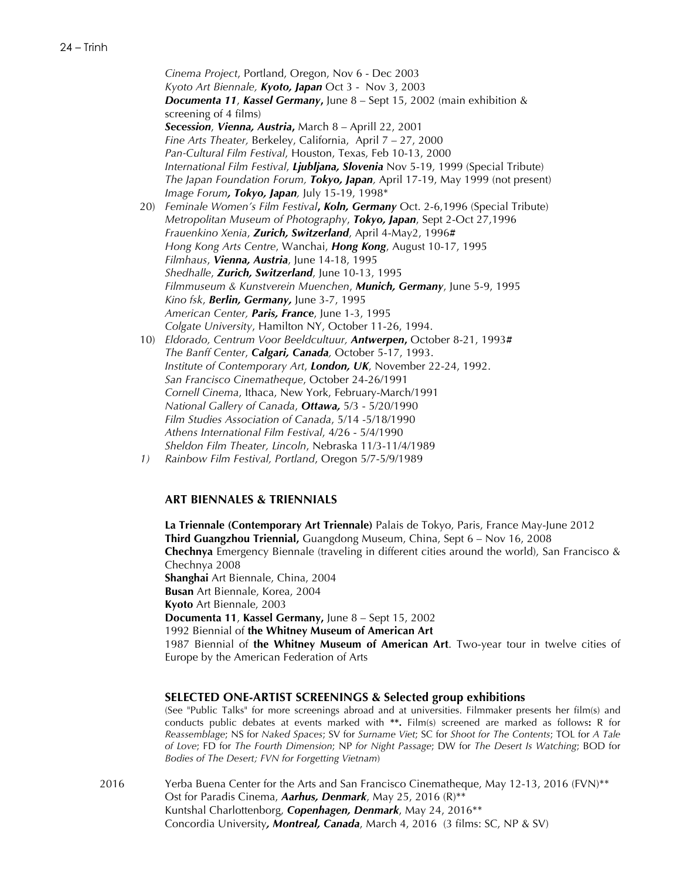*Cinema Project*, Portland, Oregon, Nov 6 - Dec 2003
*Kyoto Art Biennale,* ***Kyoto, Japan*** Oct 3 - Nov 3, 2003
***Documenta 11***, ***Kassel Germany*****,** June 8 – Sept 15, 2002 (main exhibition & screening of 4 films)
***Secession***, ***Vienna, Austria*****,** March 8 – Aprill 22, 2001
*Fine Arts Theater,* Berkeley, California, April 7 – 27, 2000
*Pan-Cultural Film Festival*, Houston, Texas, Feb 10-13, 2000
*International Film Festival*, ***Ljubljana, Slovenia*** Nov 5-19, 1999 (Special Tribute)
*The Japan Foundation Forum,* ***Tokyo, Japan****,* April 17-19, May 1999 (not present)
*Image Forum****, Tokyo, Japan****,* July 15-19, 1998*

20) *Feminale Women's Film Festival****, Koln, Germany*** Oct. 2-6,1996 (Special Tribute)
*Metropolitan Museum of Photography*, ***Tokyo, Japan***, Sept 2-Oct 27,1996
*Frauenkino Xenia*, ***Zurich, Switzerland***, April 4-May2, 1996#
*Hong Kong Arts Centre*, Wanchai, ***Hong Kong***, August 10-17, 1995
*Filmhaus*, ***Vienna, Austria***, June 14-18, 1995
*Shedhalle*, ***Zurich, Switzerland***, June 10-13, 1995
*Filmmuseum & Kunstverein Muenchen*, ***Munich, Germany***, June 5-9, 1995
*Kino fsk*, ***Berlin, Germany,*** June 3-7, 1995
*American Center,* ***Paris, France***, June 1-3, 1995
*Colgate University*, Hamilton NY, October 11-26, 1994.

10) *Eldorado, Centrum Voor Beeldcultuur,* ***Antwerpen*****,** October 8-21, 1993#
*The Banff Center*, ***Calgari, Canada****,* October 5-17, 1993.
*Institute of Contemporary Art*, ***London, UK***, November 22-24, 1992.
*San Francisco Cinematheque*, October 24-26/1991
*Cornell Cinema*, Ithaca, New York, February-March/1991
*National Gallery of Canada*, ***Ottawa,*** 5/3 - 5/20/1990
*Film Studies Association of Canada*, 5/14 -5/18/1990
*Athens International Film Festival*, 4/26 - 5/4/1990
*Sheldon Film Theater, Lincoln*, Nebraska 11/3-11/4/1989

1) *Rainbow Film Festival, Portland*, Oregon 5/7-5/9/1989

### ART BIENNALES & TRIENNIALS

**La Triennale (Contemporary Art Triennale)** Palais de Tokyo, Paris, France May-June 2012
**Third Guangzhou Triennial,** Guangdong Museum, China, Sept 6 – Nov 16, 2008
**Chechnya** Emergency Biennale (traveling in different cities around the world), San Francisco & Chechnya 2008
**Shanghai** Art Biennale, China, 2004
**Busan** Art Biennale, Korea, 2004
**Kyoto** Art Biennale, 2003
**Documenta 11**, **Kassel Germany,** June 8 – Sept 15, 2002
1992 Biennial of **the Whitney Museum of American Art**
1987 Biennial of **the Whitney Museum of American Art**. Two-year tour in twelve cities of Europe by the American Federation of Arts

### SELECTED ONE-ARTIST SCREENINGS & Selected group exhibitions

(See "Public Talks" for more screenings abroad and at universities. Filmmaker presents her film(s) and conducts public debates at events marked with **\*\*.** Film(s) screened are marked as follows**:** R for *Reassemblage*; NS for *Naked Spaces*; SV for *Surname Viet*; SC for *Shoot for The Contents*; TOL for *A Tale of Love*; FD for *The Fourth Dimension*; NP *for Night Passage*; DW for *The Desert Is Watching*; BOD for *Bodies of The Desert; FVN for Forgetting Vietnam*)

2016 Yerba Buena Center for the Arts and San Francisco Cinematheque, May 12-13, 2016 (FVN)**
Ost for Paradis Cinema, ***Aarhus, Denmark***, May 25, 2016 (R)**
Kuntshal Charlottenborg, ***Copenhagen, Denmark***, May 24, 2016**
Concordia University***, Montreal, Canada***, March 4, 2016 (3 films: SC, NP & SV)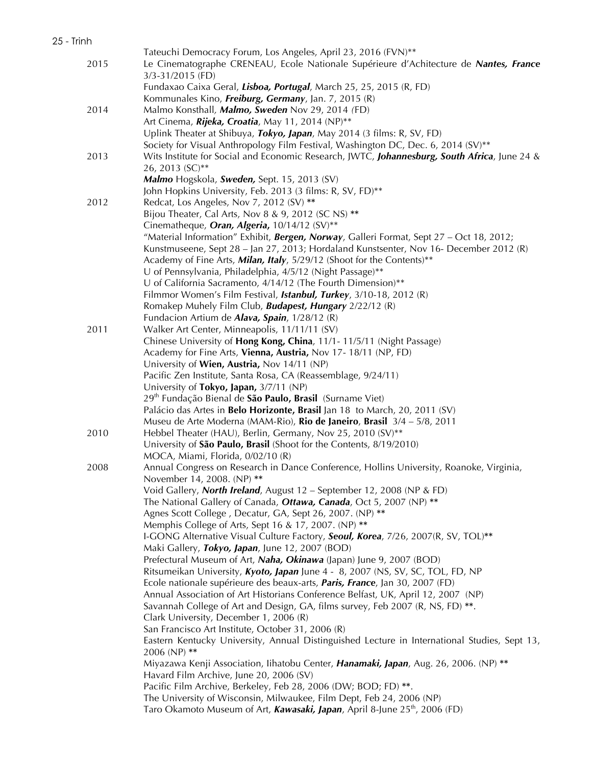Tateuchi Democracy Forum, Los Angeles, April 23, 2016 (FVN)**

2015 Le Cinematographe CRENEAU, Ecole Nationale Supérieure d'Achitecture de ***Nantes, France*** 3/3-31/2015 (FD)
Fundaxao Caixa Geral, ***Lisboa, Portugal***, March 25, 25, 2015 (R, FD)
Kommunales Kino, ***Freiburg, Germany***, Jan. 7, 2015 (R)

2014 Malmo Konsthall, ***Malmo, Sweden*** Nov 29, 2014 (FD)
Art Cinema, ***Rijeka, Croatia***, May 11, 2014 (NP)**
Uplink Theater at Shibuya, ***Tokyo, Japan***, May 2014 (3 films: R, SV, FD)
Society for Visual Anthropology Film Festival, Washington DC, Dec. 6, 2014 (SV)**

2013 Wits Institute for Social and Economic Research, JWTC, ***Johannesburg, South Africa***, June 24 & 26, 2013 (SC)**
***Malmo*** Hogskola, ***Sweden,*** Sept. 15, 2013 (SV)
John Hopkins University, Feb. 2013 (3 films: R, SV, FD)**

2012 Redcat, Los Angeles, Nov 7, 2012 (SV) **
Bijou Theater, Cal Arts, Nov 8 & 9, 2012 (SC NS) **
Cinematheque, ***Oran, Algeria,*** 10/14/12 (SV)**
"Material Information" Exhibit, ***Bergen, Norway***, Galleri Format, Sept 27 – Oct 18, 2012; Kunstmuseene, Sept 28 – Jan 27, 2013; Hordaland Kunstsenter, Nov 16- December 2012 (R)
Academy of Fine Arts, ***Milan, Italy***, 5/29/12 (Shoot for the Contents)**
U of Pennsylvania, Philadelphia, 4/5/12 (Night Passage)**
U of California Sacramento, 4/14/12 (The Fourth Dimension)**
Filmmor Women's Film Festival, ***Istanbul, Turkey***, 3/10-18, 2012 (R)
Romakep Muhely Film Club, ***Budapest, Hungary*** 2/22/12 (R)
Fundacion Artium de ***Alava, Spain***, 1/28/12 (R)

2011 Walker Art Center, Minneapolis, 11/11/11 (SV)
Chinese University of **Hong Kong, China**, 11/1- 11/5/11 (Night Passage)
Academy for Fine Arts, **Vienna, Austria,** Nov 17- 18/11 (NP, FD)
University of **Wien, Austria,** Nov 14/11 (NP)
Pacific Zen Institute, Santa Rosa, CA (Reassemblage, 9/24/11)
University of **Tokyo, Japan,** 3/7/11 (NP)
29th Fundação Bienal de **São Paulo, Brasil** (Surname Viet)
Palácio das Artes in **Belo Horizonte, Brasil** Jan 18 to March, 20, 2011 (SV)
Museu de Arte Moderna (MAM-Rio), **Rio de Janeiro**, **Brasil** 3/4 – 5/8, 2011

2010 Hebbel Theater (HAU), Berlin, Germany, Nov 25, 2010 (SV)**
University of **São Paulo, Brasil** (Shoot for the Contents, 8/19/2010)
MOCA, Miami, Florida, 0/02/10 (R)

2008 Annual Congress on Research in Dance Conference, Hollins University, Roanoke, Virginia, November 14, 2008. (NP) **
Void Gallery, ***North Ireland***, August 12 – September 12, 2008 (NP & FD)
The National Gallery of Canada, ***Ottawa, Canada***, Oct 5, 2007 (NP) **
Agnes Scott College , Decatur, GA, Sept 26, 2007. (NP) **
Memphis College of Arts, Sept 16 & 17, 2007. (NP) **
I-GONG Alternative Visual Culture Factory, ***Seoul, Korea***, 7/26, 2007(R, SV, TOL)**
Maki Gallery, ***Tokyo, Japan***, June 12, 2007 (BOD)
Prefectural Museum of Art, ***Naha, Okinawa*** (Japan) June 9, 2007 (BOD)
Ritsumeikan University, ***Kyoto, Japan*** June 4 - 8, 2007 (NS, SV, SC, TOL, FD, NP
Ecole nationale supérieure des beaux-arts, ***Paris, France***, Jan 30, 2007 (FD)
Annual Association of Art Historians Conference Belfast, UK, April 12, 2007 (NP)
Savannah College of Art and Design, GA, films survey, Feb 2007 (R, NS, FD) **.
Clark University, December 1, 2006 (R)
San Francisco Art Institute, October 31, 2006 (R)
Eastern Kentucky University, Annual Distinguished Lecture in International Studies, Sept 13, 2006 (NP) **
Miyazawa Kenji Association, Iihatobu Center, ***Hanamaki, Japan***, Aug. 26, 2006. (NP) **
Havard Film Archive, June 20, 2006 (SV)
Pacific Film Archive, Berkeley, Feb 28, 2006 (DW; BOD; FD) **.
The University of Wisconsin, Milwaukee, Film Dept, Feb 24, 2006 (NP)
Taro Okamoto Museum of Art, ***Kawasaki, Japan***, April 8-June 25th, 2006 (FD)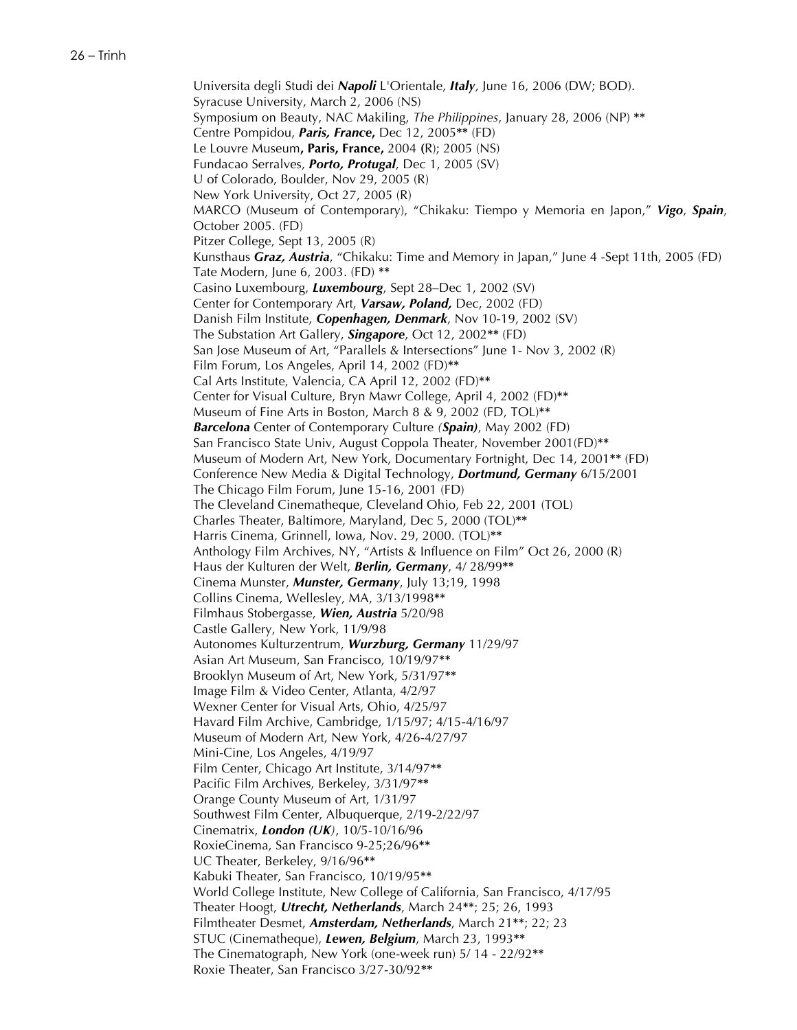Universita degli Studi dei ***Napoli*** L'Orientale, ***Italy***, June 16, 2006 (DW; BOD).
Syracuse University, March 2, 2006 (NS)
Symposium on Beauty, NAC Makiling, *The Philippines*, January 28, 2006 (NP) **
Centre Pompidou, ***Paris, France***, Dec 12, 2005** (FD)
Le Louvre Museum**, Paris, France,** 2004 (R); 2005 (NS)
Fundacao Serralves, ***Porto, Protugal***, Dec 1, 2005 (SV)
U of Colorado, Boulder, Nov 29, 2005 (R)
New York University, Oct 27, 2005 (R)
MARCO (Museum of Contemporary), "Chikaku: Tiempo y Memoria en Japon," ***Vigo***, ***Spain***, October 2005. (FD)
Pitzer College, Sept 13, 2005 (R)
Kunsthaus ***Graz, Austria***, "Chikaku: Time and Memory in Japan," June 4 -Sept 11th, 2005 (FD)
Tate Modern, June 6, 2003. (FD) **
Casino Luxembourg, ***Luxembourg***, Sept 28–Dec 1, 2002 (SV)
Center for Contemporary Art, ***Varsaw, Poland,*** Dec, 2002 (FD)
Danish Film Institute, ***Copenhagen, Denmark***, Nov 10-19, 2002 (SV)
The Substation Art Gallery, ***Singapore***, Oct 12, 2002** (FD)
San Jose Museum of Art, "Parallels & Intersections" June 1- Nov 3, 2002 (R)
Film Forum, Los Angeles, April 14, 2002 (FD)**
Cal Arts Institute, Valencia, CA April 12, 2002 (FD)**
Center for Visual Culture, Bryn Mawr College, April 4, 2002 (FD)**
Museum of Fine Arts in Boston, March 8 & 9, 2002 (FD, TOL)**
***Barcelona*** Center of Contemporary Culture *(**Spain**)*, May 2002 (FD)
San Francisco State Univ, August Coppola Theater, November 2001(FD)**
Museum of Modern Art, New York, Documentary Fortnight, Dec 14, 2001** (FD)
Conference New Media & Digital Technology, ***Dortmund, Germany*** 6/15/2001
The Chicago Film Forum, June 15-16, 2001 (FD)
The Cleveland Cinematheque, Cleveland Ohio, Feb 22, 2001 (TOL)
Charles Theater, Baltimore, Maryland, Dec 5, 2000 (TOL)**
Harris Cinema, Grinnell, Iowa, Nov. 29, 2000. (TOL)**
Anthology Film Archives, NY, "Artists & Influence on Film" Oct 26, 2000 (R)
Haus der Kulturen der Welt, ***Berlin, Germany***, 4/ 28/99**
Cinema Munster, ***Munster, Germany***, July 13;19, 1998
Collins Cinema, Wellesley, MA, 3/13/1998**
Filmhaus Stobergasse, ***Wien, Austria*** 5/20/98
Castle Gallery, New York, 11/9/98
Autonomes Kulturzentrum, ***Wurzburg, Germany*** 11/29/97
Asian Art Museum, San Francisco, 10/19/97**
Brooklyn Museum of Art, New York, 5/31/97**
Image Film & Video Center, Atlanta, 4/2/97
Wexner Center for Visual Arts, Ohio, 4/25/97
Havard Film Archive, Cambridge, 1/15/97; 4/15-4/16/97
Museum of Modern Art, New York, 4/26-4/27/97
Mini-Cine, Los Angeles, 4/19/97
Film Center, Chicago Art Institute, 3/14/97**
Pacific Film Archives, Berkeley, 3/31/97**
Orange County Museum of Art, 1/31/97
Southwest Film Center, Albuquerque, 2/19-2/22/97
Cinematrix, ***London (UK)***, 10/5-10/16/96
RoxieCinema, San Francisco 9-25;26/96**
UC Theater, Berkeley, 9/16/96**
Kabuki Theater, San Francisco, 10/19/95**
World College Institute, New College of California, San Francisco, 4/17/95
Theater Hoogt, ***Utrecht, Netherlands***, March 24**; 25; 26, 1993
Filmtheater Desmet, ***Amsterdam, Netherlands***, March 21**; 22; 23
STUC (Cinematheque), ***Lewen, Belgium***, March 23, 1993**
The Cinematograph, New York (one-week run) 5/ 14 - 22/92**
Roxie Theater, San Francisco 3/27-30/92**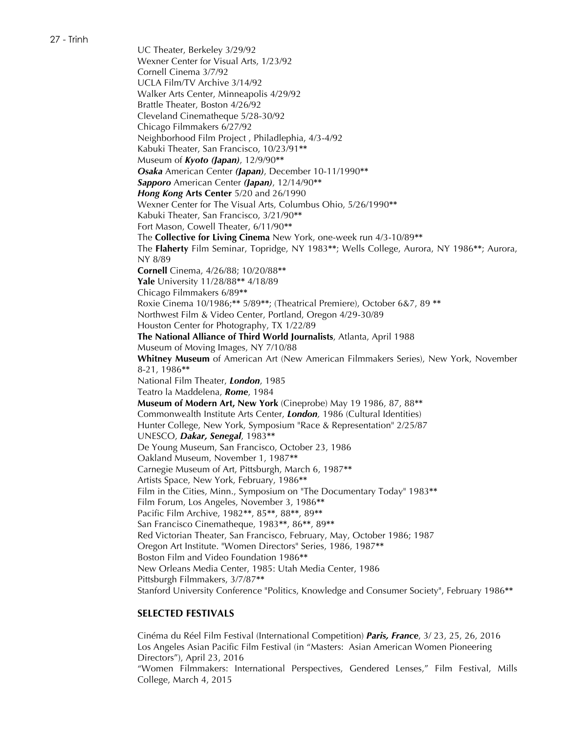UC Theater, Berkeley 3/29/92
Wexner Center for Visual Arts, 1/23/92
Cornell Cinema 3/7/92
UCLA Film/TV Archive 3/14/92
Walker Arts Center, Minneapolis 4/29/92
Brattle Theater, Boston 4/26/92
Cleveland Cinematheque 5/28-30/92
Chicago Filmmakers 6/27/92
Neighborhood Film Project , Philadlephia, 4/3-4/92
Kabuki Theater, San Francisco, 10/23/91**
Museum of ***Kyoto (Japan)***, 12/9/90**
***Osaka*** American Center ***(Japan)***, December 10-11/1990**
***Sapporo*** American Center ***(Japan)***, 12/14/90**
***Hong Kong* Arts Center** 5/20 and 26/1990
Wexner Center for The Visual Arts, Columbus Ohio, 5/26/1990**
Kabuki Theater, San Francisco, 3/21/90**
Fort Mason, Cowell Theater, 6/11/90**
The **Collective for Living Cinema** New York, one-week run 4/3-10/89**
The **Flaherty** Film Seminar, Topridge, NY 1983**; Wells College, Aurora, NY 1986**; Aurora, NY 8/89
**Cornell** Cinema, 4/26/88; 10/20/88**
**Yale** University 11/28/88** 4/18/89
Chicago Filmmakers 6/89**
Roxie Cinema 10/1986;** 5/89**; (Theatrical Premiere), October 6&7, 89 **
Northwest Film & Video Center, Portland, Oregon 4/29-30/89
Houston Center for Photography, TX 1/22/89
**The National Alliance of Third World Journalists**, Atlanta, April 1988
Museum of Moving Images, NY 7/10/88
**Whitney Museum** of American Art (New American Filmmakers Series), New York, November 8-21, 1986**
National Film Theater, ***London***, 1985
Teatro la Maddelena, ***Rome***, 1984
**Museum of Modern Art, New York** (Cineprobe) May 19 1986, 87, 88**
Commonwealth Institute Arts Center, ***London***, 1986 (Cultural Identities)
Hunter College, New York, Symposium "Race & Representation" 2/25/87
UNESCO, ***Dakar, Senegal***, 1983**
De Young Museum, San Francisco, October 23, 1986
Oakland Museum, November 1, 1987**
Carnegie Museum of Art, Pittsburgh, March 6, 1987**
Artists Space, New York, February, 1986**
Film in the Cities, Minn., Symposium on "The Documentary Today" 1983**
Film Forum, Los Angeles, November 3, 1986**
Pacific Film Archive, 1982**, 85**, 88**, 89**
San Francisco Cinematheque, 1983**, 86**, 89**
Red Victorian Theater, San Francisco, February, May, October 1986; 1987
Oregon Art Institute. "Women Directors" Series, 1986, 1987**
Boston Film and Video Foundation 1986**
New Orleans Media Center, 1985: Utah Media Center, 1986
Pittsburgh Filmmakers, 3/7/87**
Stanford University Conference "Politics, Knowledge and Consumer Society", February 1986**

## SELECTED FESTIVALS

Cinéma du Réel Film Festival (International Competition) ***Paris, France***, 3/ 23, 25, 26, 2016
Los Angeles Asian Pacific Film Festival (in "Masters: Asian American Women Pioneering Directors"), April 23, 2016
"Women Filmmakers: International Perspectives, Gendered Lenses," Film Festival, Mills College, March 4, 2015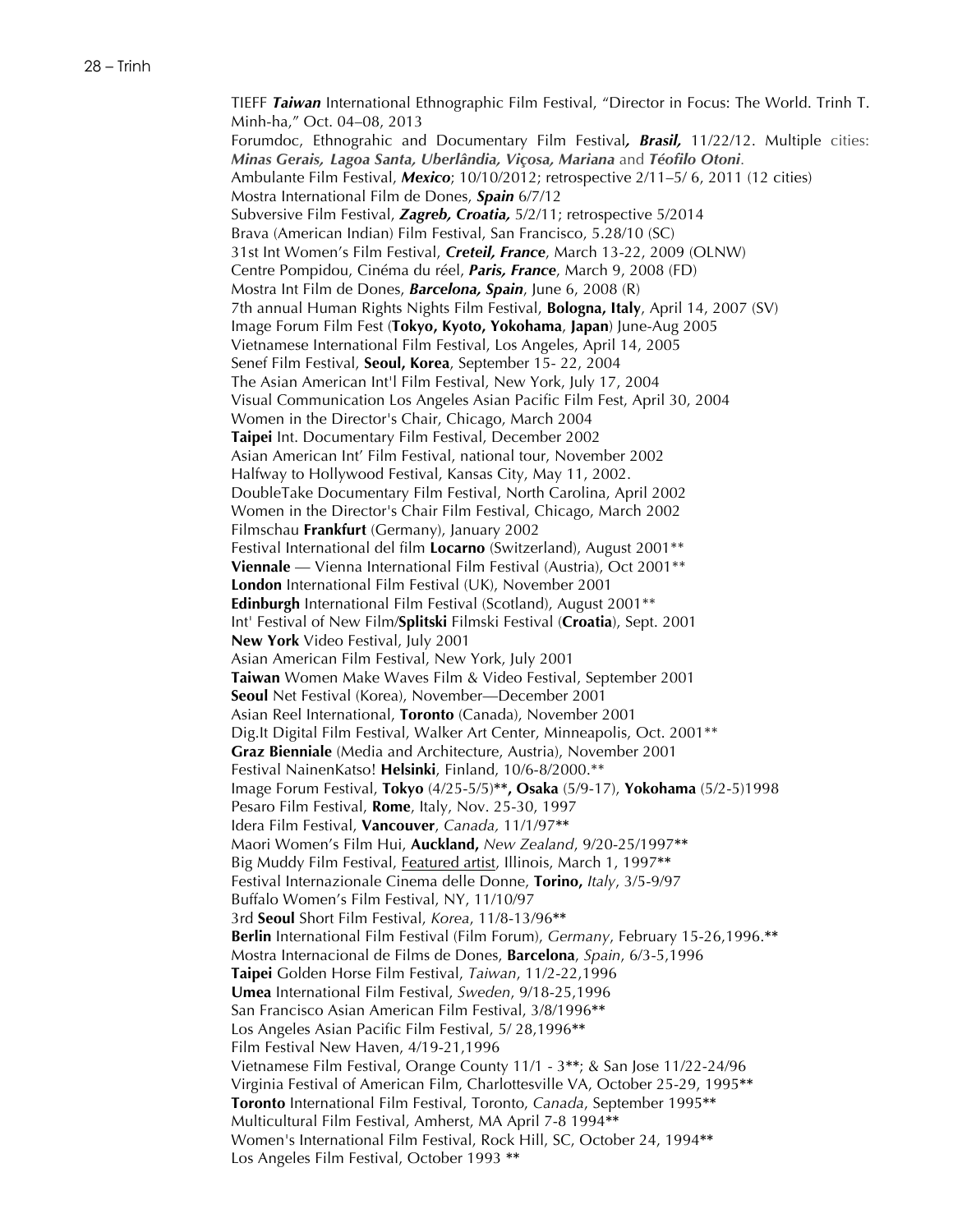TIEFF ***Taiwan*** International Ethnographic Film Festival, "Director in Focus: The World. Trinh T. Minh-ha," Oct. 04–08, 2013

Forumdoc, Ethnograhic and Documentary Film Festival***, Brasil,*** 11/22/12. Multiple cities: ***Minas Gerais, Lagoa Santa, Uberlândia, Viçosa, Mariana*** and ***Téofilo Otoni***.

Ambulante Film Festival, ***Mexico***; 10/10/2012; retrospective 2/11–5/ 6, 2011 (12 cities)

Mostra International Film de Dones, ***Spain*** 6/7/12

Subversive Film Festival, ***Zagreb, Croatia,*** 5/2/11; retrospective 5/2014

Brava (American Indian) Film Festival, San Francisco, 5.28/10 (SC)

31st Int Women's Film Festival, ***Creteil, France***, March 13-22, 2009 (OLNW)

Centre Pompidou, Cinéma du réel, ***Paris, France***, March 9, 2008 (FD)

Mostra Int Film de Dones, ***Barcelona, Spain***, June 6, 2008 (R)

7th annual Human Rights Nights Film Festival, **Bologna, Italy**, April 14, 2007 (SV)

Image Forum Film Fest (**Tokyo, Kyoto, Yokohama**, **Japan**) June-Aug 2005

Vietnamese International Film Festival, Los Angeles, April 14, 2005

Senef Film Festival, **Seoul, Korea**, September 15- 22, 2004

The Asian American Int'l Film Festival, New York, July 17, 2004

Visual Communication Los Angeles Asian Pacific Film Fest, April 30, 2004

Women in the Director's Chair, Chicago, March 2004

**Taipei** Int. Documentary Film Festival, December 2002

Asian American Int' Film Festival, national tour, November 2002

Halfway to Hollywood Festival, Kansas City, May 11, 2002.

DoubleTake Documentary Film Festival, North Carolina, April 2002

Women in the Director's Chair Film Festival, Chicago, March 2002

Filmschau **Frankfurt** (Germany), January 2002

Festival International del film **Locarno** (Switzerland), August 2001**

**Viennale** — Vienna International Film Festival (Austria), Oct 2001**

**London** International Film Festival (UK), November 2001

**Edinburgh** International Film Festival (Scotland), August 2001**

Int' Festival of New Film/**Splitski** Filmski Festival (**Croatia**), Sept. 2001

**New York** Video Festival, July 2001

Asian American Film Festival, New York, July 2001

**Taiwan** Women Make Waves Film & Video Festival, September 2001

**Seoul** Net Festival (Korea), November—December 2001

Asian Reel International, **Toronto** (Canada), November 2001

Dig.It Digital Film Festival, Walker Art Center, Minneapolis, Oct. 2001**

**Graz Bienniale** (Media and Architecture, Austria), November 2001

Festival NainenKatso! **Helsinki**, Finland, 10/6-8/2000.**

Image Forum Festival, **Tokyo** (4/25-5/5)**, **Osaka** (5/9-17), **Yokohama** (5/2-5)1998

Pesaro Film Festival, **Rome**, Italy, Nov. 25-30, 1997

Idera Film Festival, **Vancouver**, *Canada,* 11/1/97**

Maori Women's Film Hui, **Auckland,** *New Zealand*, 9/20-25/1997**

Big Muddy Film Festival, <u>Featured artist</u>, Illinois, March 1, 1997**

Festival Internazionale Cinema delle Donne, **Torino,** *Italy*, 3/5-9/97

Buffalo Women's Film Festival, NY, 11/10/97

3rd **Seoul** Short Film Festival, *Korea*, 11/8-13/96**

**Berlin** International Film Festival (Film Forum), *Germany*, February 15-26,1996.**

Mostra Internacional de Films de Dones, **Barcelona**, *Spain*, 6/3-5,1996

**Taipei** Golden Horse Film Festival, *Taiwan*, 11/2-22,1996

**Umea** International Film Festival, *Sweden*, 9/18-25,1996

San Francisco Asian American Film Festival, 3/8/1996**

Los Angeles Asian Pacific Film Festival, 5/ 28,1996**

Film Festival New Haven, 4/19-21,1996

Vietnamese Film Festival, Orange County 11/1 - 3**; & San Jose 11/22-24/96

Virginia Festival of American Film, Charlottesville VA, October 25-29, 1995**

**Toronto** International Film Festival, Toronto, *Canada*, September 1995**

Multicultural Film Festival, Amherst, MA April 7-8 1994**

Women's International Film Festival, Rock Hill, SC, October 24, 1994**

Los Angeles Film Festival, October 1993 **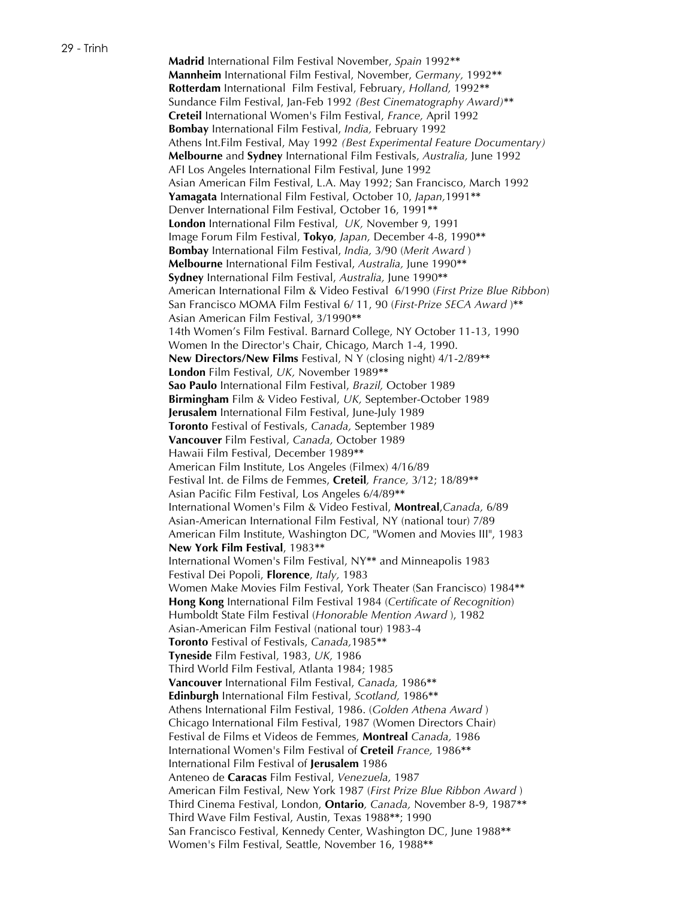**Madrid** International Film Festival November, *Spain* 1992**
**Mannheim** International Film Festival, November, *Germany,* 1992**
**Rotterdam** International Film Festival, February, *Holland,* 1992**
Sundance Film Festival, Jan-Feb 1992 *(Best Cinematography Award)***
**Creteil** International Women's Film Festival, *France,* April 1992
**Bombay** International Film Festival, *India,* February 1992
Athens Int.Film Festival, May 1992 *(Best Experimental Feature Documentary)*
**Melbourne** and **Sydney** International Film Festivals, *Australia,* June 1992
AFI Los Angeles International Film Festival, June 1992
Asian American Film Festival, L.A. May 1992; San Francisco, March 1992
**Yamagata** International Film Festival, October 10, *Japan,*1991**
Denver International Film Festival, October 16, 1991**
**London** International Film Festival, *UK,* November 9, 1991
Image Forum Film Festival, **Tokyo**, *Japan,* December 4-8, 1990**
**Bombay** International Film Festival, *India,* 3/90 (*Merit Award* )
**Melbourne** International Film Festival, *Australia,* June 1990**
**Sydney** International Film Festival, *Australia,* June 1990**
American International Film & Video Festival 6/1990 (*First Prize Blue Ribbon*)
San Francisco MOMA Film Festival 6/ 11, 90 (*First-Prize SECA Award* )**
Asian American Film Festival, 3/1990**
14th Women's Film Festival. Barnard College, NY October 11-13, 1990
Women In the Director's Chair, Chicago, March 1-4, 1990.
**New Directors/New Films** Festival, N Y (closing night) 4/1-2/89**
**London** Film Festival, *UK,* November 1989**
**Sao Paulo** International Film Festival, *Brazil,* October 1989
**Birmingham** Film & Video Festival, *UK,* September-October 1989
**Jerusalem** International Film Festival, June-July 1989
**Toronto** Festival of Festivals, *Canada,* September 1989
**Vancouver** Film Festival, *Canada,* October 1989
Hawaii Film Festival, December 1989**
American Film Institute, Los Angeles (Filmex) 4/16/89
Festival Int. de Films de Femmes, **Creteil***, France,* 3/12; 18/89**
Asian Pacific Film Festival, Los Angeles 6/4/89**
International Women's Film & Video Festival, **Montreal**,*Canada,* 6/89
Asian-American International Film Festival, NY (national tour) 7/89
American Film Institute, Washington DC, "Women and Movies III", 1983
**New York Film Festival**, 1983**
International Women's Film Festival, NY** and Minneapolis 1983
Festival Dei Popoli, **Florence**, *Italy,* 1983
Women Make Movies Film Festival, York Theater (San Francisco) 1984**
**Hong Kong** International Film Festival 1984 (*Certificate of Recognition*)
Humboldt State Film Festival (*Honorable Mention Award* ), 1982
Asian-American Film Festival (national tour) 1983-4
**Toronto** Festival of Festivals, *Canada,*1985**
**Tyneside** Film Festival, 1983, *UK,* 1986
Third World Film Festival, Atlanta 1984; 1985
**Vancouver** International Film Festival, *Canada,* 1986**
**Edinburgh** International Film Festival, *Scotland,* 1986**
Athens International Film Festival, 1986. (*Golden Athena Award* )
Chicago International Film Festival, 1987 (Women Directors Chair)
Festival de Films et Videos de Femmes, **Montreal** *Canada,* 1986
International Women's Film Festival of **Creteil** *France,* 1986**
International Film Festival of **Jerusalem** 1986
Anteneo de **Caracas** Film Festival, *Venezuela,* 1987
American Film Festival, New York 1987 (*First Prize Blue Ribbon Award* )
Third Cinema Festival, London, **Ontario***, Canada,* November 8-9, 1987**
Third Wave Film Festival, Austin, Texas 1988**; 1990
San Francisco Festival, Kennedy Center, Washington DC, June 1988**
Women's Film Festival, Seattle, November 16, 1988**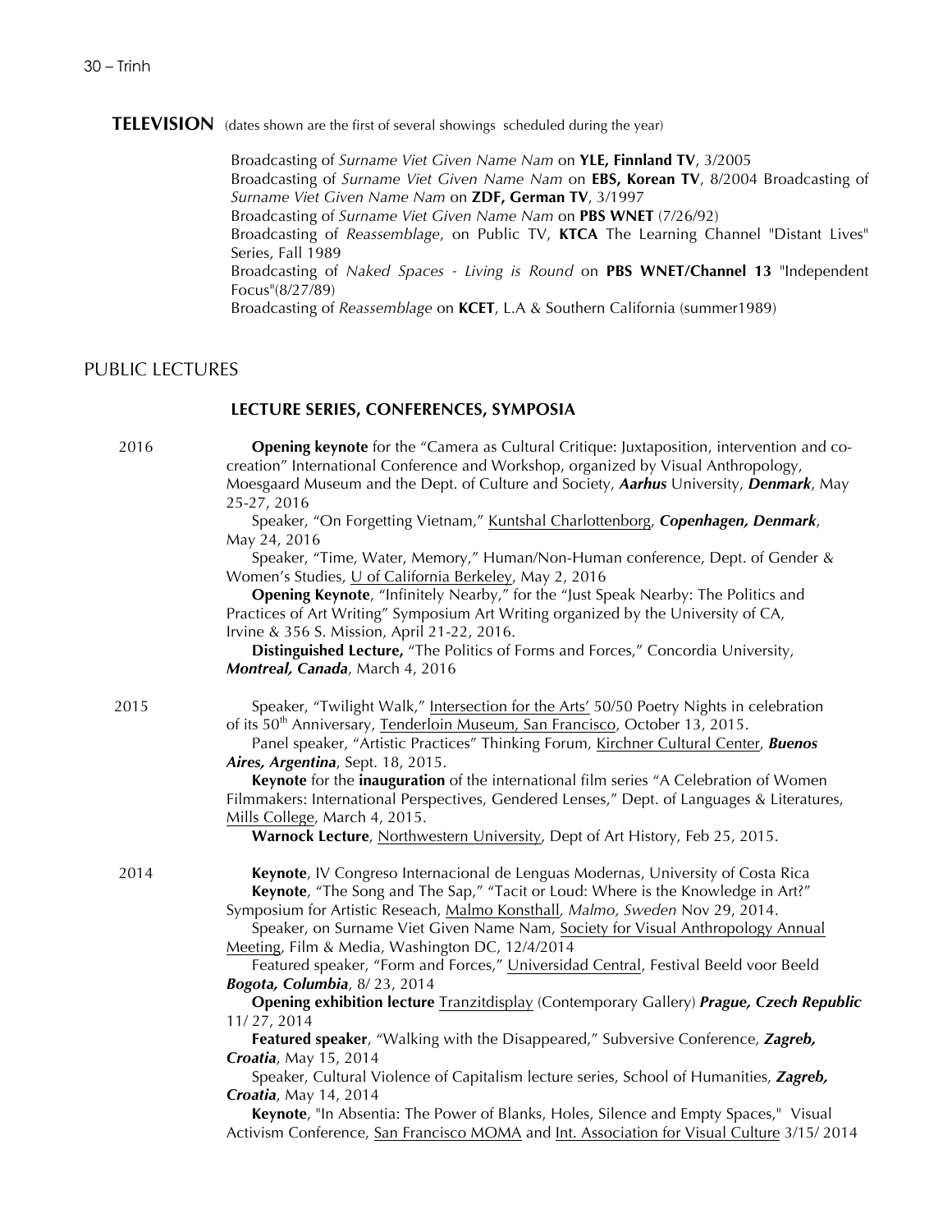## TELEVISION (dates shown are the first of several showings scheduled during the year)

Broadcasting of *Surname Viet Given Name Nam* on **YLE, Finnland TV**, 3/2005
Broadcasting of *Surname Viet Given Name Nam* on **EBS, Korean TV**, 8/2004 Broadcasting of *Surname Viet Given Name Nam* on **ZDF, German TV**, 3/1997
Broadcasting of *Surname Viet Given Name Nam* on **PBS WNET** (7/26/92)
Broadcasting of *Reassemblage*, on Public TV, **KTCA** The Learning Channel "Distant Lives" Series, Fall 1989
Broadcasting of *Naked Spaces - Living is Round* on **PBS WNET/Channel 13** "Independent Focus"(8/27/89)
Broadcasting of *Reassemblage* on **KCET**, L.A & Southern California (summer1989)

## PUBLIC LECTURES

### LECTURE SERIES, CONFERENCES, SYMPOSIA

**2016**

**Opening keynote** for the "Camera as Cultural Critique: Juxtaposition, intervention and co-creation" International Conference and Workshop, organized by Visual Anthropology, Moesgaard Museum and the Dept. of Culture and Society, ***Aarhus*** University, ***Denmark***, May 25-27, 2016

Speaker, "On Forgetting Vietnam," Kuntshal Charlottenborg, ***Copenhagen, Denmark***, May 24, 2016

Speaker, "Time, Water, Memory," Human/Non-Human conference, Dept. of Gender & Women's Studies, U of California Berkeley, May 2, 2016

**Opening Keynote**, "Infinitely Nearby," for the "Just Speak Nearby: The Politics and Practices of Art Writing" Symposium Art Writing organized by the University of CA, Irvine & 356 S. Mission, April 21-22, 2016.

**Distinguished Lecture,** "The Politics of Forms and Forces," Concordia University, ***Montreal, Canada***, March 4, 2016

**2015**

Speaker, "Twilight Walk," Intersection for the Arts' 50/50 Poetry Nights in celebration of its 50th Anniversary, Tenderloin Museum, San Francisco, October 13, 2015.

Panel speaker, "Artistic Practices" Thinking Forum, Kirchner Cultural Center, ***Buenos Aires, Argentina***, Sept. 18, 2015.

**Keynote** for the **inauguration** of the international film series "A Celebration of Women Filmmakers: International Perspectives, Gendered Lenses," Dept. of Languages & Literatures, Mills College, March 4, 2015.

**Warnock Lecture**, Northwestern University, Dept of Art History, Feb 25, 2015.

**2014**

**Keynote**, IV Congreso Internacional de Lenguas Modernas, University of Costa Rica

**Keynote**, "The Song and The Sap," "Tacit or Loud: Where is the Knowledge in Art?" Symposium for Artistic Reseach, Malmo Konsthall, *Malmo, Sweden* Nov 29, 2014.

Speaker, on Surname Viet Given Name Nam, Society for Visual Anthropology Annual Meeting, Film & Media, Washington DC, 12/4/2014

Featured speaker, "Form and Forces," Universidad Central, Festival Beeld voor Beeld ***Bogota, Columbia***, 8/ 23, 2014

**Opening exhibition lecture** Tranzitdisplay (Contemporary Gallery) ***Prague, Czech Republic*** 11/ 27, 2014

**Featured speaker**, "Walking with the Disappeared," Subversive Conference, ***Zagreb, Croatia***, May 15, 2014

Speaker, Cultural Violence of Capitalism lecture series, School of Humanities, ***Zagreb, Croatia***, May 14, 2014

**Keynote**, "In Absentia: The Power of Blanks, Holes, Silence and Empty Spaces," Visual Activism Conference, San Francisco MOMA and Int. Association for Visual Culture 3/15/ 2014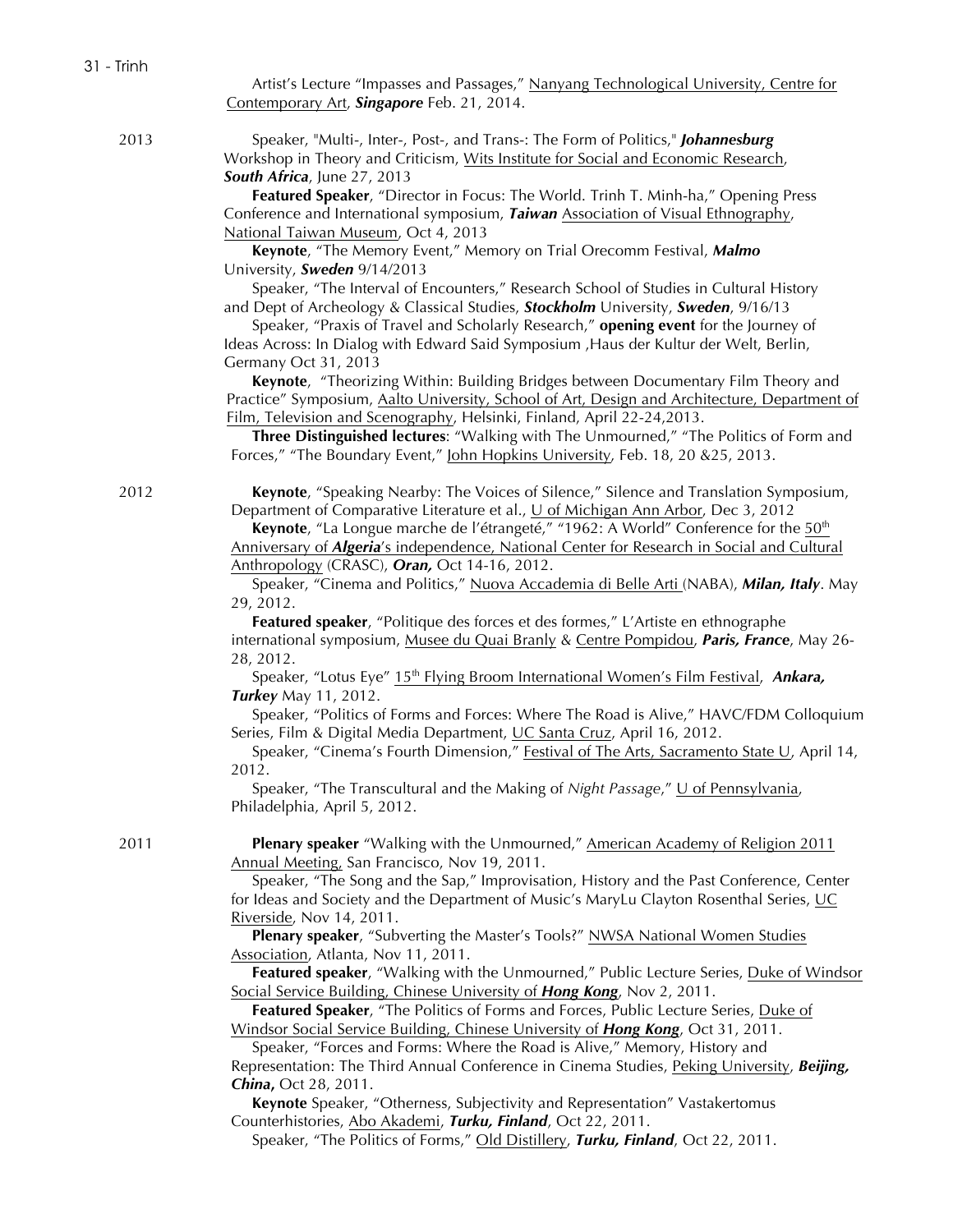Artist's Lecture "Impasses and Passages," Nanyang Technological University, Centre for Contemporary Art, ***Singapore*** Feb. 21, 2014.

**2013**

Speaker, "Multi-, Inter-, Post-, and Trans-: The Form of Politics," ***Johannesburg*** Workshop in Theory and Criticism, Wits Institute for Social and Economic Research, ***South Africa***, June 27, 2013

**Featured Speaker**, "Director in Focus: The World. Trinh T. Minh-ha," Opening Press Conference and International symposium, ***Taiwan*** Association of Visual Ethnography, National Taiwan Museum, Oct 4, 2013

**Keynote**, "The Memory Event," Memory on Trial Orecomm Festival, ***Malmo*** University, ***Sweden*** 9/14/2013

Speaker, "The Interval of Encounters," Research School of Studies in Cultural History and Dept of Archeology & Classical Studies, ***Stockholm*** University, ***Sweden***, 9/16/13

Speaker, "Praxis of Travel and Scholarly Research," **opening event** for the Journey of Ideas Across: In Dialog with Edward Said Symposium ,Haus der Kultur der Welt, Berlin, Germany Oct 31, 2013

**Keynote**, "Theorizing Within: Building Bridges between Documentary Film Theory and Practice" Symposium, Aalto University, School of Art, Design and Architecture, Department of Film, Television and Scenography, Helsinki, Finland, April 22-24,2013.

**Three Distinguished lectures**: "Walking with The Unmourned," "The Politics of Form and Forces," "The Boundary Event," John Hopkins University, Feb. 18, 20 &25, 2013.

**2012**

**Keynote**, "Speaking Nearby: The Voices of Silence," Silence and Translation Symposium, Department of Comparative Literature et al., U of Michigan Ann Arbor, Dec 3, 2012

**Keynote**, "La Longue marche de l'étrangeté," "1962: A World" Conference for the 50th Anniversary of ***Algeria***'s independence, National Center for Research in Social and Cultural Anthropology (CRASC), ***Oran,*** Oct 14-16, 2012.

Speaker, "Cinema and Politics," Nuova Accademia di Belle Arti (NABA), ***Milan, Italy***. May 29, 2012.

**Featured speaker**, "Politique des forces et des formes," L'Artiste en ethnographe international symposium, Musee du Quai Branly & Centre Pompidou, ***Paris, France***, May 26-28, 2012.

Speaker, "Lotus Eye" 15th Flying Broom International Women's Film Festival, ***Ankara, Turkey*** May 11, 2012.

Speaker, "Politics of Forms and Forces: Where The Road is Alive," HAVC/FDM Colloquium Series, Film & Digital Media Department, UC Santa Cruz, April 16, 2012.

Speaker, "Cinema's Fourth Dimension," Festival of The Arts, Sacramento State U, April 14, 2012.

Speaker, "The Transcultural and the Making of *Night Passage*," U of Pennsylvania, Philadelphia, April 5, 2012.

**2011**

**Plenary speaker** "Walking with the Unmourned," American Academy of Religion 2011 Annual Meeting, San Francisco, Nov 19, 2011.

Speaker, "The Song and the Sap," Improvisation, History and the Past Conference, Center for Ideas and Society and the Department of Music's MaryLu Clayton Rosenthal Series, UC Riverside, Nov 14, 2011.

**Plenary speaker**, "Subverting the Master's Tools?" NWSA National Women Studies Association, Atlanta, Nov 11, 2011.

**Featured speaker**, "Walking with the Unmourned," Public Lecture Series, Duke of Windsor Social Service Building, Chinese University of ***Hong Kong***, Nov 2, 2011.

**Featured Speaker**, "The Politics of Forms and Forces, Public Lecture Series, Duke of Windsor Social Service Building, Chinese University of ***Hong Kong***, Oct 31, 2011.

Speaker, "Forces and Forms: Where the Road is Alive," Memory, History and Representation: The Third Annual Conference in Cinema Studies, Peking University, ***Beijing, China,*** Oct 28, 2011.

**Keynote** Speaker, "Otherness, Subjectivity and Representation" Vastakertomus Counterhistories, Abo Akademi, ***Turku, Finland***, Oct 22, 2011.

Speaker, "The Politics of Forms," Old Distillery, ***Turku, Finland***, Oct 22, 2011.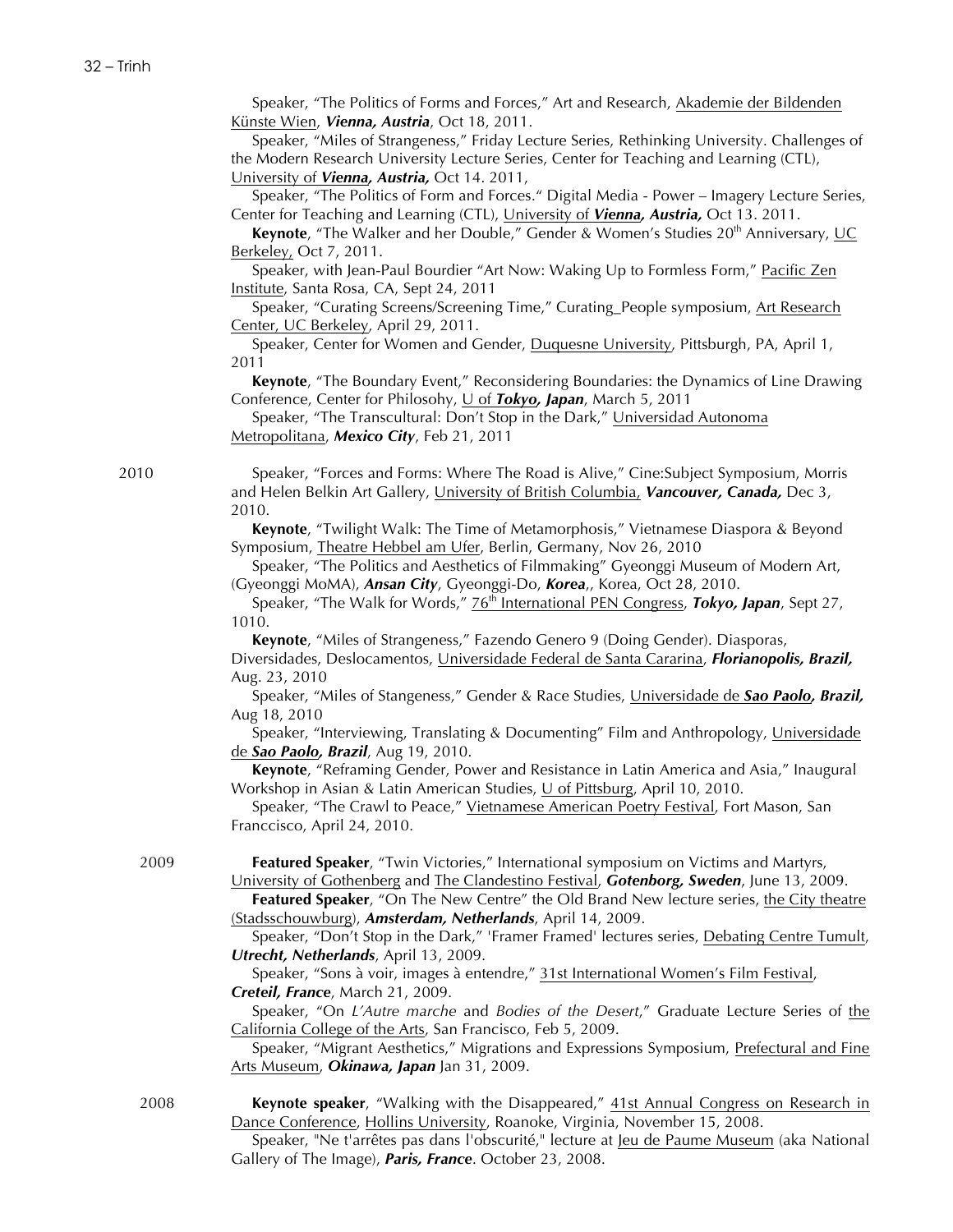Speaker, "The Politics of Forms and Forces," Art and Research, Akademie der Bildenden Künste Wien, ***Vienna, Austria***, Oct 18, 2011.

Speaker, "Miles of Strangeness," Friday Lecture Series, Rethinking University. Challenges of the Modern Research University Lecture Series, Center for Teaching and Learning (CTL), University of ***Vienna, Austria,*** Oct 14. 2011,

Speaker, "The Politics of Form and Forces." Digital Media - Power – Imagery Lecture Series, Center for Teaching and Learning (CTL), University of ***Vienna, Austria,*** Oct 13. 2011.

**Keynote**, "The Walker and her Double," Gender & Women's Studies 20th Anniversary, UC Berkeley, Oct 7, 2011.

Speaker, with Jean-Paul Bourdier "Art Now: Waking Up to Formless Form," Pacific Zen Institute, Santa Rosa, CA, Sept 24, 2011

Speaker, "Curating Screens/Screening Time," Curating_People symposium, Art Research Center, UC Berkeley, April 29, 2011.

Speaker, Center for Women and Gender, Duquesne University, Pittsburgh, PA, April 1, 2011

**Keynote**, "The Boundary Event," Reconsidering Boundaries: the Dynamics of Line Drawing Conference, Center for Philosohy, U of ***Tokyo, Japan***, March 5, 2011

Speaker, "The Transcultural: Don't Stop in the Dark," Universidad Autonoma Metropolitana, ***Mexico City***, Feb 21, 2011

2010

Speaker, "Forces and Forms: Where The Road is Alive," Cine:Subject Symposium, Morris and Helen Belkin Art Gallery, University of British Columbia, ***Vancouver, Canada,*** Dec 3, 2010.

**Keynote**, "Twilight Walk: The Time of Metamorphosis," Vietnamese Diaspora & Beyond Symposium, Theatre Hebbel am Ufer, Berlin, Germany, Nov 26, 2010

Speaker, "The Politics and Aesthetics of Filmmaking" Gyeonggi Museum of Modern Art, (Gyeonggi MoMA), ***Ansan City***, Gyeonggi-Do, ***Korea***,, Korea, Oct 28, 2010.

Speaker, "The Walk for Words," 76th International PEN Congress, ***Tokyo, Japan***, Sept 27, 1010.

**Keynote**, "Miles of Strangeness," Fazendo Genero 9 (Doing Gender). Diasporas, Diversidades, Deslocamentos, Universidade Federal de Santa Cararina, ***Florianopolis, Brazil,*** Aug. 23, 2010

Speaker, "Miles of Stangeness," Gender & Race Studies, Universidade de ***Sao Paolo, Brazil,*** Aug 18, 2010

Speaker, "Interviewing, Translating & Documenting" Film and Anthropology, Universidade de ***Sao Paolo, Brazil***, Aug 19, 2010.

**Keynote**, "Reframing Gender, Power and Resistance in Latin America and Asia," Inaugural Workshop in Asian & Latin American Studies, U of Pittsburg, April 10, 2010.

Speaker, "The Crawl to Peace," Vietnamese American Poetry Festival, Fort Mason, San Franccisco, April 24, 2010.

2009

**Featured Speaker**, "Twin Victories," International symposium on Victims and Martyrs, University of Gothenberg and The Clandestino Festival, ***Gotenborg, Sweden***, June 13, 2009.

**Featured Speaker**, "On The New Centre" the Old Brand New lecture series, the City theatre (Stadsschouwburg), ***Amsterdam, Netherlands***, April 14, 2009.

Speaker, "Don't Stop in the Dark," 'Framer Framed' lectures series, Debating Centre Tumult, ***Utrecht, Netherlands***, April 13, 2009.

Speaker, "Sons à voir, images à entendre," 31st International Women's Film Festival, ***Creteil, France***, March 21, 2009.

Speaker, "On *L'Autre marche* and *Bodies of the Desert*," Graduate Lecture Series of the California College of the Arts, San Francisco, Feb 5, 2009.

Speaker, "Migrant Aesthetics," Migrations and Expressions Symposium, Prefectural and Fine Arts Museum, ***Okinawa, Japan*** Jan 31, 2009.

2008

**Keynote speaker**, "Walking with the Disappeared," 41st Annual Congress on Research in Dance Conference, Hollins University, Roanoke, Virginia, November 15, 2008.

Speaker, "Ne t'arrêtes pas dans l'obscurité," lecture at Jeu de Paume Museum (aka National Gallery of The Image), ***Paris, France***. October 23, 2008.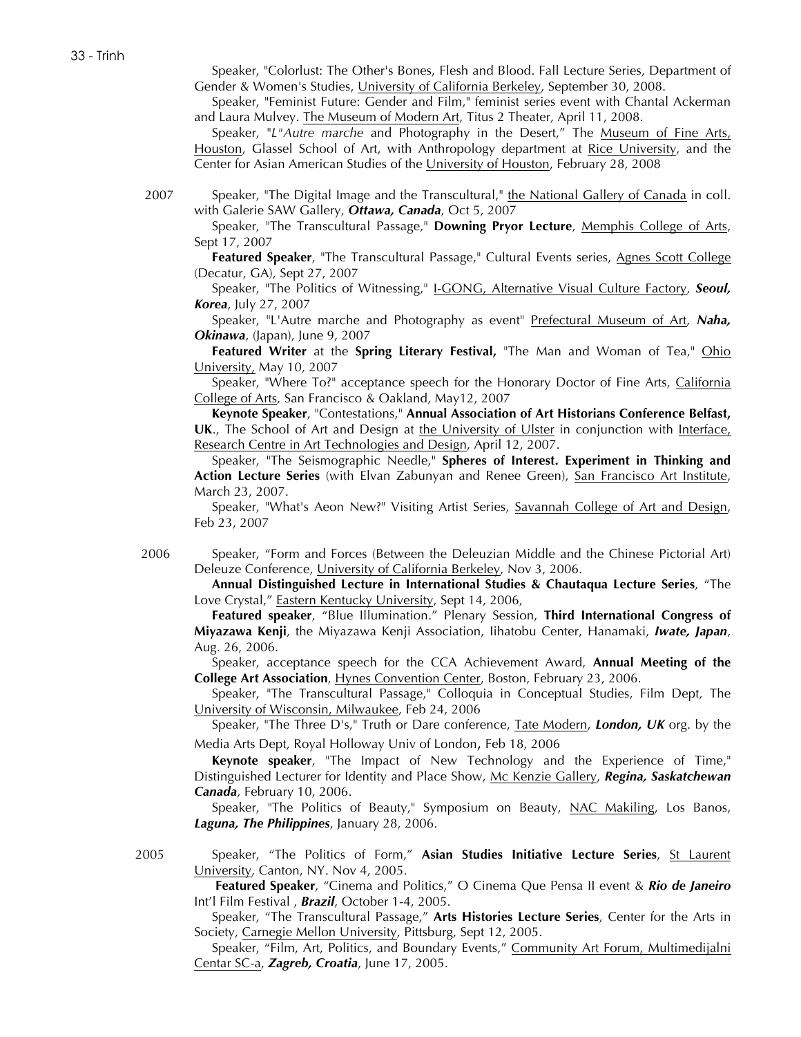Speaker, "Colorlust: The Other's Bones, Flesh and Blood. Fall Lecture Series, Department of Gender & Women's Studies, University of California Berkeley, September 30, 2008.

Speaker, "Feminist Future: Gender and Film," feminist series event with Chantal Ackerman and Laura Mulvey. The Museum of Modern Art, Titus 2 Theater, April 11, 2008.

Speaker, "*L"Autre marche* and Photography in the Desert," The Museum of Fine Arts, Houston, Glassel School of Art, with Anthropology department at Rice University, and the Center for Asian American Studies of the University of Houston, February 28, 2008

**2007**

Speaker, "The Digital Image and the Transcultural," the National Gallery of Canada in coll. with Galerie SAW Gallery, ***Ottawa, Canada***, Oct 5, 2007

Speaker, "The Transcultural Passage," **Downing Pryor Lecture**, Memphis College of Arts, Sept 17, 2007

**Featured Speaker**, "The Transcultural Passage," Cultural Events series, Agnes Scott College (Decatur, GA), Sept 27, 2007

Speaker, "The Politics of Witnessing," I-GONG, Alternative Visual Culture Factory, ***Seoul, Korea***, July 27, 2007

Speaker, "L'Autre marche and Photography as event" Prefectural Museum of Art, ***Naha, Okinawa***, (Japan), June 9, 2007

**Featured Writer** at the **Spring Literary Festival,** "The Man and Woman of Tea," Ohio University, May 10, 2007

Speaker, "Where To?" acceptance speech for the Honorary Doctor of Fine Arts, California College of Arts, San Francisco & Oakland, May12, 2007

**Keynote Speaker**, "Contestations," **Annual Association of Art Historians Conference Belfast, UK**., The School of Art and Design at the University of Ulster in conjunction with Interface, Research Centre in Art Technologies and Design, April 12, 2007.

Speaker, "The Seismographic Needle," **Spheres of Interest. Experiment in Thinking and Action Lecture Series** (with Elvan Zabunyan and Renee Green), San Francisco Art Institute, March 23, 2007.

Speaker, "What's Aeon New?" Visiting Artist Series, Savannah College of Art and Design, Feb 23, 2007

**2006**

Speaker, "Form and Forces (Between the Deleuzian Middle and the Chinese Pictorial Art) Deleuze Conference, University of California Berkeley, Nov 3, 2006.

**Annual Distinguished Lecture in International Studies & Chautaqua Lecture Series**, "The Love Crystal," Eastern Kentucky University, Sept 14, 2006,

**Featured speaker**, "Blue Illumination." Plenary Session, **Third International Congress of Miyazawa Kenji**, the Miyazawa Kenji Association, Iihatobu Center, Hanamaki, ***Iwate, Japan***, Aug. 26, 2006.

Speaker, acceptance speech for the CCA Achievement Award, **Annual Meeting of the College Art Association**, Hynes Convention Center, Boston, February 23, 2006.

Speaker, "The Transcultural Passage," Colloquia in Conceptual Studies, Film Dept, The University of Wisconsin, Milwaukee, Feb 24, 2006

Speaker, "The Three D's," Truth or Dare conference, Tate Modern, ***London, UK*** org. by the Media Arts Dept, Royal Holloway Univ of London, Feb 18, 2006

**Keynote speaker**, "The Impact of New Technology and the Experience of Time," Distinguished Lecturer for Identity and Place Show, Mc Kenzie Gallery, ***Regina, Saskatchewan Canada***, February 10, 2006.

Speaker, "The Politics of Beauty," Symposium on Beauty, NAC Makiling, Los Banos, ***Laguna, The Philippines***, January 28, 2006.

**2005**

Speaker, "The Politics of Form," **Asian Studies Initiative Lecture Series**, St Laurent University, Canton, NY. Nov 4, 2005.

**Featured Speaker**, "Cinema and Politics," O Cinema Que Pensa II event & ***Rio de Janeiro*** Int'l Film Festival , ***Brazil***, October 1-4, 2005.

Speaker, "The Transcultural Passage," **Arts Histories Lecture Series**, Center for the Arts in Society, Carnegie Mellon University, Pittsburg, Sept 12, 2005.

Speaker, "Film, Art, Politics, and Boundary Events," Community Art Forum, Multimedijalni Centar SC-a, ***Zagreb, Croatia***, June 17, 2005.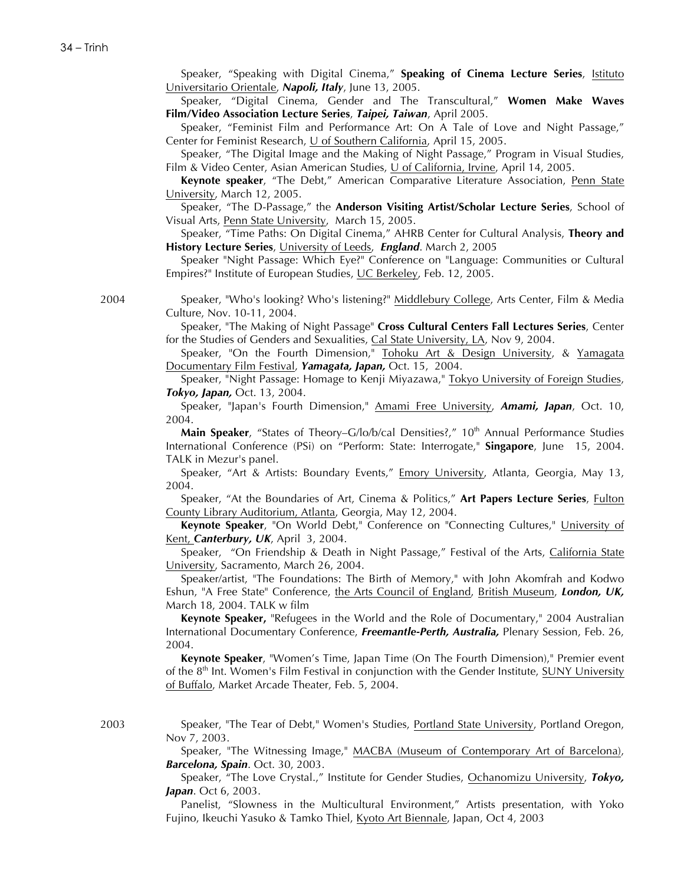Speaker, "Speaking with Digital Cinema," **Speaking of Cinema Lecture Series**, Istituto Universitario Orientale, ***Napoli, Italy***, June 13, 2005.

Speaker, "Digital Cinema, Gender and The Transcultural," **Women Make Waves Film/Video Association Lecture Series**, ***Taipei, Taiwan***, April 2005.

Speaker, "Feminist Film and Performance Art: On A Tale of Love and Night Passage," Center for Feminist Research, U of Southern California, April 15, 2005.

Speaker, "The Digital Image and the Making of Night Passage," Program in Visual Studies, Film & Video Center, Asian American Studies, U of California, Irvine, April 14, 2005.

**Keynote speaker**, "The Debt," American Comparative Literature Association, Penn State University, March 12, 2005.

Speaker, "The D-Passage," the **Anderson Visiting Artist/Scholar Lecture Series**, School of Visual Arts, Penn State University, March 15, 2005.

Speaker, "Time Paths: On Digital Cinema," AHRB Center for Cultural Analysis, **Theory and History Lecture Series**, University of Leeds, ***England***. March 2, 2005

Speaker "Night Passage: Which Eye?" Conference on "Language: Communities or Cultural Empires?" Institute of European Studies, UC Berkeley, Feb. 12, 2005.

2004

Speaker, "Who's looking? Who's listening?" Middlebury College, Arts Center, Film & Media Culture, Nov. 10-11, 2004.

Speaker, "The Making of Night Passage" **Cross Cultural Centers Fall Lectures Series**, Center for the Studies of Genders and Sexualities, Cal State University, LA, Nov 9, 2004.

Speaker, "On the Fourth Dimension," Tohoku Art & Design University, & Yamagata Documentary Film Festival, ***Yamagata, Japan,*** Oct. 15, 2004.

Speaker, "Night Passage: Homage to Kenji Miyazawa," Tokyo University of Foreign Studies, ***Tokyo, Japan,*** Oct. 13, 2004.

Speaker, "Japan's Fourth Dimension," Amami Free University, ***Amami, Japan***, Oct. 10, 2004.

**Main Speaker**, "States of Theory–G/lo/b/cal Densities?," 10th Annual Performance Studies International Conference (PSi) on "Perform: State: Interrogate," **Singapore**, June 15, 2004. TALK in Mezur's panel.

Speaker, "Art & Artists: Boundary Events," Emory University, Atlanta, Georgia, May 13, 2004.

Speaker, "At the Boundaries of Art, Cinema & Politics," **Art Papers Lecture Series**, Fulton County Library Auditorium, Atlanta, Georgia, May 12, 2004.

**Keynote Speaker**, "On World Debt," Conference on "Connecting Cultures," University of Kent, ***Canterbury, UK***, April 3, 2004.

Speaker, "On Friendship & Death in Night Passage," Festival of the Arts, California State University, Sacramento, March 26, 2004.

Speaker/artist, "The Foundations: The Birth of Memory," with John Akomfrah and Kodwo Eshun, "A Free State" Conference, the Arts Council of England, British Museum, ***London, UK,*** March 18, 2004. TALK w film

**Keynote Speaker,** "Refugees in the World and the Role of Documentary," 2004 Australian International Documentary Conference, ***Freemantle-Perth, Australia,*** Plenary Session, Feb. 26, 2004.

**Keynote Speaker**, "Women's Time, Japan Time (On The Fourth Dimension)," Premier event of the 8th Int. Women's Film Festival in conjunction with the Gender Institute, SUNY University of Buffalo, Market Arcade Theater, Feb. 5, 2004.

2003

Speaker, "The Tear of Debt," Women's Studies, Portland State University, Portland Oregon, Nov 7, 2003.

Speaker, "The Witnessing Image," MACBA (Museum of Contemporary Art of Barcelona), ***Barcelona, Spain***. Oct. 30, 2003.

Speaker, "The Love Crystal.," Institute for Gender Studies, Ochanomizu University, ***Tokyo, Japan***. Oct 6, 2003.

Panelist, "Slowness in the Multicultural Environment," Artists presentation, with Yoko Fujino, Ikeuchi Yasuko & Tamko Thiel, Kyoto Art Biennale, Japan, Oct 4, 2003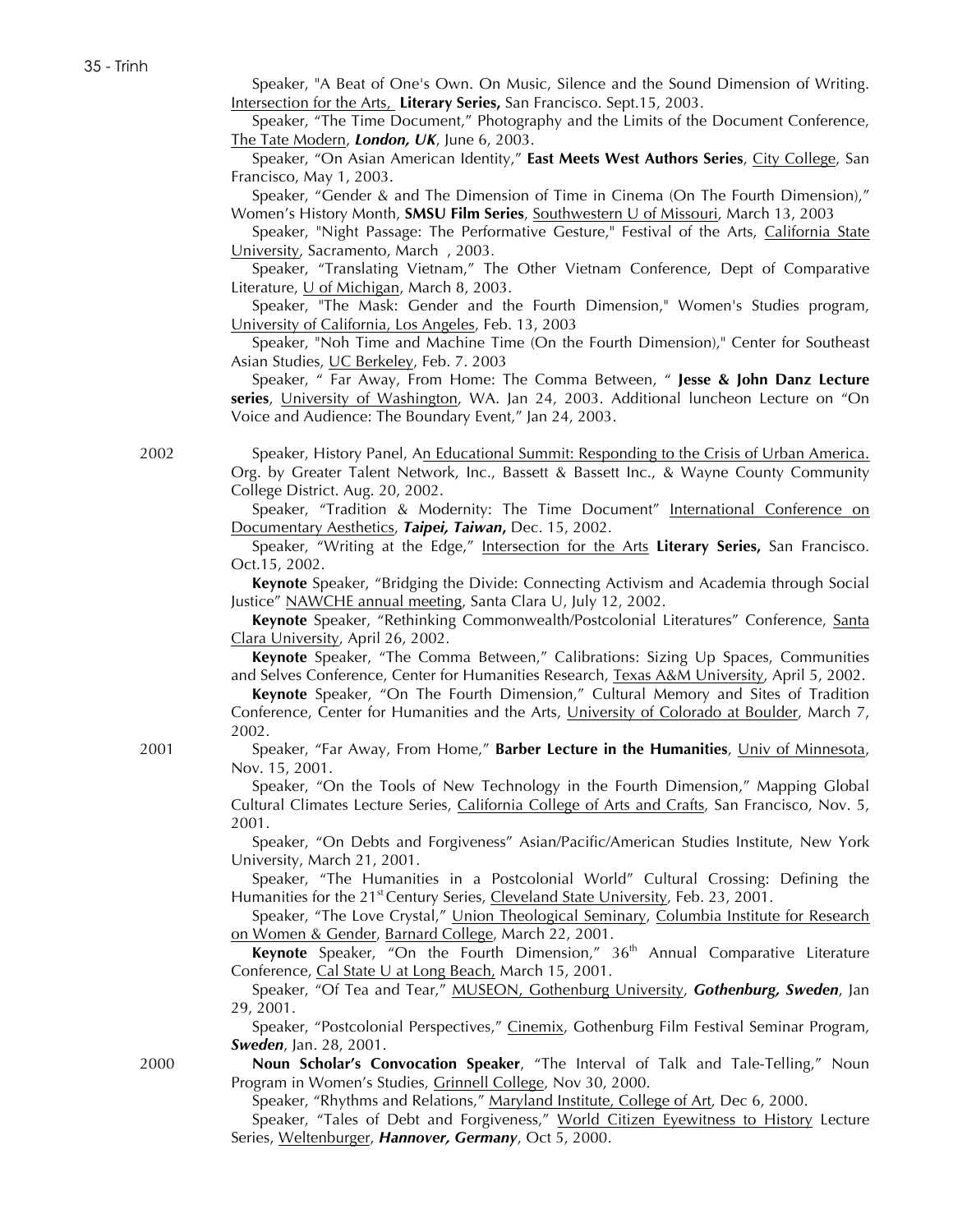Speaker, "A Beat of One's Own. On Music, Silence and the Sound Dimension of Writing. Intersection for the Arts, **Literary Series,** San Francisco. Sept.15, 2003.

Speaker, "The Time Document," Photography and the Limits of the Document Conference, The Tate Modern, ***London, UK***, June 6, 2003.

Speaker, "On Asian American Identity," **East Meets West Authors Series**, City College, San Francisco, May 1, 2003.

Speaker, "Gender & and The Dimension of Time in Cinema (On The Fourth Dimension)," Women's History Month, **SMSU Film Series**, Southwestern U of Missouri, March 13, 2003

Speaker, "Night Passage: The Performative Gesture," Festival of the Arts, California State University, Sacramento, March , 2003.

Speaker, "Translating Vietnam," The Other Vietnam Conference, Dept of Comparative Literature, U of Michigan, March 8, 2003.

Speaker, "The Mask: Gender and the Fourth Dimension," Women's Studies program, University of California, Los Angeles, Feb. 13, 2003

Speaker, "Noh Time and Machine Time (On the Fourth Dimension)," Center for Southeast Asian Studies, UC Berkeley, Feb. 7. 2003

Speaker, " Far Away, From Home: The Comma Between, " **Jesse & John Danz Lecture series**, University of Washington, WA. Jan 24, 2003. Additional luncheon Lecture on "On Voice and Audience: The Boundary Event," Jan 24, 2003.

2002

Speaker, History Panel, An Educational Summit: Responding to the Crisis of Urban America. Org. by Greater Talent Network, Inc., Bassett & Bassett Inc., & Wayne County Community College District. Aug. 20, 2002.

Speaker, "Tradition & Modernity: The Time Document" International Conference on Documentary Aesthetics, ***Taipei, Taiwan,*** Dec. 15, 2002.

Speaker, "Writing at the Edge," Intersection for the Arts **Literary Series,** San Francisco. Oct.15, 2002.

**Keynote** Speaker, "Bridging the Divide: Connecting Activism and Academia through Social Justice" NAWCHE annual meeting, Santa Clara U, July 12, 2002.

**Keynote** Speaker, "Rethinking Commonwealth/Postcolonial Literatures" Conference, Santa Clara University, April 26, 2002.

**Keynote** Speaker, "The Comma Between," Calibrations: Sizing Up Spaces, Communities and Selves Conference, Center for Humanities Research, Texas A&M University, April 5, 2002.

**Keynote** Speaker, "On The Fourth Dimension," Cultural Memory and Sites of Tradition Conference, Center for Humanities and the Arts, University of Colorado at Boulder, March 7, 2002.

2001

Speaker, "Far Away, From Home," **Barber Lecture in the Humanities**, Univ of Minnesota, Nov. 15, 2001.

Speaker, "On the Tools of New Technology in the Fourth Dimension," Mapping Global Cultural Climates Lecture Series, California College of Arts and Crafts, San Francisco, Nov. 5, 2001.

Speaker, "On Debts and Forgiveness" Asian/Pacific/American Studies Institute, New York University, March 21, 2001.

Speaker, "The Humanities in a Postcolonial World" Cultural Crossing: Defining the Humanities for the 21st Century Series, Cleveland State University, Feb. 23, 2001.

Speaker, "The Love Crystal," Union Theological Seminary, Columbia Institute for Research on Women & Gender, Barnard College, March 22, 2001.

**Keynote** Speaker, "On the Fourth Dimension," 36th Annual Comparative Literature Conference, Cal State U at Long Beach, March 15, 2001.

Speaker, "Of Tea and Tear," MUSEON, Gothenburg University, ***Gothenburg, Sweden***, Jan 29, 2001.

Speaker, "Postcolonial Perspectives," Cinemix, Gothenburg Film Festival Seminar Program, ***Sweden***, Jan. 28, 2001.

2000

**Noun Scholar's Convocation Speaker**, "The Interval of Talk and Tale-Telling," Noun Program in Women's Studies, Grinnell College, Nov 30, 2000.

Speaker, "Rhythms and Relations," Maryland Institute, College of Art, Dec 6, 2000.

Speaker, "Tales of Debt and Forgiveness," World Citizen Eyewitness to History Lecture Series, Weltenburger, ***Hannover, Germany***, Oct 5, 2000.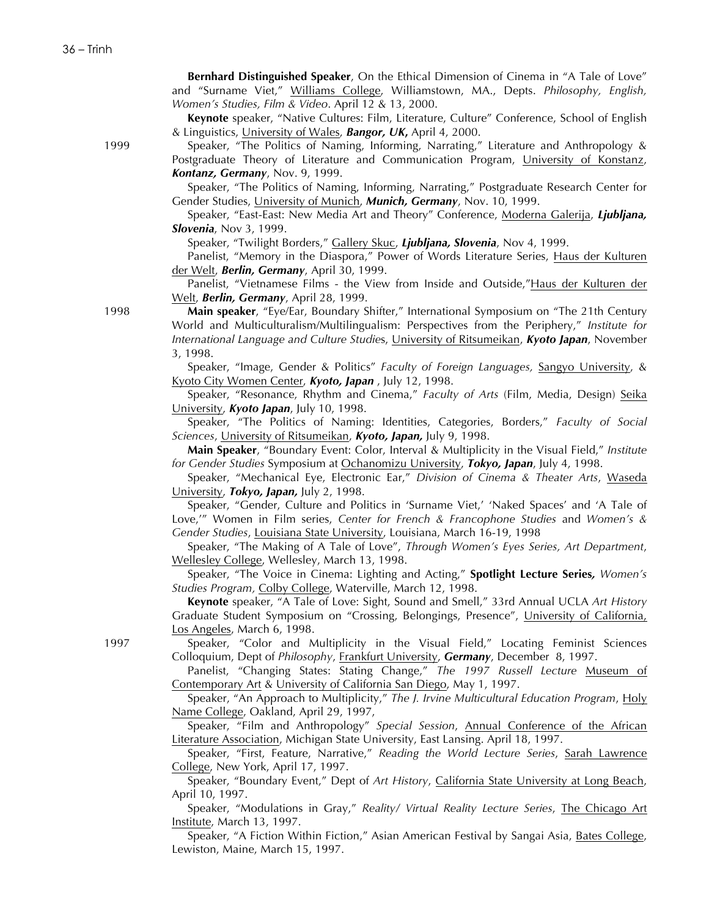**Bernhard Distinguished Speaker**, On the Ethical Dimension of Cinema in "A Tale of Love" and "Surname Viet," Williams College, Williamstown, MA., Depts. *Philosophy, English, Women's Studies, Film & Video*. April 12 & 13, 2000.

**Keynote** speaker, "Native Cultures: Film, Literature, Culture" Conference, School of English & Linguistics, University of Wales, ***Bangor, UK,*** April 4, 2000.

1999

Speaker, "The Politics of Naming, Informing, Narrating," Literature and Anthropology & Postgraduate Theory of Literature and Communication Program, University of Konstanz, ***Kontanz, Germany***, Nov. 9, 1999.

Speaker, "The Politics of Naming, Informing, Narrating," Postgraduate Research Center for Gender Studies, University of Munich, ***Munich, Germany***, Nov. 10, 1999.

Speaker, "East-East: New Media Art and Theory" Conference, Moderna Galerija, ***Ljubljana, Slovenia***, Nov 3, 1999.

Speaker, "Twilight Borders," Gallery Skuc, ***Ljubljana, Slovenia***, Nov 4, 1999.

Panelist, "Memory in the Diaspora," Power of Words Literature Series, Haus der Kulturen der Welt, ***Berlin, Germany***, April 30, 1999.

Panelist, "Vietnamese Films - the View from Inside and Outside,"Haus der Kulturen der Welt, ***Berlin, Germany***, April 28, 1999.

1998

**Main speaker**, "Eye/Ear, Boundary Shifter," International Symposium on "The 21th Century World and Multiculturalism/Multilingualism: Perspectives from the Periphery," *Institute for International Language and Culture Studies*, University of Ritsumeikan, ***Kyoto Japan***, November 3, 1998.

Speaker, "Image, Gender & Politics" *Faculty of Foreign Languages,* Sangyo University, & Kyoto City Women Center, ***Kyoto, Japan*** , July 12, 1998.

Speaker, "Resonance, Rhythm and Cinema," *Faculty of Arts* (Film, Media, Design) Seika University, ***Kyoto Japan***, July 10, 1998.

Speaker, "The Politics of Naming: Identities, Categories, Borders," *Faculty of Social Sciences*, University of Ritsumeikan, ***Kyoto, Japan,*** July 9, 1998.

**Main Speaker**, "Boundary Event: Color, Interval & Multiplicity in the Visual Field," *Institute for Gender Studies* Symposium at Ochanomizu University, ***Tokyo, Japan***, July 4, 1998.

Speaker, "Mechanical Eye, Electronic Ear," *Division of Cinema & Theater Arts*, Waseda University, ***Tokyo, Japan,*** July 2, 1998.

Speaker, "Gender, Culture and Politics in 'Surname Viet,' 'Naked Spaces' and 'A Tale of Love,'" Women in Film series, *Center for French & Francophone Studies* and *Women's & Gender Studies*, Louisiana State University, Louisiana, March 16-19, 1998

Speaker, "The Making of A Tale of Love", *Through Women's Eyes Series, Art Department*, Wellesley College, Wellesley, March 13, 1998.

Speaker, "The Voice in Cinema: Lighting and Acting," **Spotlight Lecture Series***, Women's Studies Program,* Colby College, Waterville, March 12, 1998.

**Keynote** speaker, "A Tale of Love: Sight, Sound and Smell," 33rd Annual UCLA *Art History* Graduate Student Symposium on "Crossing, Belongings, Presence", University of California, Los Angeles, March 6, 1998.

1997

Speaker, "Color and Multiplicity in the Visual Field," Locating Feminist Sciences Colloquium, Dept of *Philosophy*, Frankfurt University, ***Germany***, December 8, 1997.

Panelist, "Changing States: Stating Change," *The 1997 Russell Lecture* Museum of Contemporary Art & University of California San Diego, May 1, 1997.

Speaker, "An Approach to Multiplicity," *The J. Irvine Multicultural Education Program*, Holy Name College, Oakland, April 29, 1997,

Speaker, "Film and Anthropology" *Special Session*, Annual Conference of the African Literature Association, Michigan State University, East Lansing. April 18, 1997.

Speaker, "First, Feature, Narrative," *Reading the World Lecture Series*, Sarah Lawrence College, New York, April 17, 1997.

Speaker, "Boundary Event," Dept of *Art History*, California State University at Long Beach, April 10, 1997.

Speaker, "Modulations in Gray," *Reality/ Virtual Reality Lecture Series*, The Chicago Art Institute, March 13, 1997.

Speaker, "A Fiction Within Fiction," Asian American Festival by Sangai Asia, Bates College, Lewiston, Maine, March 15, 1997.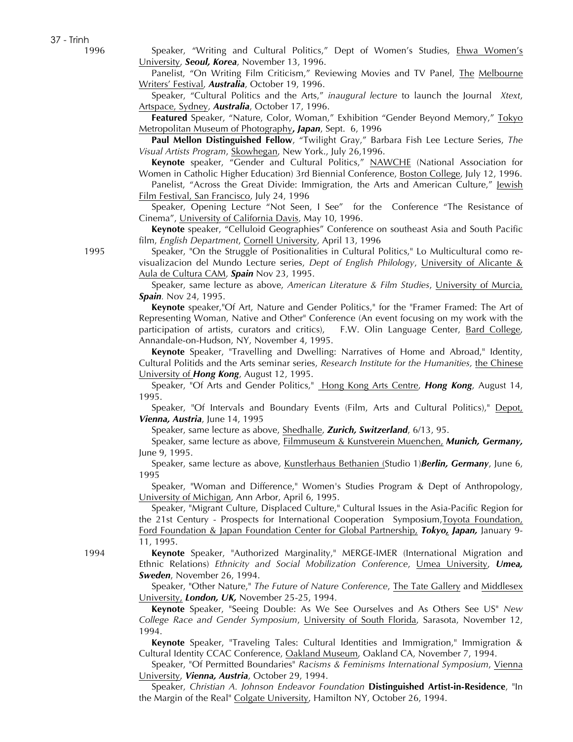1996

Speaker, "Writing and Cultural Politics," Dept of Women's Studies, Ehwa Women's University, ***Seoul, Korea***, November 13, 1996.

Panelist, "On Writing Film Criticism," Reviewing Movies and TV Panel, The Melbourne Writers' Festival, ***Australia***, October 19, 1996.

Speaker, "Cultural Politics and the Arts," *inaugural lecture* to launch the Journal *Xtext*, Artspace, Sydney, ***Australia***, October 17, 1996.

**Featured** Speaker, "Nature, Color, Woman," Exhibition "Gender Beyond Memory," Tokyo Metropolitan Museum of Photography***, Japan***, Sept. 6, 1996

**Paul Mellon Distinguished Fellow**, "Twilight Gray," Barbara Fish Lee Lecture Series, *The Visual Artists Program*, Skowhegan, New York., July 26,1996.

**Keynote** speaker, "Gender and Cultural Politics," NAWCHE (National Association for Women in Catholic Higher Education) 3rd Biennial Conference, Boston College, July 12, 1996.

Panelist, "Across the Great Divide: Immigration, the Arts and American Culture," Jewish Film Festival, San Francisco, July 24, 1996

Speaker, Opening Lecture "Not Seen, I See" for the Conference "The Resistance of Cinema", University of California Davis, May 10, 1996.

**Keynote** speaker, "Celluloid Geographies" Conference on southeast Asia and South Pacific film, *English Department*, Cornell University, April 13, 1996

1995

Speaker, "On the Struggle of Positionalities in Cultural Politics," Lo Multicultural como re-visualizacion del Mundo Lecture series, *Dept of English Philology*, University of Alicante & Aula de Cultura CAM, ***Spain*** Nov 23, 1995.

Speaker, same lecture as above, *American Literature & Film Studies*, University of Murcia, ***Spain***. Nov 24, 1995.

**Keynote** speaker,"Of Art, Nature and Gender Politics," for the "Framer Framed: The Art of Representing Woman, Native and Other" Conference (An event focusing on my work with the participation of artists, curators and critics), F.W. Olin Language Center, Bard College, Annandale-on-Hudson, NY, November 4, 1995.

**Keynote** Speaker, "Travelling and Dwelling: Narratives of Home and Abroad," Identity, Cultural Politids and the Arts seminar series, *Research Institute for the Humanities,* the Chinese University of ***Hong Kong***, August 12, 1995.

Speaker, "Of Arts and Gender Politics," Hong Kong Arts Centre, ***Hong Kong***, August 14, 1995.

Speaker, "Of Intervals and Boundary Events (Film, Arts and Cultural Politics)," Depot, ***Vienna, Austria***, June 14, 1995

Speaker, same lecture as above, Shedhalle, ***Zurich, Switzerland***, 6/13, 95.

Speaker, same lecture as above, Filmmuseum & Kunstverein Muenchen, ***Munich, Germany,*** June 9, 1995.

Speaker, same lecture as above, Kunstlerhaus Bethanien (Studio 1)***Berlin, Germany***, June 6, 1995

Speaker, "Woman and Difference," Women's Studies Program & Dept of Anthropology, University of Michigan, Ann Arbor, April 6, 1995.

Speaker, "Migrant Culture, Displaced Culture," Cultural Issues in the Asia-Pacific Region for the 21st Century - Prospects for International Cooperation Symposium,Toyota Foundation, Ford Foundation & Japan Foundation Center for Global Partnership, ***Tokyo, Japan,*** January 9-11, 1995.

1994

**Keynote** Speaker, "Authorized Marginality," MERGE-IMER (International Migration and Ethnic Relations) *Ethnicity and Social Mobilization Conference*, Umea University, ***Umea, Sweden***, November 26, 1994.

Speaker, "Other Nature," *The Future of Nature Conference*, The Tate Gallery and Middlesex University, ***London, UK,*** November 25-25, 1994.

**Keynote** Speaker, "Seeing Double: As We See Ourselves and As Others See US" *New College Race and Gender Symposium*, University of South Florida, Sarasota, November 12, 1994.

**Keynote** Speaker, "Traveling Tales: Cultural Identities and Immigration," Immigration & Cultural Identity CCAC Conference, Oakland Museum, Oakland CA, November 7, 1994.

Speaker, "Of Permitted Boundaries" *Racisms & Feminisms International Symposium*, Vienna University, ***Vienna, Austria***, October 29, 1994.

Speaker, *Christian A. Johnson Endeavor Foundation* **Distinguished Artist-in-Residence**, "In the Margin of the Real" Colgate University, Hamilton NY, October 26, 1994.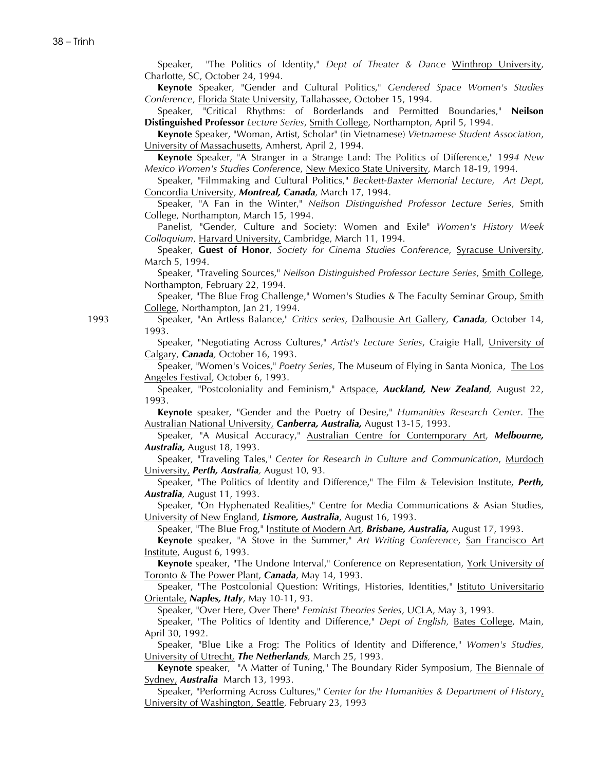Speaker, "The Politics of Identity," *Dept of Theater & Dance* Winthrop University, Charlotte, SC, October 24, 1994.

**Keynote** Speaker, "Gender and Cultural Politics," *Gendered Space Women's Studies Conference*, Florida State University, Tallahassee, October 15, 1994.

Speaker, "Critical Rhythms: of Borderlands and Permitted Boundaries," **Neilson Distinguished Professor** *Lecture Series*, Smith College, Northampton, April 5, 1994.

**Keynote** Speaker, "Woman, Artist, Scholar" (in Vietnamese) *Vietnamese Student Association*, University of Massachusetts, Amherst, April 2, 1994.

**Keynote** Speaker, "A Stranger in a Strange Land: The Politics of Difference," *1994 New Mexico Women's Studies Conference*, New Mexico State University, March 18-19, 1994.

Speaker, "Filmmaking and Cultural Politics," *Beckett-Baxter Memorial Lecture*, *Art Dept*, Concordia University, ***Montreal, Canada***, March 17, 1994.

Speaker, "A Fan in the Winter," *Neilson Distinguished Professor Lecture Series*, Smith College, Northampton, March 15, 1994.

Panelist, "Gender, Culture and Society: Women and Exile" *Women's History Week Colloquium*, Harvard University, Cambridge, March 11, 1994.

Speaker, **Guest of Honor**, *Society for Cinema Studies Conference*, Syracuse University, March 5, 1994.

Speaker, "Traveling Sources," *Neilson Distinguished Professor Lecture Series*, Smith College, Northampton, February 22, 1994.

Speaker, "The Blue Frog Challenge," Women's Studies & The Faculty Seminar Group, Smith College, Northampton, Jan 21, 1994.

1993

Speaker, "An Artless Balance," *Critics series*, Dalhousie Art Gallery, ***Canada***, October 14, 1993.

Speaker, "Negotiating Across Cultures," *Artist's Lecture Series*, Craigie Hall, University of Calgary, ***Canada***, October 16, 1993.

Speaker, "Women's Voices," *Poetry Series*, The Museum of Flying in Santa Monica, The Los Angeles Festival, October 6, 1993.

Speaker, "Postcoloniality and Feminism," Artspace, ***Auckland, New Zealand***, August 22, 1993.

**Keynote** speaker, "Gender and the Poetry of Desire," *Humanities Research Center*. The Australian National University, ***Canberra, Australia,*** August 13-15, 1993.

Speaker, "A Musical Accuracy," Australian Centre for Contemporary Art, ***Melbourne, Australia,*** August 18, 1993.

Speaker, "Traveling Tales," *Center for Research in Culture and Communication*, Murdoch University, ***Perth, Australia***, August 10, 93.

Speaker, "The Politics of Identity and Difference," The Film & Television Institute, ***Perth, Australia***, August 11, 1993.

Speaker, "On Hyphenated Realities," Centre for Media Communications & Asian Studies, University of New England, ***Lismore, Australia***, August 16, 1993.

Speaker, "The Blue Frog," Institute of Modern Art, ***Brisbane, Australia,*** August 17, 1993.

**Keynote** speaker, "A Stove in the Summer," *Art Writing Conference*, San Francisco Art Institute, August 6, 1993.

**Keynote** speaker, "The Undone Interval," Conference on Representation, York University of Toronto & The Power Plant, ***Canada***, May 14, 1993.

Speaker, "The Postcolonial Question: Writings, Histories, Identities," Istituto Universitario Orientale, ***Naples, Italy***, May 10-11, 93.

Speaker, "Over Here, Over There" *Feminist Theories Series*, UCLA, May 3, 1993.

Speaker, "The Politics of Identity and Difference," *Dept of English,* Bates College, Main, April 30, 1992.

Speaker, "Blue Like a Frog: The Politics of Identity and Difference," *Women's Studies*, University of Utrecht, ***The Netherlands***, March 25, 1993.

**Keynote** speaker, "A Matter of Tuning," The Boundary Rider Symposium, The Biennale of Sydney, ***Australia*** March 13, 1993.

Speaker, "Performing Across Cultures," *Center for the Humanities & Department of History*, University of Washington, Seattle, February 23, 1993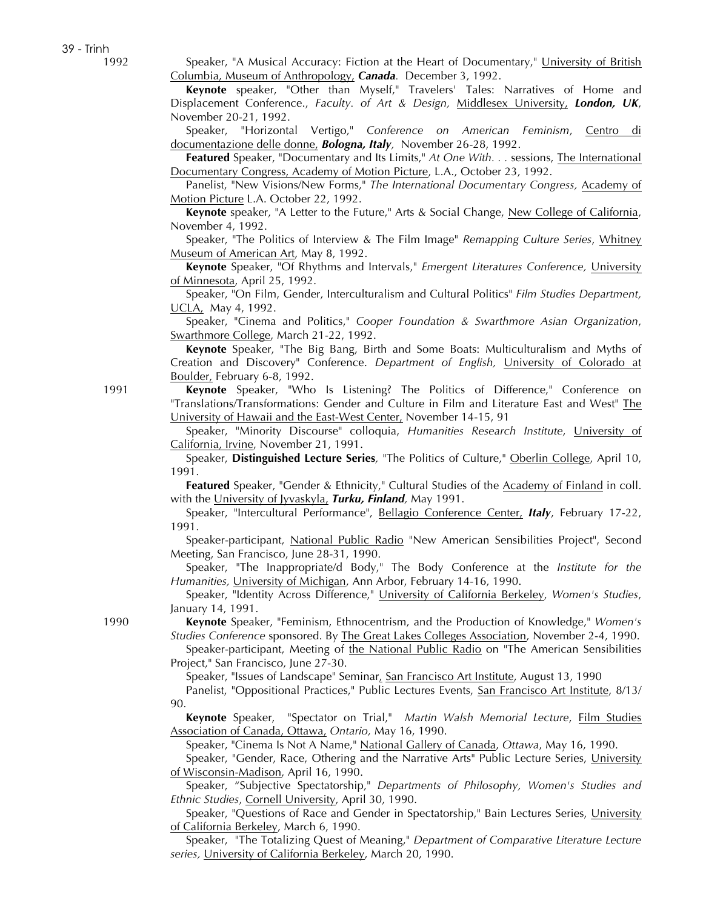1992

Speaker, "A Musical Accuracy: Fiction at the Heart of Documentary," University of British Columbia, Museum of Anthropology, ***Canada***. December 3, 1992.

**Keynote** speaker, "Other than Myself," Travelers' Tales: Narratives of Home and Displacement Conference., *Faculty. of Art & Design,* Middlesex University, ***London, UK***, November 20-21, 1992.

Speaker, "Horizontal Vertigo," *Conference on American Feminism*, Centro di documentazione delle donne, ***Bologna, Italy***, November 26-28, 1992.

**Featured** Speaker, "Documentary and Its Limits," *At One With. . .* sessions, The International Documentary Congress, Academy of Motion Picture, L.A., October 23, 1992.

Panelist, "New Visions/New Forms," *The International Documentary Congress,* Academy of Motion Picture L.A. October 22, 1992.

**Keynote** speaker, "A Letter to the Future," Arts & Social Change, New College of California, November 4, 1992.

Speaker, "The Politics of Interview & The Film Image" *Remapping Culture Series*, Whitney Museum of American Art, May 8, 1992.

**Keynote** Speaker, "Of Rhythms and Intervals," *Emergent Literatures Conference,* University of Minnesota, April 25, 1992.

Speaker, "On Film, Gender, Interculturalism and Cultural Politics" *Film Studies Department,* UCLA, May 4, 1992.

Speaker, "Cinema and Politics," *Cooper Foundation & Swarthmore Asian Organization*, Swarthmore College, March 21-22, 1992.

**Keynote** Speaker, "The Big Bang, Birth and Some Boats: Multiculturalism and Myths of Creation and Discovery" Conference. *Department of English,* University of Colorado at Boulder, February 6-8, 1992.

1991

**Keynote** Speaker, "Who Is Listening? The Politics of Difference," Conference on "Translations/Transformations: Gender and Culture in Film and Literature East and West" The University of Hawaii and the East-West Center, November 14-15, 91

Speaker, "Minority Discourse" colloquia, *Humanities Research Institute,* University of California, Irvine, November 21, 1991.

Speaker, **Distinguished Lecture Series**, "The Politics of Culture," Oberlin College, April 10, 1991.

**Featured** Speaker, "Gender & Ethnicity," Cultural Studies of the Academy of Finland in coll. with the University of Jyvaskyla, ***Turku, Finland***, May 1991.

Speaker, "Intercultural Performance", Bellagio Conference Center, ***Italy***, February 17-22, 1991.

Speaker-participant, National Public Radio "New American Sensibilities Project", Second Meeting, San Francisco, June 28-31, 1990.

Speaker, "The Inappropriate/d Body," The Body Conference at the *Institute for the Humanities,* University of Michigan, Ann Arbor, February 14-16, 1990.

Speaker, "Identity Across Difference," University of California Berkeley, *Women's Studies*, January 14, 1991.

1990

**Keynote** Speaker, "Feminism, Ethnocentrism, and the Production of Knowledge," *Women's Studies Conference* sponsored. By The Great Lakes Colleges Association, November 2-4, 1990.

Speaker-participant, Meeting of the National Public Radio on "The American Sensibilities Project," San Francisco, June 27-30.

Speaker, "Issues of Landscape" Seminar, San Francisco Art Institute, August 13, 1990

Panelist, "Oppositional Practices," Public Lectures Events, San Francisco Art Institute, 8/13/ 90.

**Keynote** Speaker, "Spectator on Trial," *Martin Walsh Memorial Lecture*, Film Studies Association of Canada, Ottawa, *Ontario,* May 16, 1990.

Speaker, "Cinema Is Not A Name," National Gallery of Canada, *Ottawa*, May 16, 1990.

Speaker, "Gender, Race, Othering and the Narrative Arts" Public Lecture Series, University of Wisconsin-Madison, April 16, 1990.

Speaker, "Subjective Spectatorship," *Departments of Philosophy, Women's Studies and Ethnic Studies*, Cornell University, April 30, 1990.

Speaker, "Questions of Race and Gender in Spectatorship," Bain Lectures Series, University of California Berkeley, March 6, 1990.

Speaker, "The Totalizing Quest of Meaning," *Department of Comparative Literature Lecture series,* University of California Berkeley, March 20, 1990.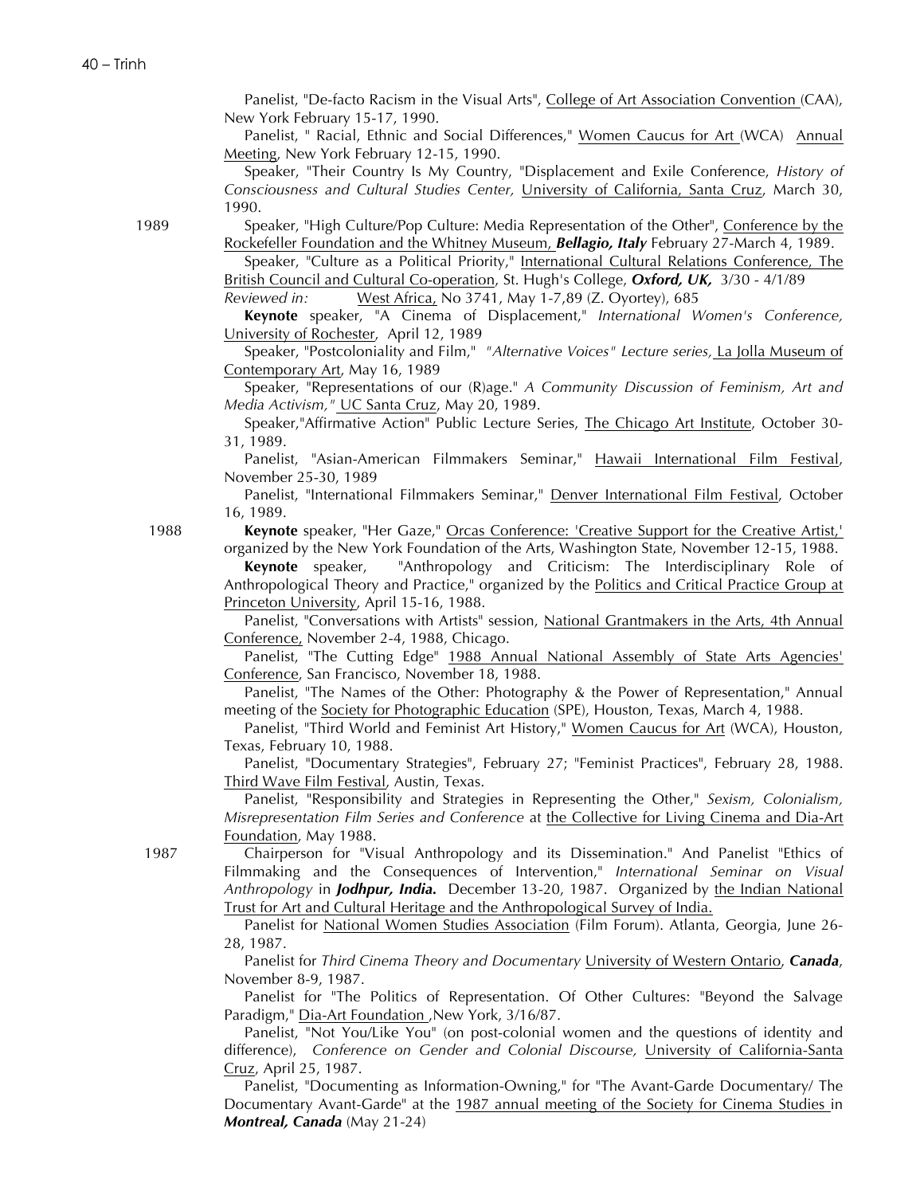Panelist, "De-facto Racism in the Visual Arts", College of Art Association Convention (CAA), New York February 15-17, 1990.

Panelist, " Racial, Ethnic and Social Differences," Women Caucus for Art (WCA) Annual Meeting, New York February 12-15, 1990.

Speaker, "Their Country Is My Country, "Displacement and Exile Conference, *History of Consciousness and Cultural Studies Center,* University of California, Santa Cruz, March 30, 1990.

**1989**

Speaker, "High Culture/Pop Culture: Media Representation of the Other", Conference by the Rockefeller Foundation and the Whitney Museum, ***Bellagio, Italy*** February 27-March 4, 1989.

Speaker, "Culture as a Political Priority," International Cultural Relations Conference, The British Council and Cultural Co-operation, St. Hugh's College, ***Oxford, UK,*** 3/30 - 4/1/89
*Reviewed in:* West Africa, No 3741, May 1-7,89 (Z. Oyortey), 685

**Keynote** speaker, "A Cinema of Displacement," *International Women's Conference,* University of Rochester, April 12, 1989

Speaker, "Postcoloniality and Film," *"Alternative Voices" Lecture series,* La Jolla Museum of Contemporary Art, May 16, 1989

Speaker, "Representations of our (R)age." *A Community Discussion of Feminism, Art and Media Activism,"* UC Santa Cruz, May 20, 1989.

Speaker,"Affirmative Action" Public Lecture Series, The Chicago Art Institute, October 30-31, 1989.

Panelist, "Asian-American Filmmakers Seminar," Hawaii International Film Festival, November 25-30, 1989

Panelist, "International Filmmakers Seminar," Denver International Film Festival, October 16, 1989.

**1988**

**Keynote** speaker, "Her Gaze," Orcas Conference: 'Creative Support for the Creative Artist,' organized by the New York Foundation of the Arts, Washington State, November 12-15, 1988.

**Keynote** speaker, "Anthropology and Criticism: The Interdisciplinary Role of Anthropological Theory and Practice," organized by the Politics and Critical Practice Group at Princeton University, April 15-16, 1988.

Panelist, "Conversations with Artists" session, National Grantmakers in the Arts, 4th Annual Conference, November 2-4, 1988, Chicago.

Panelist, "The Cutting Edge" 1988 Annual National Assembly of State Arts Agencies' Conference, San Francisco, November 18, 1988.

Panelist, "The Names of the Other: Photography & the Power of Representation," Annual meeting of the Society for Photographic Education (SPE), Houston, Texas, March 4, 1988.

Panelist, "Third World and Feminist Art History," Women Caucus for Art (WCA), Houston, Texas, February 10, 1988.

Panelist, "Documentary Strategies", February 27; "Feminist Practices", February 28, 1988. Third Wave Film Festival, Austin, Texas.

Panelist, "Responsibility and Strategies in Representing the Other," *Sexism, Colonialism, Misrepresentation Film Series and Conference* at the Collective for Living Cinema and Dia-Art Foundation, May 1988.

**1987**

Chairperson for "Visual Anthropology and its Dissemination." And Panelist "Ethics of Filmmaking and the Consequences of Intervention," *International Seminar on Visual Anthropology* in ***Jodhpur, India.*** December 13-20, 1987. Organized by the Indian National Trust for Art and Cultural Heritage and the Anthropological Survey of India.

Panelist for National Women Studies Association (Film Forum). Atlanta, Georgia, June 26-28, 1987.

Panelist for *Third Cinema Theory and Documentary* University of Western Ontario, ***Canada***, November 8-9, 1987.

Panelist for "The Politics of Representation. Of Other Cultures: "Beyond the Salvage Paradigm," Dia-Art Foundation ,New York, 3/16/87.

Panelist, "Not You/Like You" (on post-colonial women and the questions of identity and difference), *Conference on Gender and Colonial Discourse,* University of California-Santa Cruz, April 25, 1987.

Panelist, "Documenting as Information-Owning," for "The Avant-Garde Documentary/ The Documentary Avant-Garde" at the 1987 annual meeting of the Society for Cinema Studies in ***Montreal, Canada*** (May 21-24)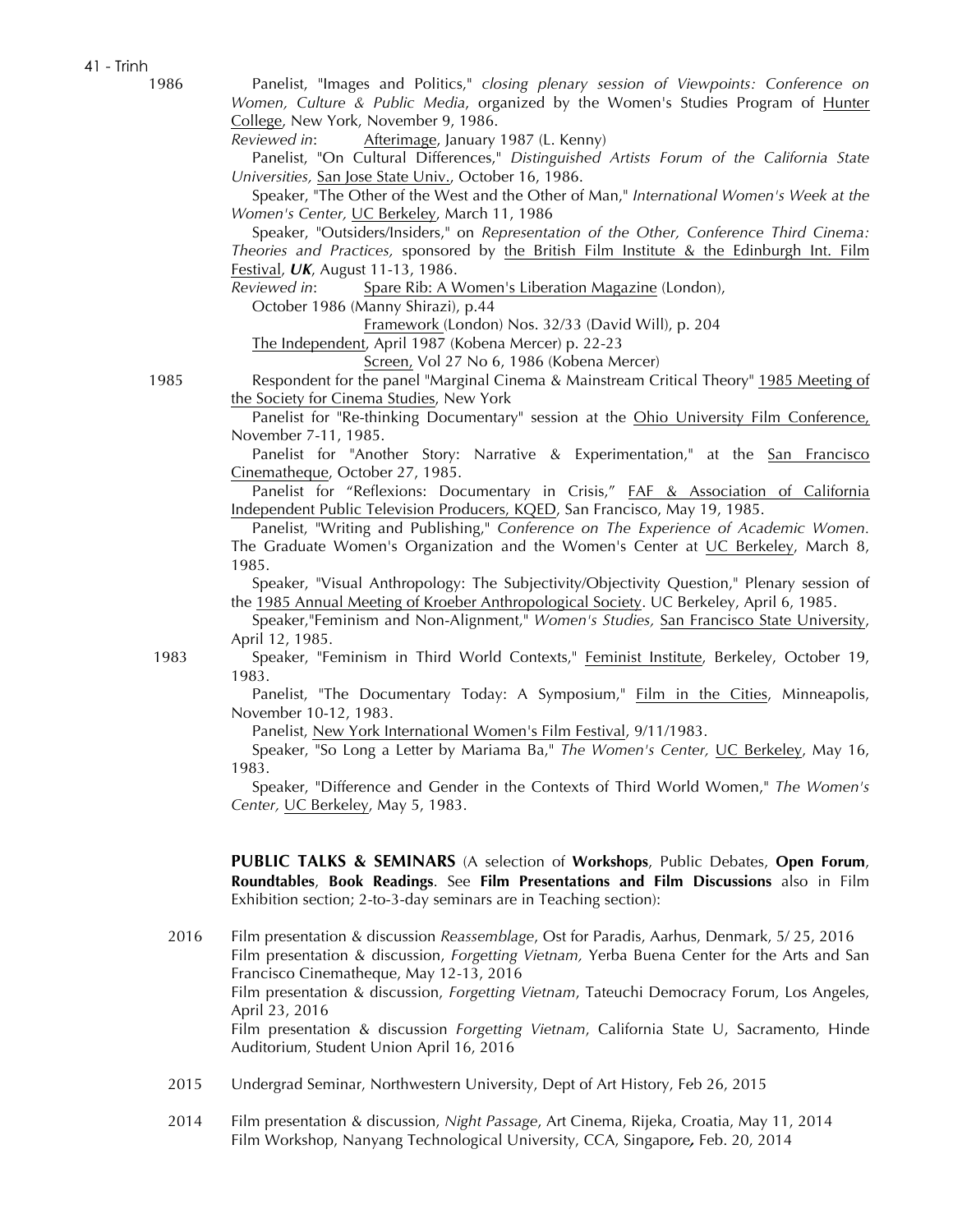1986 Panelist, "Images and Politics," *closing plenary session of Viewpoints: Conference on Women, Culture & Public Media*, organized by the Women's Studies Program of Hunter College, New York, November 9, 1986.

*Reviewed in*: Afterimage, January 1987 (L. Kenny)

Panelist, "On Cultural Differences," *Distinguished Artists Forum of the California State Universities,* San Jose State Univ., October 16, 1986.

Speaker, "The Other of the West and the Other of Man," *International Women's Week at the Women's Center,* UC Berkeley, March 11, 1986

Speaker, "Outsiders/Insiders," on *Representation of the Other, Conference Third Cinema: Theories and Practices,* sponsored by the British Film Institute & the Edinburgh Int. Film Festival, ***UK***, August 11-13, 1986.

*Reviewed in*: Spare Rib: A Women's Liberation Magazine (London), October 1986 (Manny Shirazi), p.44

Framework (London) Nos. 32/33 (David Will), p. 204

The Independent, April 1987 (Kobena Mercer) p. 22-23

Screen, Vol 27 No 6, 1986 (Kobena Mercer)

1985 Respondent for the panel "Marginal Cinema & Mainstream Critical Theory" 1985 Meeting of the Society for Cinema Studies, New York

Panelist for "Re-thinking Documentary" session at the Ohio University Film Conference, November 7-11, 1985.

Panelist for "Another Story: Narrative & Experimentation," at the San Francisco Cinematheque, October 27, 1985.

Panelist for "Reflexions: Documentary in Crisis," FAF & Association of California Independent Public Television Producers, KQED, San Francisco, May 19, 1985.

Panelist, "Writing and Publishing," *Conference on The Experience of Academic Women.* The Graduate Women's Organization and the Women's Center at UC Berkeley, March 8, 1985.

Speaker, "Visual Anthropology: The Subjectivity/Objectivity Question," Plenary session of the 1985 Annual Meeting of Kroeber Anthropological Society. UC Berkeley, April 6, 1985.

Speaker,"Feminism and Non-Alignment," *Women's Studies,* San Francisco State University, April 12, 1985.

1983 Speaker, "Feminism in Third World Contexts," Feminist Institute, Berkeley, October 19, 1983.

Panelist, "The Documentary Today: A Symposium," Film in the Cities, Minneapolis, November 10-12, 1983.

Panelist, New York International Women's Film Festival, 9/11/1983.

Speaker, "So Long a Letter by Mariama Ba," *The Women's Center,* UC Berkeley, May 16, 1983.

Speaker, "Difference and Gender in the Contexts of Third World Women," *The Women's Center,* UC Berkeley, May 5, 1983.

**PUBLIC TALKS & SEMINARS** (A selection of **Workshops**, Public Debates, **Open Forum**, **Roundtables**, **Book Readings**. See **Film Presentations and Film Discussions** also in Film Exhibition section; 2-to-3-day seminars are in Teaching section):

2016 Film presentation & discussion *Reassemblage*, Ost for Paradis, Aarhus, Denmark, 5/ 25, 2016

Film presentation & discussion, *Forgetting Vietnam,* Yerba Buena Center for the Arts and San Francisco Cinematheque, May 12-13, 2016

Film presentation & discussion, *Forgetting Vietnam*, Tateuchi Democracy Forum, Los Angeles, April 23, 2016

Film presentation & discussion *Forgetting Vietnam*, California State U, Sacramento, Hinde Auditorium, Student Union April 16, 2016

2015 Undergrad Seminar, Northwestern University, Dept of Art History, Feb 26, 2015

2014 Film presentation & discussion, *Night Passage*, Art Cinema, Rijeka, Croatia, May 11, 2014

Film Workshop, Nanyang Technological University, CCA, Singapore***,*** Feb. 20, 2014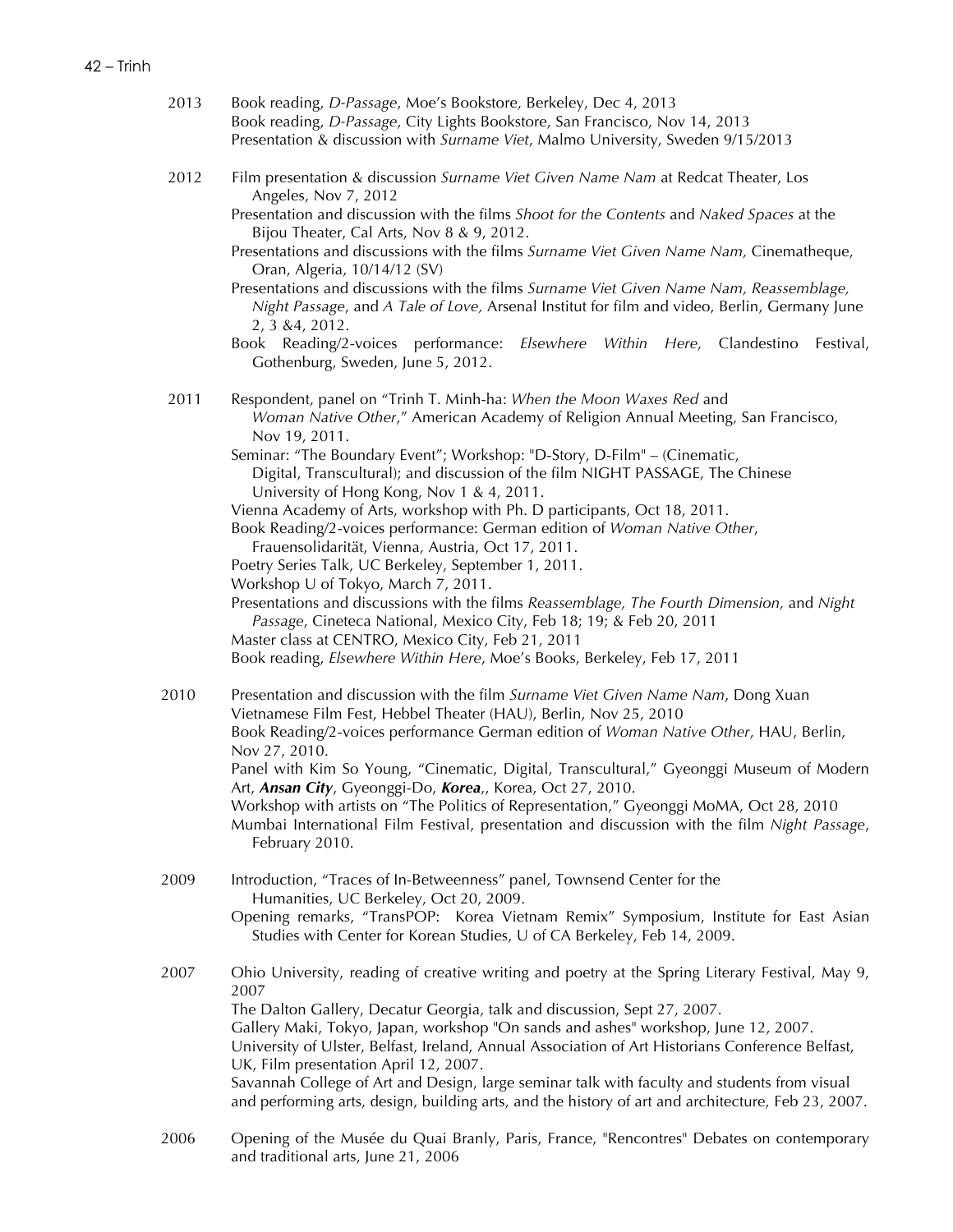2013 Book reading, *D-Passage*, Moe's Bookstore, Berkeley, Dec 4, 2013
Book reading, *D-Passage*, City Lights Bookstore, San Francisco, Nov 14, 2013
Presentation & discussion with *Surname Viet*, Malmo University, Sweden 9/15/2013

2012 Film presentation & discussion *Surname Viet Given Name Nam* at Redcat Theater, Los Angeles, Nov 7, 2012
Presentation and discussion with the films *Shoot for the Contents* and *Naked Spaces* at the Bijou Theater, Cal Arts, Nov 8 & 9, 2012.
Presentations and discussions with the films *Surname Viet Given Name Nam,* Cinematheque, Oran, Algeria, 10/14/12 (SV)
Presentations and discussions with the films *Surname Viet Given Name Nam, Reassemblage, Night Passage*, and *A Tale of Love,* Arsenal Institut for film and video, Berlin, Germany June 2, 3 &4, 2012.
Book Reading/2-voices performance: *Elsewhere Within Here*, Clandestino Festival, Gothenburg, Sweden, June 5, 2012.

2011 Respondent, panel on "Trinh T. Minh-ha: *When the Moon Waxes Red* and *Woman Native Other*," American Academy of Religion Annual Meeting, San Francisco, Nov 19, 2011.
Seminar: "The Boundary Event"; Workshop: "D-Story, D-Film" – (Cinematic, Digital, Transcultural); and discussion of the film NIGHT PASSAGE, The Chinese University of Hong Kong, Nov 1 & 4, 2011.
Vienna Academy of Arts, workshop with Ph. D participants, Oct 18, 2011.
Book Reading/2-voices performance: German edition of *Woman Native Other*, Frauensolidarität, Vienna, Austria, Oct 17, 2011.
Poetry Series Talk, UC Berkeley, September 1, 2011.
Workshop U of Tokyo, March 7, 2011.
Presentations and discussions with the films *Reassemblage, The Fourth Dimension,* and *Night Passage*, Cineteca National, Mexico City, Feb 18; 19; & Feb 20, 2011
Master class at CENTRO, Mexico City, Feb 21, 2011
Book reading, *Elsewhere Within Here*, Moe's Books, Berkeley, Feb 17, 2011

2010 Presentation and discussion with the film *Surname Viet Given Name Nam*, Dong Xuan Vietnamese Film Fest, Hebbel Theater (HAU), Berlin, Nov 25, 2010
Book Reading/2-voices performance German edition of *Woman Native Other*, HAU, Berlin, Nov 27, 2010.
Panel with Kim So Young, "Cinematic, Digital, Transcultural," Gyeonggi Museum of Modern Art, ***Ansan City***, Gyeonggi-Do, ***Korea***,, Korea, Oct 27, 2010.
Workshop with artists on "The Politics of Representation," Gyeonggi MoMA, Oct 28, 2010
Mumbai International Film Festival, presentation and discussion with the film *Night Passage*, February 2010.

2009 Introduction, "Traces of In-Betweenness" panel, Townsend Center for the Humanities, UC Berkeley, Oct 20, 2009.
Opening remarks, "TransPOP: Korea Vietnam Remix" Symposium, Institute for East Asian Studies with Center for Korean Studies, U of CA Berkeley, Feb 14, 2009.

2007 Ohio University, reading of creative writing and poetry at the Spring Literary Festival, May 9, 2007
The Dalton Gallery, Decatur Georgia, talk and discussion, Sept 27, 2007.
Gallery Maki, Tokyo, Japan, workshop "On sands and ashes" workshop, June 12, 2007.
University of Ulster, Belfast, Ireland, Annual Association of Art Historians Conference Belfast, UK, Film presentation April 12, 2007.
Savannah College of Art and Design, large seminar talk with faculty and students from visual and performing arts, design, building arts, and the history of art and architecture, Feb 23, 2007.

2006 Opening of the Musée du Quai Branly, Paris, France, "Rencontres" Debates on contemporary and traditional arts, June 21, 2006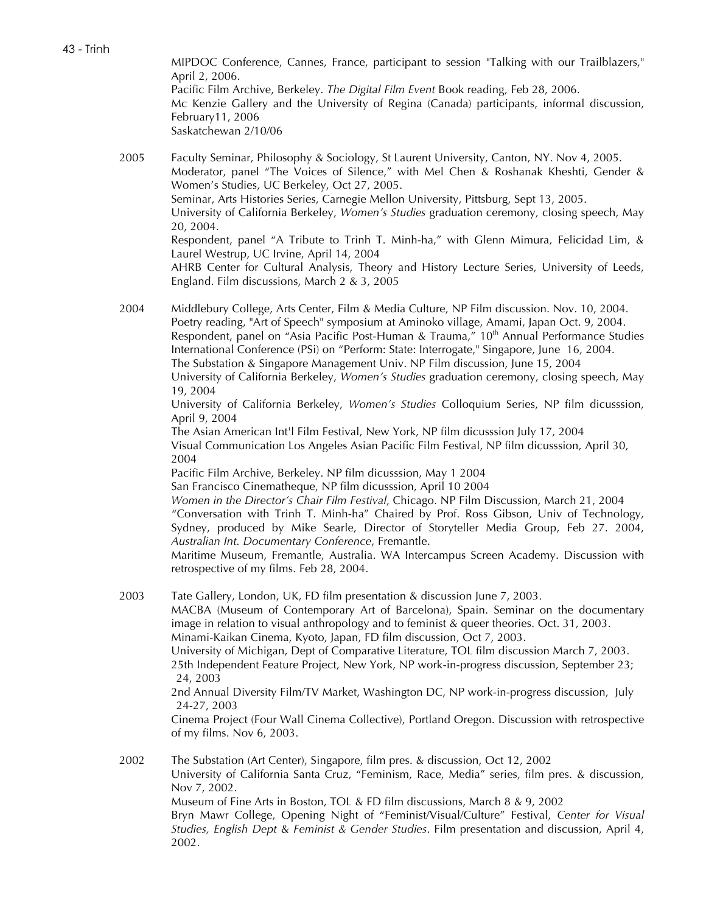MIPDOC Conference, Cannes, France, participant to session "Talking with our Trailblazers," April 2, 2006.
Pacific Film Archive, Berkeley. *The Digital Film Event* Book reading, Feb 28, 2006.
Mc Kenzie Gallery and the University of Regina (Canada) participants, informal discussion, February11, 2006
Saskatchewan 2/10/06

2005 Faculty Seminar, Philosophy & Sociology, St Laurent University, Canton, NY. Nov 4, 2005.
Moderator, panel "The Voices of Silence," with Mel Chen & Roshanak Kheshti, Gender & Women's Studies, UC Berkeley, Oct 27, 2005.
Seminar, Arts Histories Series, Carnegie Mellon University, Pittsburg, Sept 13, 2005.
University of California Berkeley, *Women's Studies* graduation ceremony, closing speech, May 20, 2004.
Respondent, panel "A Tribute to Trinh T. Minh-ha," with Glenn Mimura, Felicidad Lim, & Laurel Westrup, UC Irvine, April 14, 2004
AHRB Center for Cultural Analysis, Theory and History Lecture Series, University of Leeds, England. Film discussions, March 2 & 3, 2005

2004 Middlebury College, Arts Center, Film & Media Culture, NP Film discussion. Nov. 10, 2004.
Poetry reading, "Art of Speech" symposium at Aminoko village, Amami, Japan Oct. 9, 2004.
Respondent, panel on "Asia Pacific Post-Human & Trauma," 10th Annual Performance Studies International Conference (PSi) on "Perform: State: Interrogate," Singapore, June 16, 2004.
The Substation & Singapore Management Univ. NP Film discussion, June 15, 2004
University of California Berkeley, *Women's Studies* graduation ceremony, closing speech, May 19, 2004
University of California Berkeley, *Women's Studies* Colloquium Series, NP film dicusssion, April 9, 2004
The Asian American Int'l Film Festival, New York, NP film dicusssion July 17, 2004
Visual Communication Los Angeles Asian Pacific Film Festival, NP film dicusssion, April 30, 2004
Pacific Film Archive, Berkeley. NP film dicusssion, May 1 2004
San Francisco Cinematheque, NP film dicusssion, April 10 2004
*Women in the Director's Chair Film Festival*, Chicago. NP Film Discussion, March 21, 2004
"Conversation with Trinh T. Minh-ha" Chaired by Prof. Ross Gibson, Univ of Technology, Sydney, produced by Mike Searle, Director of Storyteller Media Group, Feb 27. 2004, *Australian Int. Documentary Conference*, Fremantle.
Maritime Museum, Fremantle, Australia. WA Intercampus Screen Academy. Discussion with retrospective of my films. Feb 28, 2004.

2003 Tate Gallery, London, UK, FD film presentation & discussion June 7, 2003.
MACBA (Museum of Contemporary Art of Barcelona), Spain. Seminar on the documentary image in relation to visual anthropology and to feminist & queer theories. Oct. 31, 2003.
Minami-Kaikan Cinema, Kyoto, Japan, FD film discussion, Oct 7, 2003.
University of Michigan, Dept of Comparative Literature, TOL film discussion March 7, 2003.
25th Independent Feature Project, New York, NP work-in-progress discussion, September 23; 24, 2003
2nd Annual Diversity Film/TV Market, Washington DC, NP work-in-progress discussion, July 24-27, 2003
Cinema Project (Four Wall Cinema Collective), Portland Oregon. Discussion with retrospective of my films. Nov 6, 2003.

2002 The Substation (Art Center), Singapore, film pres. & discussion, Oct 12, 2002
University of California Santa Cruz, "Feminism, Race, Media" series, film pres. & discussion, Nov 7, 2002.
Museum of Fine Arts in Boston, TOL & FD film discussions, March 8 & 9, 2002
Bryn Mawr College, Opening Night of "Feminist/Visual/Culture" Festival, *Center for Visual Studies, English Dept* & *Feminist & Gender Studies*. Film presentation and discussion, April 4, 2002.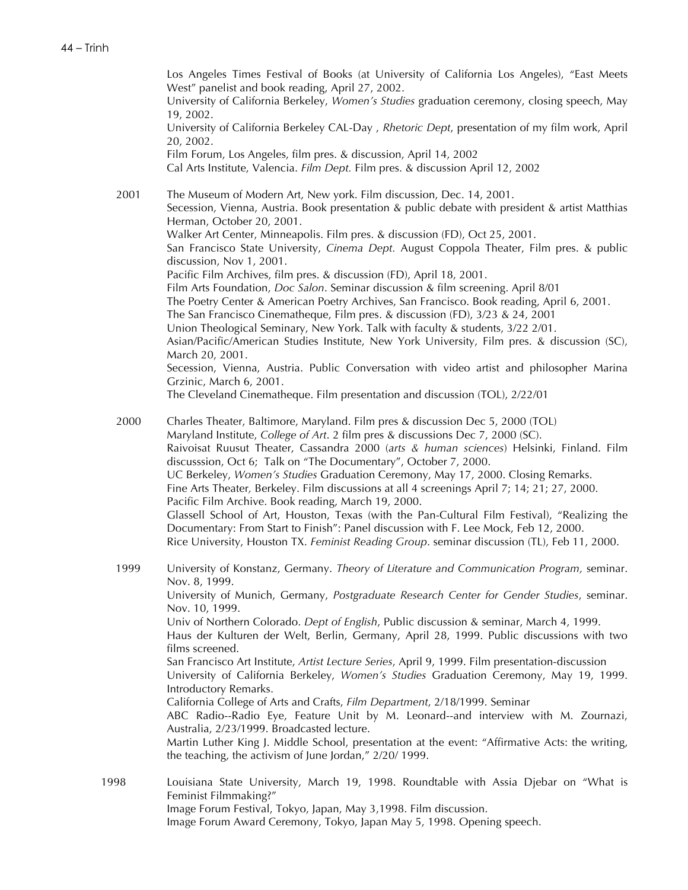Los Angeles Times Festival of Books (at University of California Los Angeles), "East Meets West" panelist and book reading, April 27, 2002.
University of California Berkeley, *Women's Studies* graduation ceremony, closing speech, May 19, 2002.
University of California Berkeley CAL-Day , *Rhetoric Dept*, presentation of my film work, April 20, 2002.
Film Forum, Los Angeles, film pres. & discussion, April 14, 2002
Cal Arts Institute, Valencia. *Film Dept.* Film pres. & discussion April 12, 2002

**2001**

The Museum of Modern Art, New york. Film discussion, Dec. 14, 2001.
Secession, Vienna, Austria. Book presentation & public debate with president & artist Matthias Herman, October 20, 2001.
Walker Art Center, Minneapolis. Film pres. & discussion (FD), Oct 25, 2001.
San Francisco State University, *Cinema Dept.* August Coppola Theater, Film pres. & public discussion, Nov 1, 2001.
Pacific Film Archives, film pres. & discussion (FD), April 18, 2001.
Film Arts Foundation, *Doc Salon*. Seminar discussion & film screening. April 8/01
The Poetry Center & American Poetry Archives, San Francisco. Book reading, April 6, 2001.
The San Francisco Cinematheque, Film pres. & discussion (FD), 3/23 & 24, 2001
Union Theological Seminary, New York. Talk with faculty & students, 3/22 2/01.
Asian/Pacific/American Studies Institute, New York University, Film pres. & discussion (SC), March 20, 2001.
Secession, Vienna, Austria. Public Conversation with video artist and philosopher Marina Grzinic, March 6, 2001.
The Cleveland Cinematheque. Film presentation and discussion (TOL), 2/22/01

**2000**

Charles Theater, Baltimore, Maryland. Film pres & discussion Dec 5, 2000 (TOL)
Maryland Institute, *College of Art*. 2 film pres & discussions Dec 7, 2000 (SC).
Raivoisat Ruusut Theater, Cassandra 2000 (*arts & human sciences*) Helsinki, Finland. Film discusssion, Oct 6; Talk on "The Documentary", October 7, 2000.
UC Berkeley, *Women's Studies* Graduation Ceremony, May 17, 2000. Closing Remarks.
Fine Arts Theater, Berkeley. Film discussions at all 4 screenings April 7; 14; 21; 27, 2000.
Pacific Film Archive. Book reading, March 19, 2000.
Glassell School of Art, Houston, Texas (with the Pan-Cultural Film Festival), "Realizing the Documentary: From Start to Finish": Panel discussion with F. Lee Mock, Feb 12, 2000.
Rice University, Houston TX. *Feminist Reading Group*. seminar discussion (TL), Feb 11, 2000.

**1999**

University of Konstanz, Germany. *Theory of Literature and Communication Program,* seminar. Nov. 8, 1999.
University of Munich, Germany, *Postgraduate Research Center for Gender Studies*, seminar. Nov. 10, 1999.
Univ of Northern Colorado. *Dept of English*, Public discussion & seminar, March 4, 1999.
Haus der Kulturen der Welt, Berlin, Germany, April 28, 1999. Public discussions with two films screened.
San Francisco Art Institute, *Artist Lecture Series*, April 9, 1999. Film presentation-discussion
University of California Berkeley, *Women's Studies* Graduation Ceremony, May 19, 1999. Introductory Remarks.
California College of Arts and Crafts, *Film Department*, 2/18/1999. Seminar
ABC Radio--Radio Eye, Feature Unit by M. Leonard--and interview with M. Zournazi, Australia, 2/23/1999. Broadcasted lecture.
Martin Luther King J. Middle School, presentation at the event: "Affirmative Acts: the writing, the teaching, the activism of June Jordan," 2/20/ 1999.

**1998**

Louisiana State University, March 19, 1998. Roundtable with Assia Djebar on "What is Feminist Filmmaking?"
Image Forum Festival, Tokyo, Japan, May 3,1998. Film discussion.
Image Forum Award Ceremony, Tokyo, Japan May 5, 1998. Opening speech.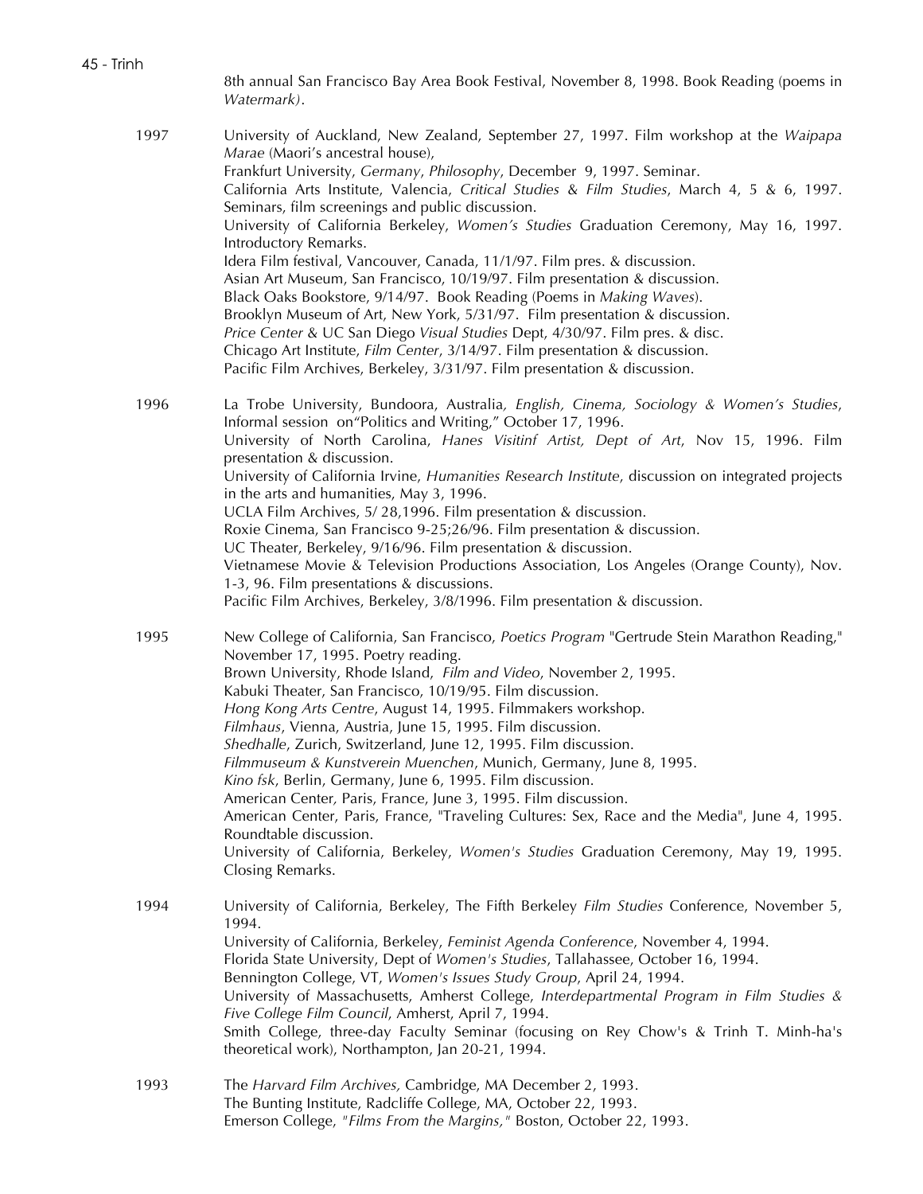8th annual San Francisco Bay Area Book Festival, November 8, 1998. Book Reading (poems in *Watermark)*.

1997

University of Auckland, New Zealand, September 27, 1997. Film workshop at the *Waipapa Marae* (Maori's ancestral house),
Frankfurt University, *Germany*, *Philosophy*, December 9, 1997. Seminar.
California Arts Institute, Valencia, *Critical Studies & Film Studies*, March 4, 5 & 6, 1997. Seminars, film screenings and public discussion.
University of California Berkeley, *Women's Studies* Graduation Ceremony, May 16, 1997. Introductory Remarks.
Idera Film festival, Vancouver, Canada, 11/1/97. Film pres. & discussion.
Asian Art Museum, San Francisco, 10/19/97. Film presentation & discussion.
Black Oaks Bookstore, 9/14/97. Book Reading (Poems in *Making Waves*).
Brooklyn Museum of Art, New York, 5/31/97. Film presentation & discussion.
*Price Center* & UC San Diego *Visual Studies* Dept, 4/30/97. Film pres. & disc.
Chicago Art Institute, *Film Center*, 3/14/97. Film presentation & discussion.
Pacific Film Archives, Berkeley, 3/31/97. Film presentation & discussion.

1996

La Trobe University, Bundoora, Australia*, English, Cinema, Sociology & Women's Studies*, Informal session on"Politics and Writing," October 17, 1996.
University of North Carolina, *Hanes Visitinf Artist, Dept of Art*, Nov 15, 1996. Film presentation & discussion.
University of California Irvine, *Humanities Research Institute*, discussion on integrated projects in the arts and humanities, May 3, 1996.
UCLA Film Archives, 5/ 28,1996. Film presentation & discussion.
Roxie Cinema, San Francisco 9-25;26/96. Film presentation & discussion.
UC Theater, Berkeley, 9/16/96. Film presentation & discussion.
Vietnamese Movie & Television Productions Association, Los Angeles (Orange County), Nov. 1-3, 96. Film presentations & discussions.
Pacific Film Archives, Berkeley, 3/8/1996. Film presentation & discussion.

1995

New College of California, San Francisco, *Poetics Program* "Gertrude Stein Marathon Reading," November 17, 1995. Poetry reading.
Brown University, Rhode Island, *Film and Video*, November 2, 1995.
Kabuki Theater, San Francisco, 10/19/95. Film discussion.
*Hong Kong Arts Centre*, August 14, 1995. Filmmakers workshop.
*Filmhaus*, Vienna, Austria, June 15, 1995. Film discussion.
*Shedhalle*, Zurich, Switzerland, June 12, 1995. Film discussion.
*Filmmuseum & Kunstverein Muenchen*, Munich, Germany, June 8, 1995.
*Kino fsk*, Berlin, Germany, June 6, 1995. Film discussion.
American Center, Paris, France, June 3, 1995. Film discussion.
American Center, Paris, France, "Traveling Cultures: Sex, Race and the Media", June 4, 1995. Roundtable discussion.
University of California, Berkeley, *Women's Studies* Graduation Ceremony, May 19, 1995. Closing Remarks.

1994

University of California, Berkeley, The Fifth Berkeley *Film Studies* Conference, November 5, 1994.
University of California, Berkeley, *Feminist Agenda Conference*, November 4, 1994.
Florida State University, Dept of *Women's Studies*, Tallahassee, October 16, 1994.
Bennington College, VT, *Women's Issues Study Group*, April 24, 1994.
University of Massachusetts, Amherst College, *Interdepartmental Program in Film Studies & Five College Film Council*, Amherst, April 7, 1994.
Smith College, three-day Faculty Seminar (focusing on Rey Chow's & Trinh T. Minh-ha's theoretical work), Northampton, Jan 20-21, 1994.

1993

The *Harvard Film Archives,* Cambridge, MA December 2, 1993.
The Bunting Institute, Radcliffe College, MA, October 22, 1993.
Emerson College, *"Films From the Margins,"* Boston, October 22, 1993.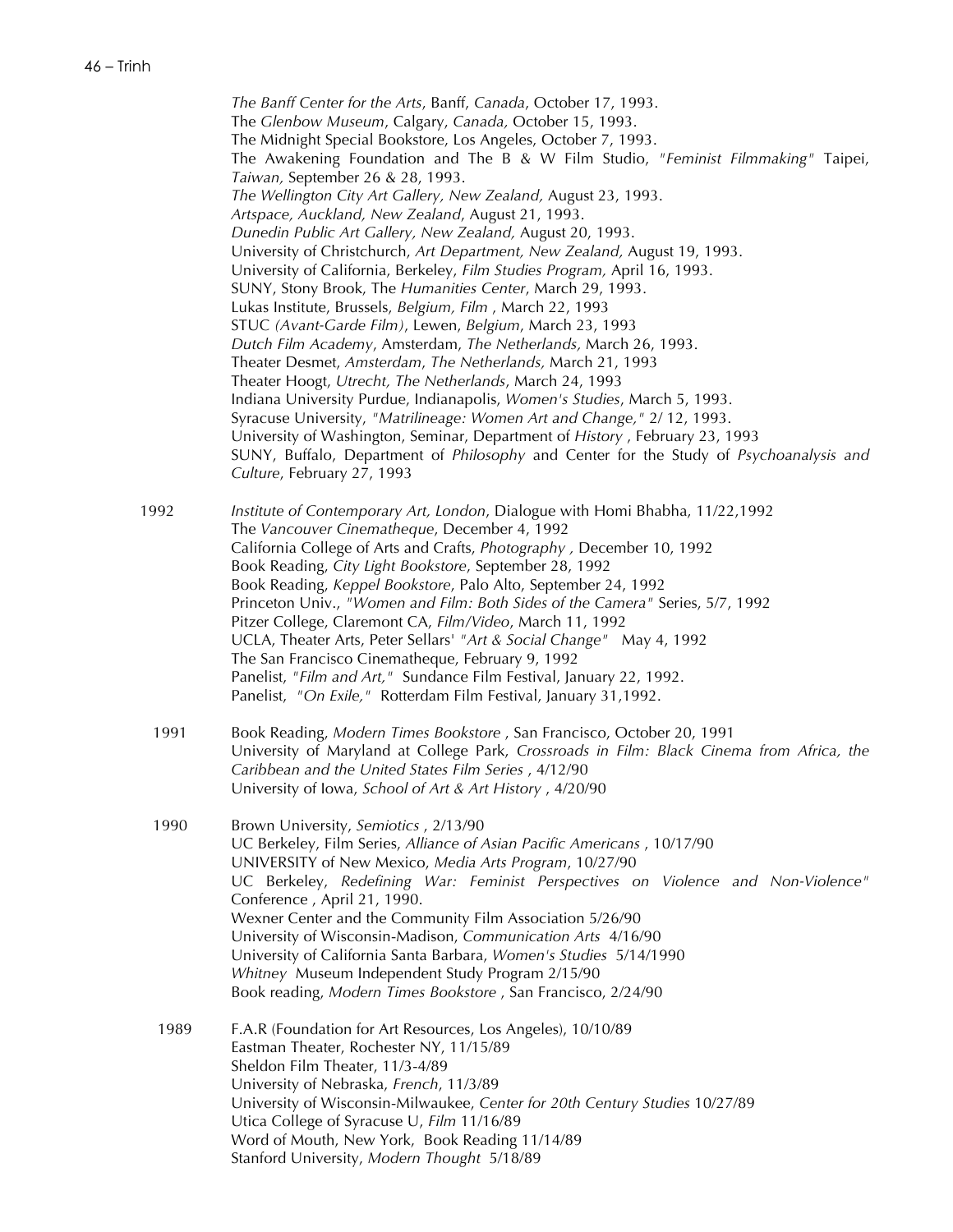*The Banff Center for the Arts*, Banff, *Canada*, October 17, 1993.
The *Glenbow Museum*, Calgary, *Canada,* October 15, 1993.
The Midnight Special Bookstore, Los Angeles, October 7, 1993.
The Awakening Foundation and The B & W Film Studio, *"Feminist Filmmaking"* Taipei, *Taiwan,* September 26 & 28, 1993.
*The Wellington City Art Gallery, New Zealand,* August 23, 1993.
*Artspace, Auckland, New Zealand*, August 21, 1993.
*Dunedin Public Art Gallery, New Zealand,* August 20, 1993.
University of Christchurch, *Art Department, New Zealand,* August 19, 1993.
University of California, Berkeley, *Film Studies Program,* April 16, 1993.
SUNY, Stony Brook, The *Humanities Center*, March 29, 1993.
Lukas Institute, Brussels, *Belgium, Film* , March 22, 1993
STUC *(Avant-Garde Film)*, Lewen, *Belgium*, March 23, 1993
*Dutch Film Academy*, Amsterdam, *The Netherlands,* March 26, 1993.
Theater Desmet, *Amsterdam*, *The Netherlands,* March 21, 1993
Theater Hoogt, *Utrecht, The Netherlands*, March 24, 1993
Indiana University Purdue, Indianapolis, *Women's Studies*, March 5, 1993.
Syracuse University, *"Matrilineage: Women Art and Change,"* 2/ 12, 1993.
University of Washington, Seminar, Department of *History* , February 23, 1993
SUNY, Buffalo, Department of *Philosophy* and Center for the Study of *Psychoanalysis and Culture*, February 27, 1993

1992
*Institute of Contemporary Art, London*, Dialogue with Homi Bhabha, 11/22,1992
The *Vancouver Cinematheque*, December 4, 1992
California College of Arts and Crafts, *Photography ,* December 10, 1992
Book Reading, *City Light Bookstore*, September 28, 1992
Book Reading, *Keppel Bookstore*, Palo Alto, September 24, 1992
Princeton Univ., *"Women and Film: Both Sides of the Camera"* Series, 5/7, 1992
Pitzer College, Claremont CA, *Film/Video*, March 11, 1992
UCLA, Theater Arts, Peter Sellars' *"Art & Social Change"* May 4, 1992
The San Francisco Cinematheque, February 9, 1992
Panelist, *"Film and Art,"* Sundance Film Festival, January 22, 1992.
Panelist, *"On Exile,"* Rotterdam Film Festival, January 31,1992.

1991
Book Reading, *Modern Times Bookstore* , San Francisco, October 20, 1991
University of Maryland at College Park, *Crossroads in Film: Black Cinema from Africa, the Caribbean and the United States Film Series* , 4/12/90
University of Iowa, *School of Art & Art History* , 4/20/90

1990
Brown University, *Semiotics* , 2/13/90
UC Berkeley, Film Series, *Alliance of Asian Pacific Americans* , 10/17/90
UNIVERSITY of New Mexico, *Media Arts Program*, 10/27/90
UC Berkeley, *Redefining War: Feminist Perspectives on Violence and Non-Violence"* Conference , April 21, 1990.
Wexner Center and the Community Film Association 5/26/90
University of Wisconsin-Madison, *Communication Arts* 4/16/90
University of California Santa Barbara, *Women's Studies* 5/14/1990
*Whitney* Museum Independent Study Program 2/15/90
Book reading, *Modern Times Bookstore* , San Francisco, 2/24/90

1989
F.A.R (Foundation for Art Resources, Los Angeles), 10/10/89
Eastman Theater, Rochester NY, 11/15/89
Sheldon Film Theater, 11/3-4/89
University of Nebraska, *French*, 11/3/89
University of Wisconsin-Milwaukee, *Center for 20th Century Studies* 10/27/89
Utica College of Syracuse U, *Film* 11/16/89
Word of Mouth, New York, Book Reading 11/14/89
Stanford University, *Modern Thought* 5/18/89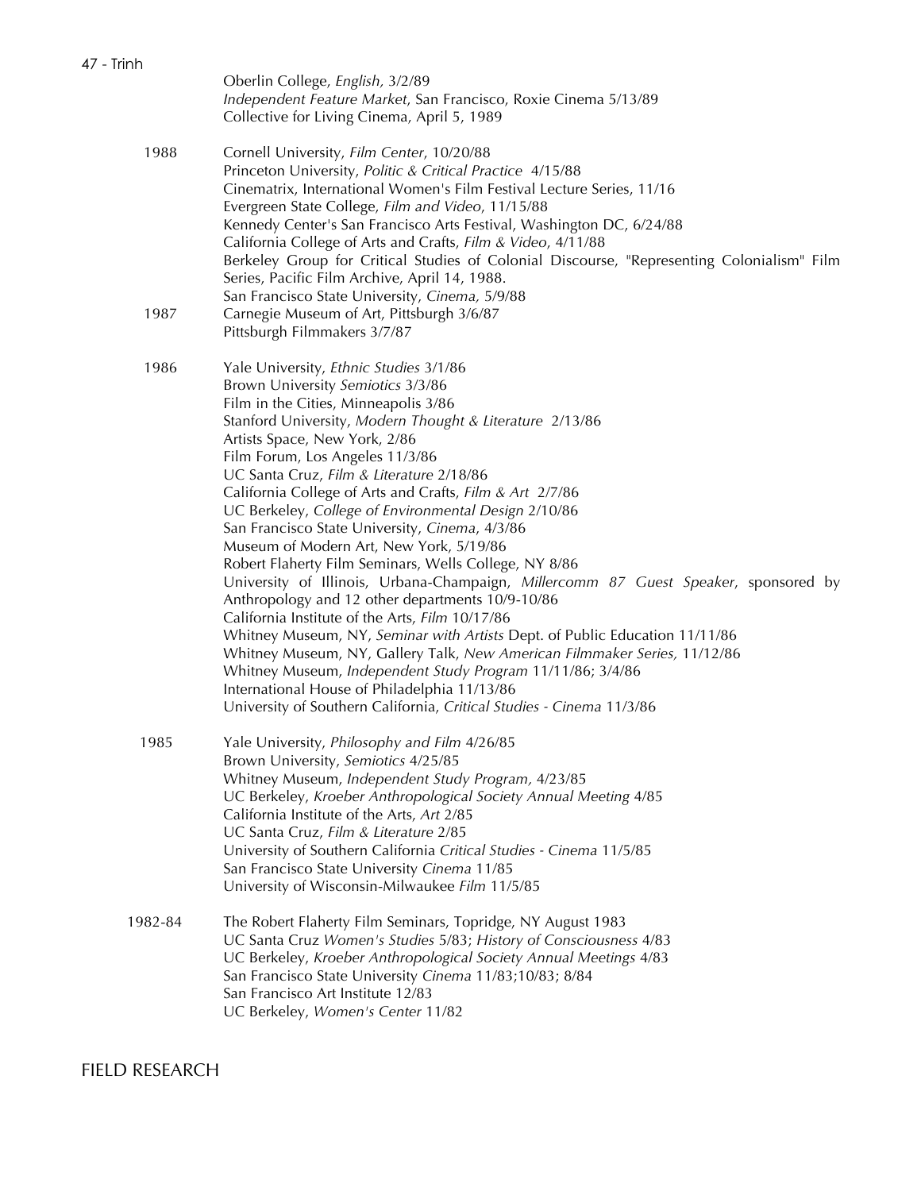Oberlin College, *English,* 3/2/89
*Independent Feature Market*, San Francisco, Roxie Cinema 5/13/89
Collective for Living Cinema, April 5, 1989

1988
Cornell University, *Film Center*, 10/20/88
Princeton University, *Politic & Critical Practice* 4/15/88
Cinematrix, International Women's Film Festival Lecture Series, 11/16
Evergreen State College, *Film and Video*, 11/15/88
Kennedy Center's San Francisco Arts Festival, Washington DC, 6/24/88
California College of Arts and Crafts, *Film & Video*, 4/11/88
Berkeley Group for Critical Studies of Colonial Discourse, "Representing Colonialism" Film Series, Pacific Film Archive, April 14, 1988.
San Francisco State University, *Cinema,* 5/9/88

1987
Carnegie Museum of Art, Pittsburgh 3/6/87
Pittsburgh Filmmakers 3/7/87

1986
Yale University, *Ethnic Studies* 3/1/86
Brown University *Semiotics* 3/3/86
Film in the Cities, Minneapolis 3/86
Stanford University, *Modern Thought & Literature* 2/13/86
Artists Space, New York, 2/86
Film Forum, Los Angeles 11/3/86
UC Santa Cruz, *Film & Literature* 2/18/86
California College of Arts and Crafts, *Film & Art* 2/7/86
UC Berkeley, *College of Environmental Design* 2/10/86
San Francisco State University, *Cinema*, 4/3/86
Museum of Modern Art, New York, 5/19/86
Robert Flaherty Film Seminars, Wells College, NY 8/86
University of Illinois, Urbana-Champaign, *Millercomm 87 Guest Speaker*, sponsored by Anthropology and 12 other departments 10/9-10/86
California Institute of the Arts, *Film* 10/17/86
Whitney Museum, NY, *Seminar with Artists* Dept. of Public Education 11/11/86
Whitney Museum, NY, Gallery Talk, *New American Filmmaker Series,* 11/12/86
Whitney Museum, *Independent Study Program* 11/11/86; 3/4/86
International House of Philadelphia 11/13/86
University of Southern California, *Critical Studies - Cinema* 11/3/86

1985
Yale University, *Philosophy and Film* 4/26/85
Brown University, *Semiotics* 4/25/85
Whitney Museum, *Independent Study Program,* 4/23/85
UC Berkeley, *Kroeber Anthropological Society Annual Meeting* 4/85
California Institute of the Arts, *Art* 2/85
UC Santa Cruz, *Film & Literature* 2/85
University of Southern California *Critical Studies - Cinema* 11/5/85
San Francisco State University *Cinema* 11/85
University of Wisconsin-Milwaukee *Film* 11/5/85

1982-84
The Robert Flaherty Film Seminars, Topridge, NY August 1983
UC Santa Cruz *Women's Studies* 5/83; *History of Consciousness* 4/83
UC Berkeley, *Kroeber Anthropological Society Annual Meetings* 4/83
San Francisco State University *Cinema* 11/83;10/83; 8/84
San Francisco Art Institute 12/83
UC Berkeley, *Women's Center* 11/82

## FIELD RESEARCH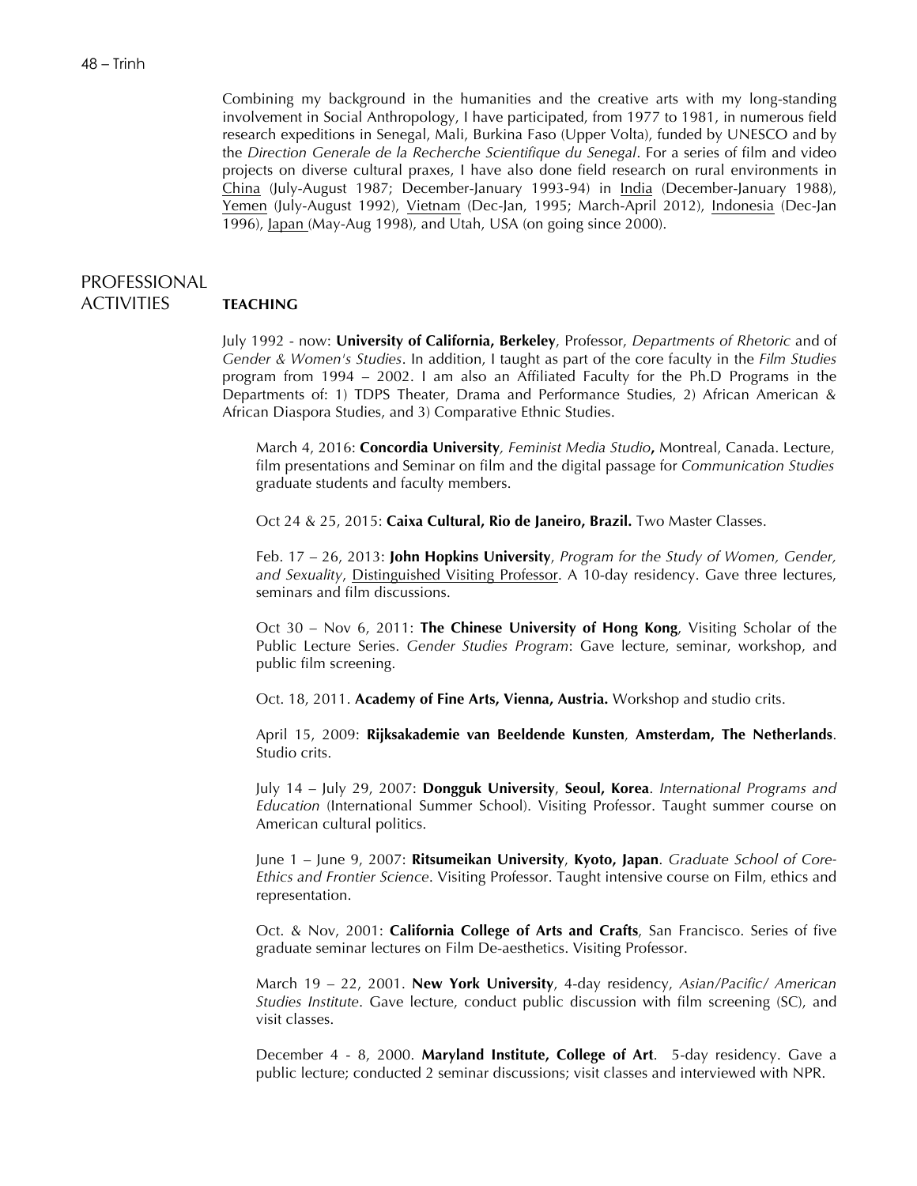Combining my background in the humanities and the creative arts with my long-standing involvement in Social Anthropology, I have participated, from 1977 to 1981, in numerous field research expeditions in Senegal, Mali, Burkina Faso (Upper Volta), funded by UNESCO and by the *Direction Generale de la Recherche Scientifique du Senegal*. For a series of film and video projects on diverse cultural praxes, I have also done field research on rural environments in China (July-August 1987; December-January 1993-94) in India (December-January 1988), Yemen (July-August 1992), Vietnam (Dec-Jan, 1995; March-April 2012), Indonesia (Dec-Jan 1996), Japan (May-Aug 1998), and Utah, USA (on going since 2000).

## PROFESSIONAL ACTIVITIES

### TEACHING

July 1992 - now: **University of California, Berkeley**, Professor, *Departments of Rhetoric* and of *Gender & Women's Studies*. In addition, I taught as part of the core faculty in the *Film Studies* program from 1994 – 2002. I am also an Affiliated Faculty for the Ph.D Programs in the Departments of: 1) TDPS Theater, Drama and Performance Studies, 2) African American & African Diaspora Studies, and 3) Comparative Ethnic Studies.

March 4, 2016: **Concordia University***, Feminist Media Studio***,** Montreal, Canada. Lecture, film presentations and Seminar on film and the digital passage for *Communication Studies* graduate students and faculty members.

Oct 24 & 25, 2015: **Caixa Cultural, Rio de Janeiro, Brazil.** Two Master Classes.

Feb. 17 – 26, 2013: **John Hopkins University**, *Program for the Study of Women, Gender, and Sexuality*, Distinguished Visiting Professor. A 10-day residency. Gave three lectures, seminars and film discussions.

Oct 30 – Nov 6, 2011: **The Chinese University of Hong Kong**, Visiting Scholar of the Public Lecture Series. *Gender Studies Program*: Gave lecture, seminar, workshop, and public film screening.

Oct. 18, 2011. **Academy of Fine Arts, Vienna, Austria.** Workshop and studio crits.

April 15, 2009: **Rijksakademie van Beeldende Kunsten**, **Amsterdam, The Netherlands**. Studio crits.

July 14 – July 29, 2007: **Dongguk University**, **Seoul, Korea**. *International Programs and Education* (International Summer School). Visiting Professor. Taught summer course on American cultural politics.

June 1 – June 9, 2007: **Ritsumeikan University**, **Kyoto, Japan**. *Graduate School of Core-Ethics and Frontier Science*. Visiting Professor. Taught intensive course on Film, ethics and representation.

Oct. & Nov, 2001: **California College of Arts and Crafts**, San Francisco. Series of five graduate seminar lectures on Film De-aesthetics. Visiting Professor.

March 19 – 22, 2001. **New York University**, 4-day residency, *Asian/Pacific/ American Studies Institute*. Gave lecture, conduct public discussion with film screening (SC), and visit classes.

December 4 - 8, 2000. **Maryland Institute, College of Art**. 5-day residency. Gave a public lecture; conducted 2 seminar discussions; visit classes and interviewed with NPR.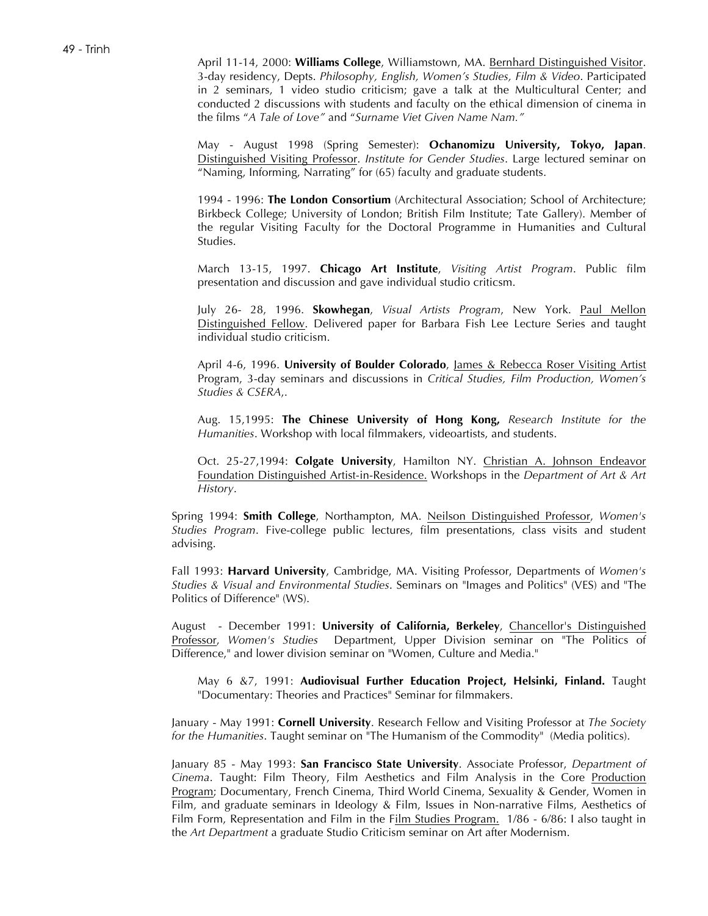April 11-14, 2000: **Williams College**, Williamstown, MA. Bernhard Distinguished Visitor. 3-day residency, Depts. *Philosophy, English, Women's Studies, Film & Video*. Participated in 2 seminars, 1 video studio criticism; gave a talk at the Multicultural Center; and conducted 2 discussions with students and faculty on the ethical dimension of cinema in the films "*A Tale of Love"* and "*Surname Viet Given Name Nam."*

May - August 1998 (Spring Semester): **Ochanomizu University, Tokyo, Japan**. Distinguished Visiting Professor. *Institute for Gender Studies*. Large lectured seminar on "Naming, Informing, Narrating" for (65) faculty and graduate students.

1994 - 1996: **The London Consortium** (Architectural Association; School of Architecture; Birkbeck College; University of London; British Film Institute; Tate Gallery). Member of the regular Visiting Faculty for the Doctoral Programme in Humanities and Cultural Studies.

March 13-15, 1997. **Chicago Art Institute**, *Visiting Artist Program*. Public film presentation and discussion and gave individual studio criticsm.

July 26- 28, 1996. **Skowhegan**, *Visual Artists Program*, New York. Paul Mellon Distinguished Fellow. Delivered paper for Barbara Fish Lee Lecture Series and taught individual studio criticism.

April 4-6, 1996. **University of Boulder Colorado**, James & Rebecca Roser Visiting Artist Program, 3-day seminars and discussions in *Critical Studies, Film Production, Women's Studies & CSERA*,.

Aug. 15,1995: **The Chinese University of Hong Kong,** *Research Institute for the Humanities*. Workshop with local filmmakers, videoartists, and students.

Oct. 25-27,1994: **Colgate University**, Hamilton NY. Christian A. Johnson Endeavor Foundation Distinguished Artist-in-Residence. Workshops in the *Department of Art & Art History*.

Spring 1994: **Smith College**, Northampton, MA. Neilson Distinguished Professor, *Women's Studies Program*. Five-college public lectures, film presentations, class visits and student advising.

Fall 1993: **Harvard University**, Cambridge, MA. Visiting Professor, Departments of *Women's Studies & Visual and Environmental Studies*. Seminars on "Images and Politics" (VES) and "The Politics of Difference" (WS).

August - December 1991: **University of California, Berkeley**, Chancellor's Distinguished Professor, *Women's Studies* Department, Upper Division seminar on "The Politics of Difference," and lower division seminar on "Women, Culture and Media."

May 6 &7, 1991: **Audiovisual Further Education Project, Helsinki, Finland.** Taught "Documentary: Theories and Practices" Seminar for filmmakers.

January - May 1991: **Cornell University**. Research Fellow and Visiting Professor at *The Society for the Humanities*. Taught seminar on "The Humanism of the Commodity" (Media politics).

January 85 - May 1993: **San Francisco State University**. Associate Professor, *Department of Cinema*. Taught: Film Theory, Film Aesthetics and Film Analysis in the Core Production Program; Documentary, French Cinema, Third World Cinema, Sexuality & Gender, Women in Film, and graduate seminars in Ideology & Film, Issues in Non-narrative Films, Aesthetics of Film Form, Representation and Film in the Film Studies Program. 1/86 - 6/86: I also taught in the *Art Department* a graduate Studio Criticism seminar on Art after Modernism.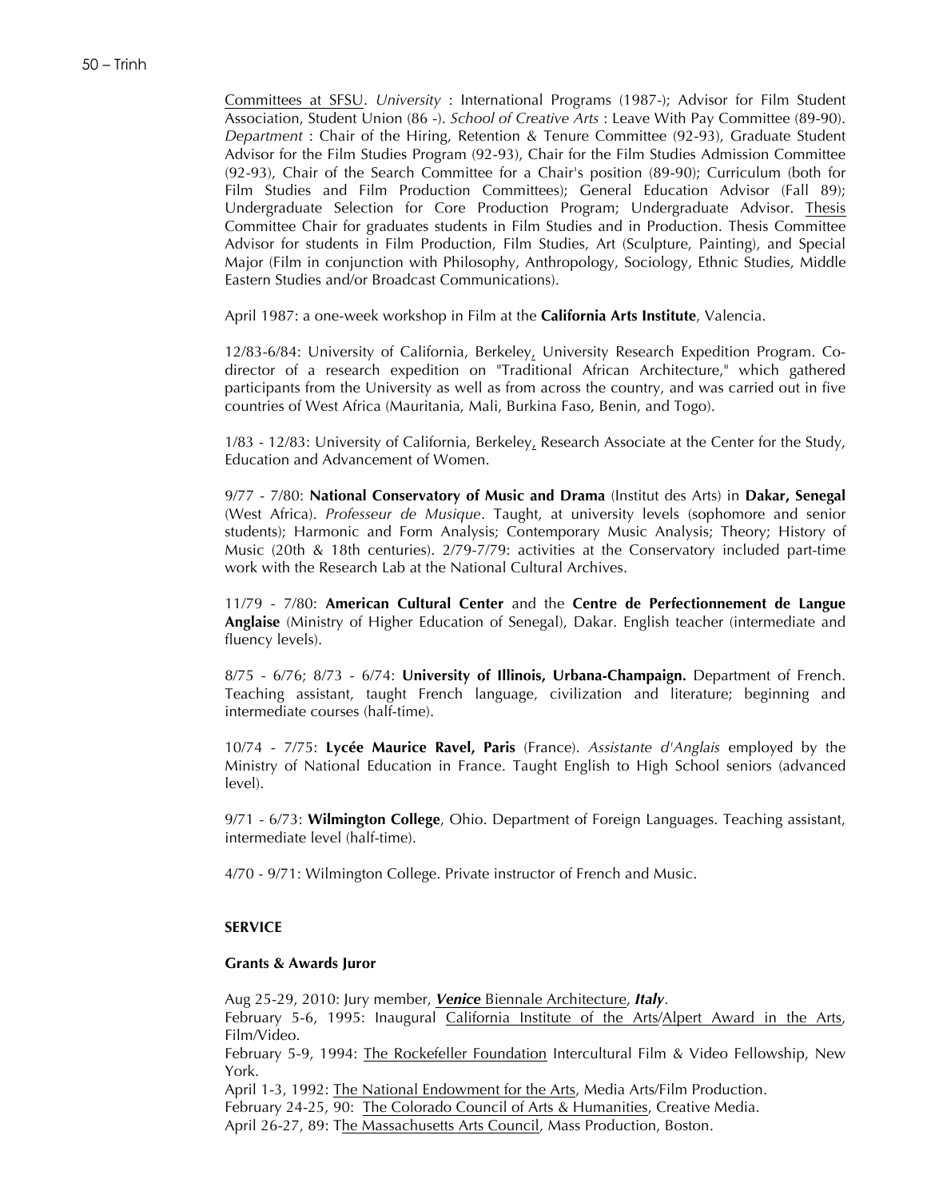Committees at SFSU. *University* : International Programs (1987-); Advisor for Film Student Association, Student Union (86 -). *School of Creative Arts* : Leave With Pay Committee (89-90). *Department* : Chair of the Hiring, Retention & Tenure Committee (92-93), Graduate Student Advisor for the Film Studies Program (92-93), Chair for the Film Studies Admission Committee (92-93), Chair of the Search Committee for a Chair's position (89-90); Curriculum (both for Film Studies and Film Production Committees); General Education Advisor (Fall 89); Undergraduate Selection for Core Production Program; Undergraduate Advisor. Thesis Committee Chair for graduates students in Film Studies and in Production. Thesis Committee Advisor for students in Film Production, Film Studies, Art (Sculpture, Painting), and Special Major (Film in conjunction with Philosophy, Anthropology, Sociology, Ethnic Studies, Middle Eastern Studies and/or Broadcast Communications).

April 1987: a one-week workshop in Film at the **California Arts Institute**, Valencia.

12/83-6/84: University of California, Berkeley, University Research Expedition Program. Co-director of a research expedition on "Traditional African Architecture," which gathered participants from the University as well as from across the country, and was carried out in five countries of West Africa (Mauritania, Mali, Burkina Faso, Benin, and Togo).

1/83 - 12/83: University of California, Berkeley, Research Associate at the Center for the Study, Education and Advancement of Women.

9/77 - 7/80: **National Conservatory of Music and Drama** (Institut des Arts) in **Dakar, Senegal** (West Africa). *Professeur de Musique*. Taught, at university levels (sophomore and senior students); Harmonic and Form Analysis; Contemporary Music Analysis; Theory; History of Music (20th & 18th centuries). 2/79-7/79: activities at the Conservatory included part-time work with the Research Lab at the National Cultural Archives.

11/79 - 7/80: **American Cultural Center** and the **Centre de Perfectionnement de Langue Anglaise** (Ministry of Higher Education of Senegal), Dakar. English teacher (intermediate and fluency levels).

8/75 - 6/76; 8/73 - 6/74: **University of Illinois, Urbana-Champaign.** Department of French. Teaching assistant, taught French language, civilization and literature; beginning and intermediate courses (half-time).

10/74 - 7/75: **Lycée Maurice Ravel, Paris** (France). *Assistante d'Anglais* employed by the Ministry of National Education in France. Taught English to High School seniors (advanced level).

9/71 - 6/73: **Wilmington College**, Ohio. Department of Foreign Languages. Teaching assistant, intermediate level (half-time).

4/70 - 9/71: Wilmington College. Private instructor of French and Music.

## SERVICE

### Grants & Awards Juror

Aug 25-29, 2010: Jury member, ***Venice*** Biennale Architecture, ***Italy***.
February 5-6, 1995: Inaugural California Institute of the Arts/Alpert Award in the Arts, Film/Video.
February 5-9, 1994: The Rockefeller Foundation Intercultural Film & Video Fellowship, New York.
April 1-3, 1992: The National Endowment for the Arts, Media Arts/Film Production.
February 24-25, 90: The Colorado Council of Arts & Humanities, Creative Media.
April 26-27, 89: The Massachusetts Arts Council, Mass Production, Boston.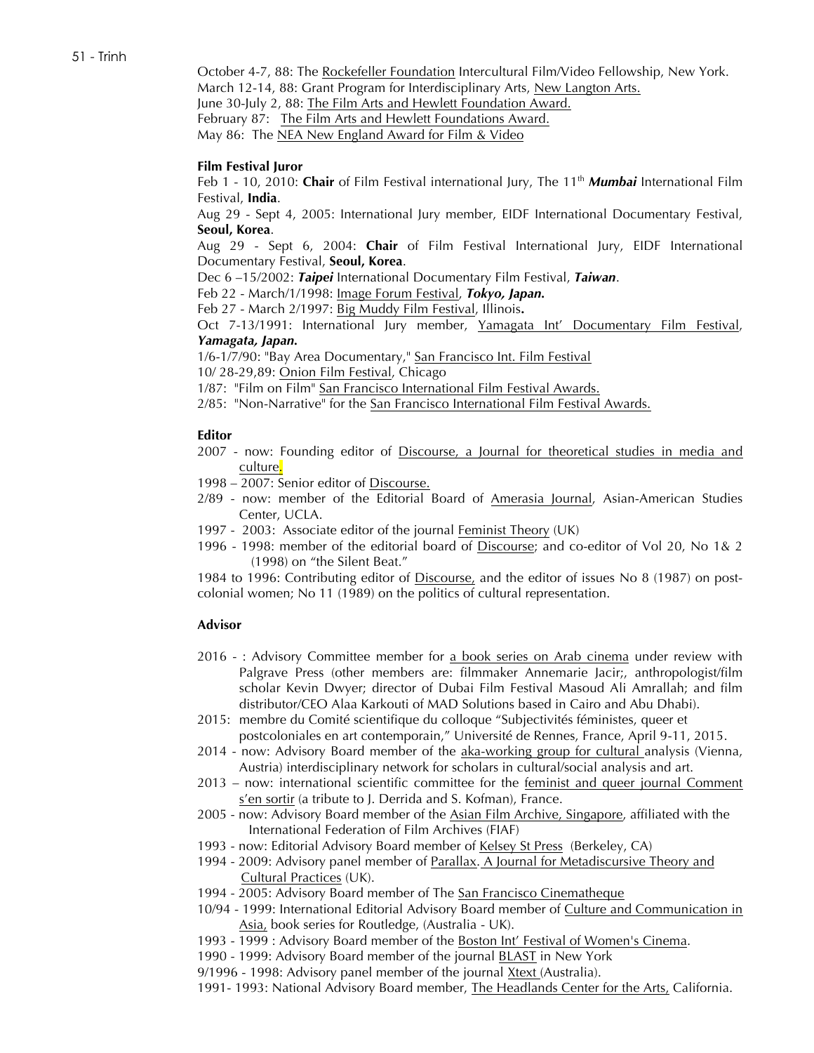October 4-7, 88: The Rockefeller Foundation Intercultural Film/Video Fellowship, New York.
March 12-14, 88: Grant Program for Interdisciplinary Arts, New Langton Arts.
June 30-July 2, 88: The Film Arts and Hewlett Foundation Award.
February 87: The Film Arts and Hewlett Foundations Award.
May 86: The NEA New England Award for Film & Video

**Film Festival Juror**

Feb 1 - 10, 2010: **Chair** of Film Festival international Jury, The 11th ***Mumbai*** International Film Festival, **India**.
Aug 29 - Sept 4, 2005: International Jury member, EIDF International Documentary Festival, **Seoul, Korea**.
Aug 29 - Sept 6, 2004: **Chair** of Film Festival International Jury, EIDF International Documentary Festival, **Seoul, Korea**.
Dec 6 –15/2002: ***Taipei*** International Documentary Film Festival, ***Taiwan***.
Feb 22 - March/1/1998: Image Forum Festival, ***Tokyo, Japan.***
Feb 27 - March 2/1997: Big Muddy Film Festival, Illinois**.**
Oct 7-13/1991: International Jury member, Yamagata Int' Documentary Film Festival, ***Yamagata, Japan.***
1/6-1/7/90: "Bay Area Documentary," San Francisco Int. Film Festival
10/ 28-29,89: Onion Film Festival, Chicago
1/87: "Film on Film" San Francisco International Film Festival Awards.
2/85: "Non-Narrative" for the San Francisco International Film Festival Awards.

**Editor**

- 2007 - now: Founding editor of Discourse, a Journal for theoretical studies in media and culture.
- 1998 – 2007: Senior editor of Discourse.
- 2/89 - now: member of the Editorial Board of Amerasia Journal, Asian-American Studies Center, UCLA.
- 1997 - 2003: Associate editor of the journal Feminist Theory (UK)
- 1996 - 1998: member of the editorial board of Discourse; and co-editor of Vol 20, No 1& 2 (1998) on "the Silent Beat."

1984 to 1996: Contributing editor of Discourse, and the editor of issues No 8 (1987) on post-colonial women; No 11 (1989) on the politics of cultural representation.

**Advisor**

- 2016 - : Advisory Committee member for a book series on Arab cinema under review with Palgrave Press (other members are: filmmaker Annemarie Jacir;, anthropologist/film scholar Kevin Dwyer; director of Dubai Film Festival Masoud Ali Amrallah; and film distributor/CEO Alaa Karkouti of MAD Solutions based in Cairo and Abu Dhabi).
- 2015: membre du Comité scientifique du colloque "Subjectivités féministes, queer et postcoloniales en art contemporain," Université de Rennes, France, April 9-11, 2015.
- 2014 - now: Advisory Board member of the aka-working group for cultural analysis (Vienna, Austria) interdisciplinary network for scholars in cultural/social analysis and art.
- 2013 – now: international scientific committee for the feminist and queer journal Comment s'en sortir (a tribute to J. Derrida and S. Kofman), France.
- 2005 - now: Advisory Board member of the Asian Film Archive, Singapore, affiliated with the International Federation of Film Archives (FIAF)
- 1993 - now: Editorial Advisory Board member of Kelsey St Press (Berkeley, CA)
- 1994 - 2009: Advisory panel member of Parallax. A Journal for Metadiscursive Theory and Cultural Practices (UK).
- 1994 - 2005: Advisory Board member of The San Francisco Cinematheque
- 10/94 - 1999: International Editorial Advisory Board member of Culture and Communication in Asia, book series for Routledge, (Australia - UK).
- 1993 - 1999 : Advisory Board member of the Boston Int' Festival of Women's Cinema.
- 1990 - 1999: Advisory Board member of the journal BLAST in New York
- 9/1996 - 1998: Advisory panel member of the journal Xtext (Australia).
- 1991- 1993: National Advisory Board member, The Headlands Center for the Arts, California.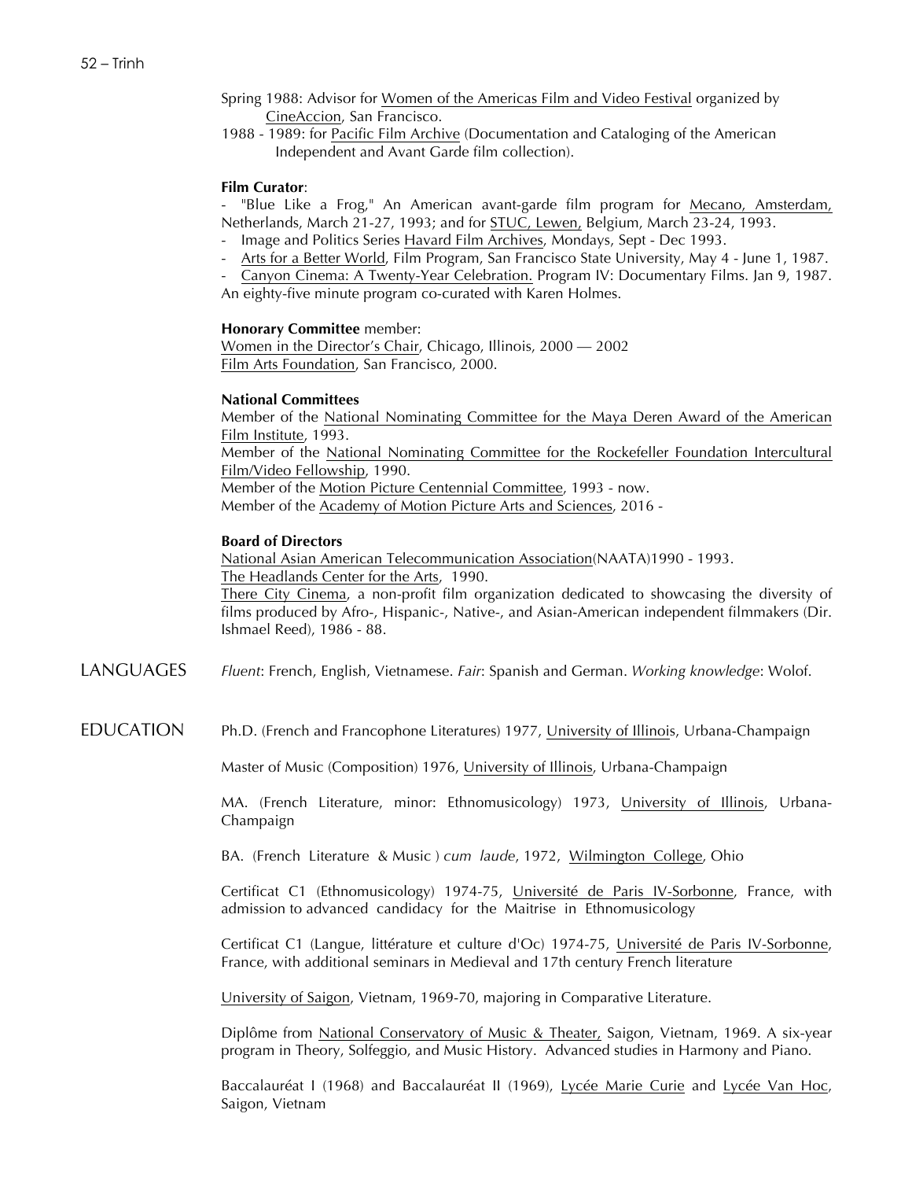Spring 1988: Advisor for Women of the Americas Film and Video Festival organized by CineAccion, San Francisco.

1988 - 1989: for Pacific Film Archive (Documentation and Cataloging of the American Independent and Avant Garde film collection).

**Film Curator**:

- "Blue Like a Frog," An American avant-garde film program for Mecano, Amsterdam, Netherlands, March 21-27, 1993; and for STUC, Lewen, Belgium, March 23-24, 1993.
- Image and Politics Series Havard Film Archives, Mondays, Sept - Dec 1993.
- Arts for a Better World, Film Program, San Francisco State University, May 4 - June 1, 1987.
- Canyon Cinema: A Twenty-Year Celebration. Program IV: Documentary Films. Jan 9, 1987. An eighty-five minute program co-curated with Karen Holmes.

**Honorary Committee** member:

Women in the Director's Chair, Chicago, Illinois, 2000 — 2002

Film Arts Foundation, San Francisco, 2000.

**National Committees**

Member of the National Nominating Committee for the Maya Deren Award of the American Film Institute, 1993.

Member of the National Nominating Committee for the Rockefeller Foundation Intercultural Film/Video Fellowship, 1990.

Member of the Motion Picture Centennial Committee, 1993 - now.

Member of the Academy of Motion Picture Arts and Sciences, 2016 -

**Board of Directors**

National Asian American Telecommunication Association(NAATA)1990 - 1993.

The Headlands Center for the Arts, 1990.

There City Cinema, a non-profit film organization dedicated to showcasing the diversity of films produced by Afro-, Hispanic-, Native-, and Asian-American independent filmmakers (Dir. Ishmael Reed), 1986 - 88.

## LANGUAGES

*Fluent*: French, English, Vietnamese. *Fair*: Spanish and German. *Working knowledge*: Wolof.

## EDUCATION

Ph.D. (French and Francophone Literatures) 1977, University of Illinois, Urbana-Champaign

Master of Music (Composition) 1976, University of Illinois, Urbana-Champaign

MA. (French Literature, minor: Ethnomusicology) 1973, University of Illinois, Urbana-Champaign

BA. (French Literature & Music ) *cum laude*, 1972, Wilmington College, Ohio

Certificat C1 (Ethnomusicology) 1974-75, Université de Paris IV-Sorbonne, France, with admission to advanced candidacy for the Maitrise in Ethnomusicology

Certificat C1 (Langue, littérature et culture d'Oc) 1974-75, Université de Paris IV-Sorbonne, France, with additional seminars in Medieval and 17th century French literature

University of Saigon, Vietnam, 1969-70, majoring in Comparative Literature.

Diplôme from National Conservatory of Music & Theater, Saigon, Vietnam, 1969. A six-year program in Theory, Solfeggio, and Music History. Advanced studies in Harmony and Piano.

Baccalauréat I (1968) and Baccalauréat II (1969), Lycée Marie Curie and Lycée Van Hoc, Saigon, Vietnam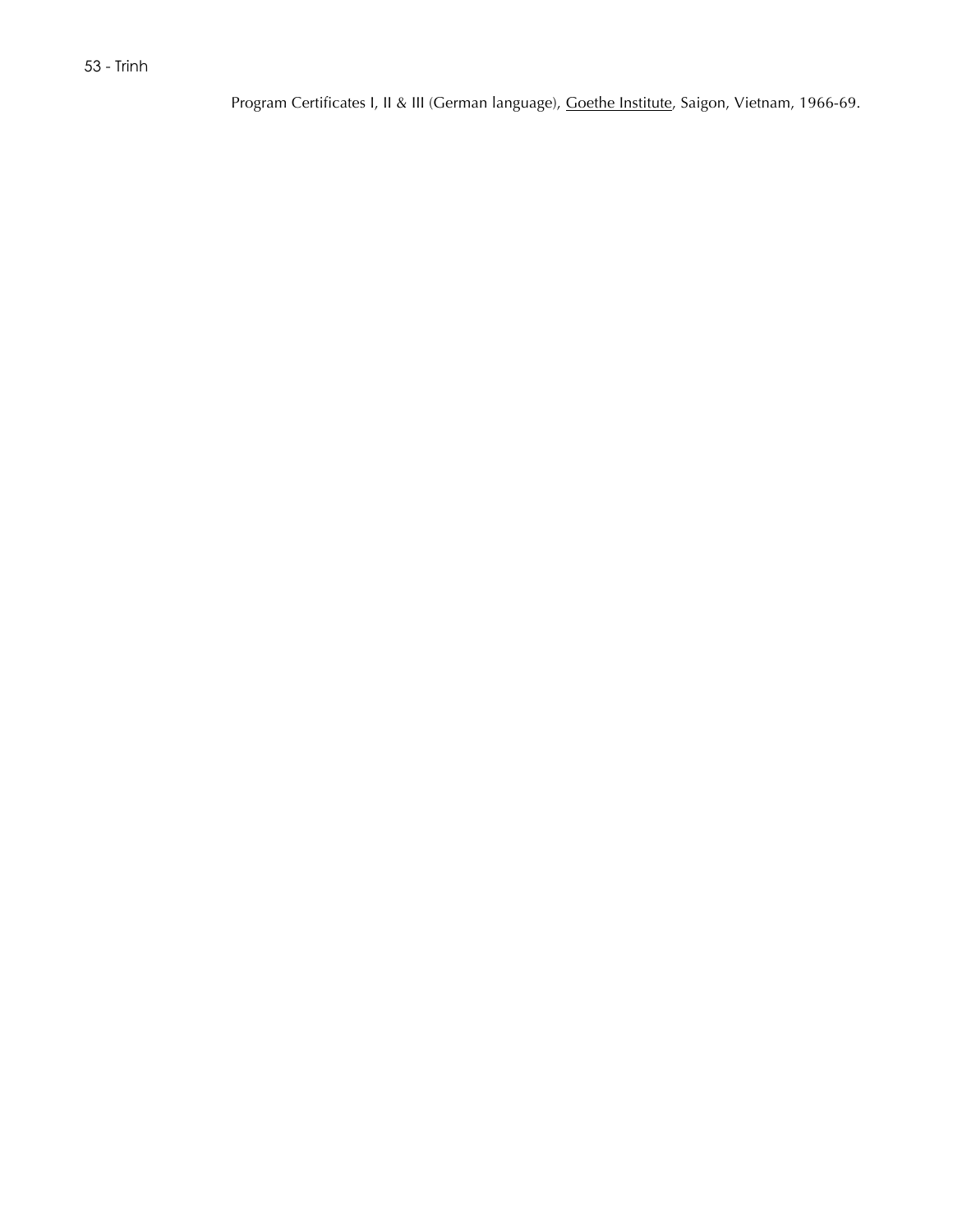Program Certificates I, II & III (German language), Goethe Institute, Saigon, Vietnam, 1966-69.